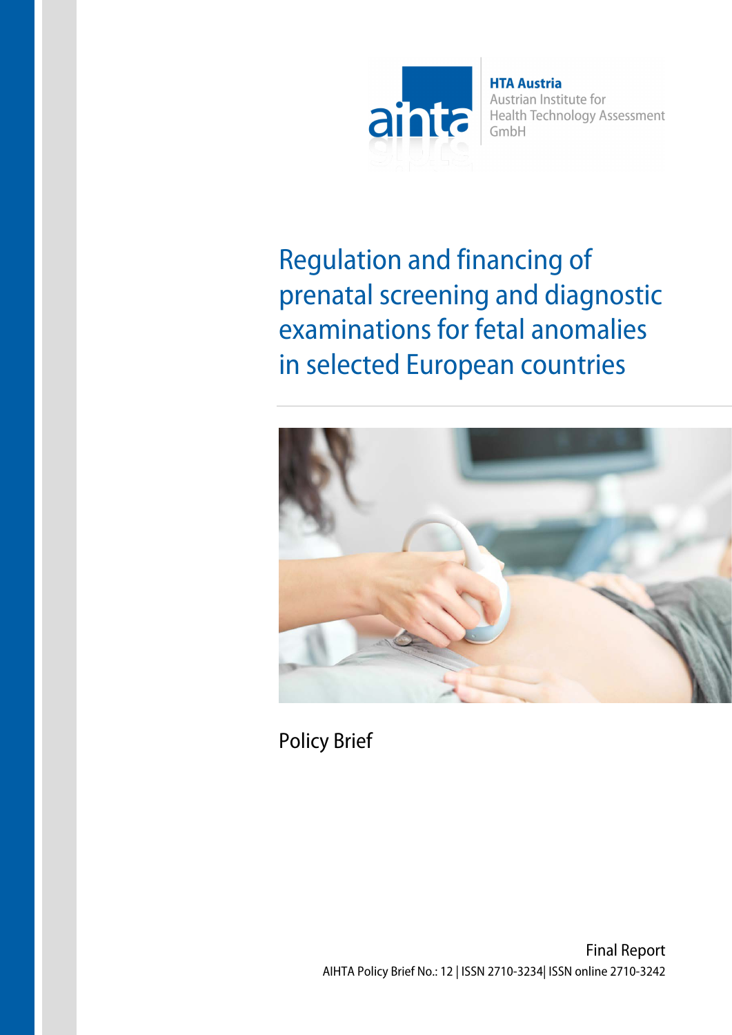HTA Austria
Austrian Institute for
Health Technology Assessment
GmbH

# Regulation and financing of prenatal screening and diagnostic examinations for fetal anomalies in selected European countries

Policy Brief

Final Report

AIHTA Policy Brief No.: 12 | ISSN 2710-3234| ISSN online 2710-3242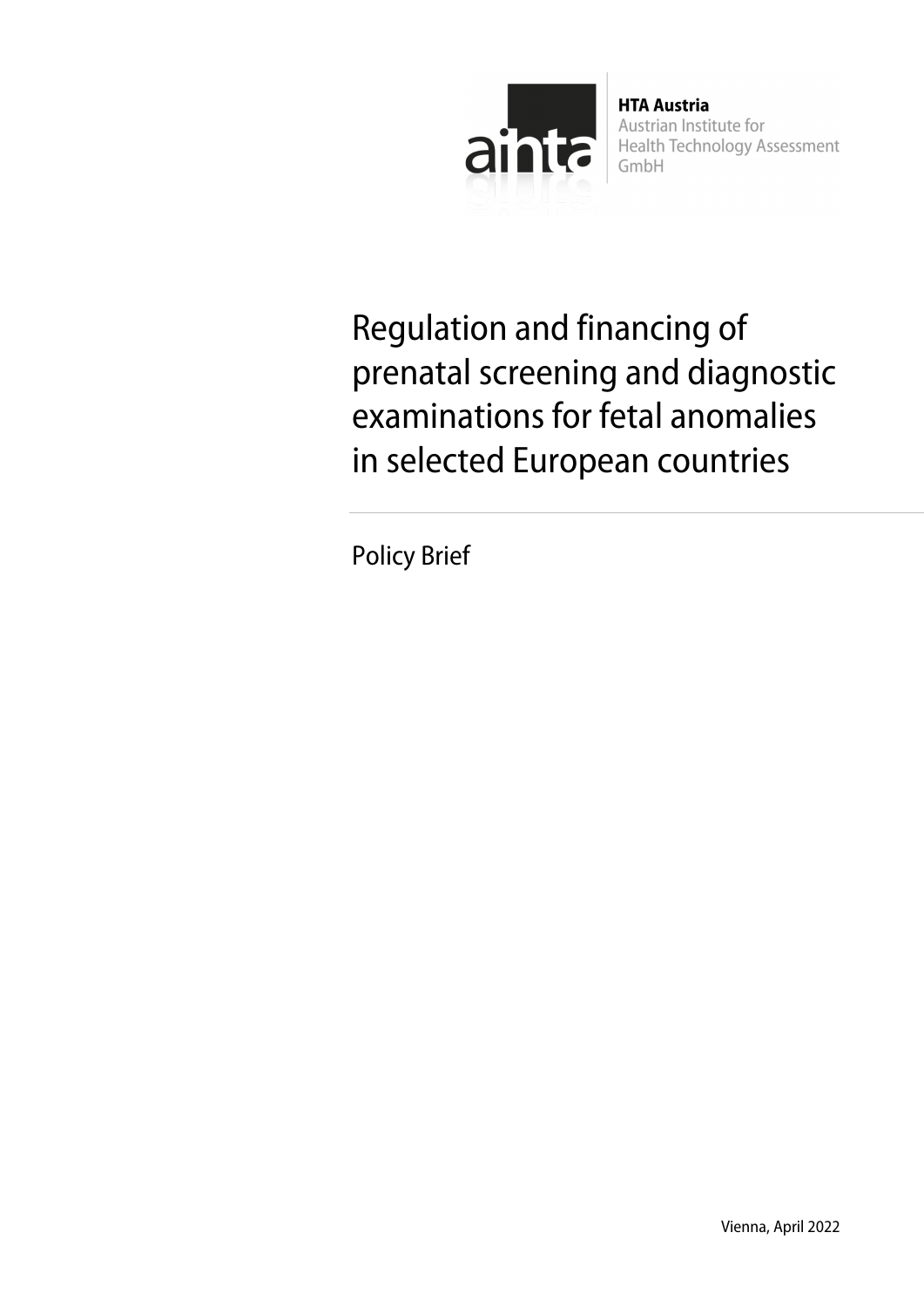HTA Austria
Austrian Institute for
Health Technology Assessment
GmbH

# Regulation and financing of prenatal screening and diagnostic examinations for fetal anomalies in selected European countries

Policy Brief

Vienna, April 2022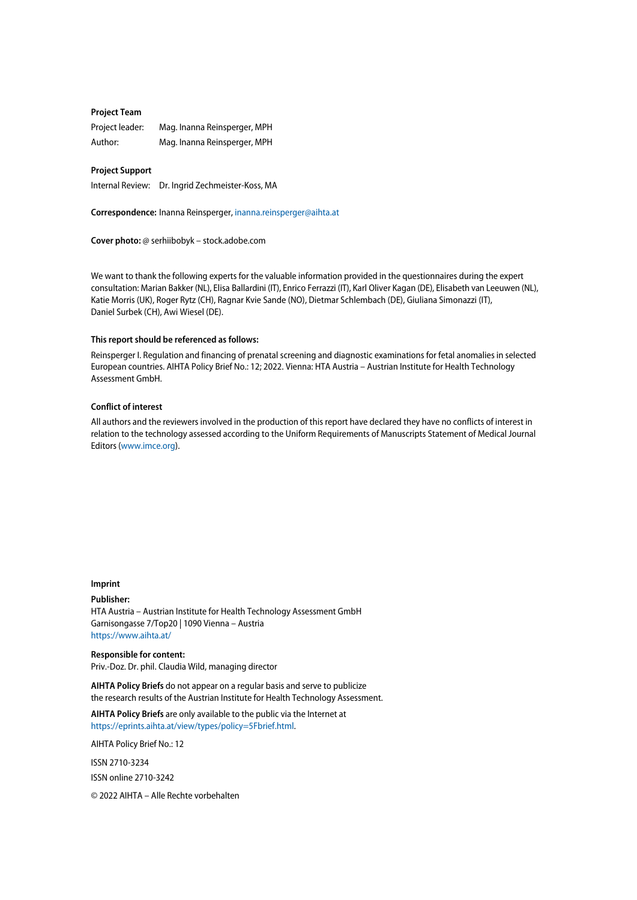**Project Team**

Project leader: Mag. Inanna Reinsperger, MPH

Author: Mag. Inanna Reinsperger, MPH

**Project Support**

Internal Review: Dr. Ingrid Zechmeister-Koss, MA

**Correspondence:** Inanna Reinsperger, inanna.reinsperger@aihta.at

**Cover photo:** @ serhiibobyk – stock.adobe.com

We want to thank the following experts for the valuable information provided in the questionnaires during the expert consultation: Marian Bakker (NL), Elisa Ballardini (IT), Enrico Ferrazzi (IT), Karl Oliver Kagan (DE), Elisabeth van Leeuwen (NL), Katie Morris (UK), Roger Rytz (CH), Ragnar Kvie Sande (NO), Dietmar Schlembach (DE), Giuliana Simonazzi (IT), Daniel Surbek (CH), Awi Wiesel (DE).

**This report should be referenced as follows:**

Reinsperger I. Regulation and financing of prenatal screening and diagnostic examinations for fetal anomalies in selected European countries. AIHTA Policy Brief No.: 12; 2022. Vienna: HTA Austria – Austrian Institute for Health Technology Assessment GmbH.

**Conflict of interest**

All authors and the reviewers involved in the production of this report have declared they have no conflicts of interest in relation to the technology assessed according to the Uniform Requirements of Manuscripts Statement of Medical Journal Editors (www.imce.org).

**Imprint**

**Publisher:**
HTA Austria – Austrian Institute for Health Technology Assessment GmbH
Garnisongasse 7/Top20 | 1090 Vienna – Austria
https://www.aihta.at/

**Responsible for content:**
Priv.-Doz. Dr. phil. Claudia Wild, managing director

**AIHTA Policy Briefs** do not appear on a regular basis and serve to publicize the research results of the Austrian Institute for Health Technology Assessment.

**AIHTA Policy Briefs** are only available to the public via the Internet at https://eprints.aihta.at/view/types/policy=5Fbrief.html.

AIHTA Policy Brief No.: 12

ISSN 2710-3234

ISSN online 2710-3242

© 2022 AIHTA – Alle Rechte vorbehalten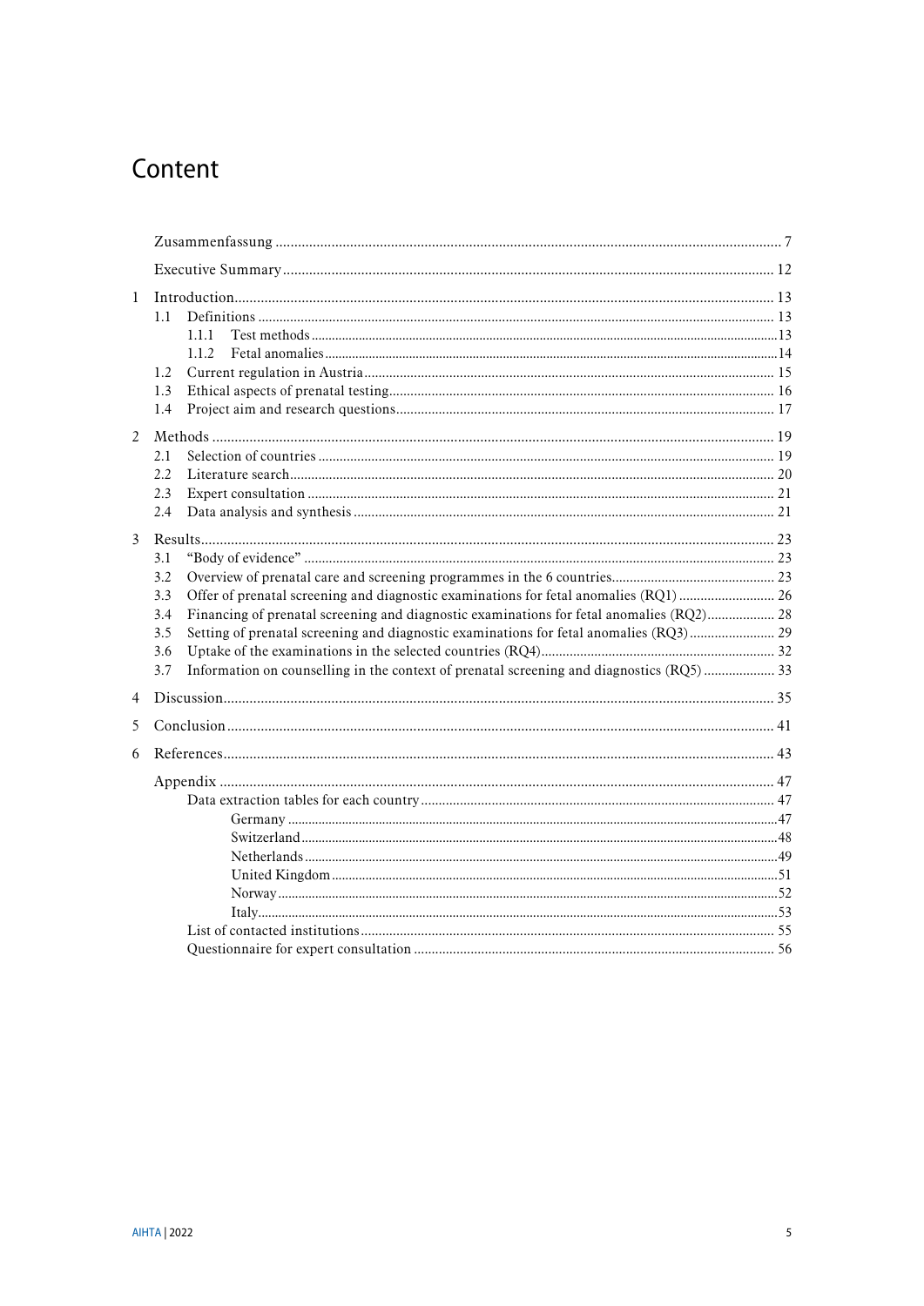# Content

Zusammenfassung ... 7

Executive Summary ... 12

1 Introduction ... 13
  - 1.1 Definitions ... 13
    - 1.1.1 Test methods ... 13
    - 1.1.2 Fetal anomalies ... 14
  - 1.2 Current regulation in Austria ... 15
  - 1.3 Ethical aspects of prenatal testing ... 16
  - 1.4 Project aim and research questions ... 17

2 Methods ... 19
  - 2.1 Selection of countries ... 19
  - 2.2 Literature search ... 20
  - 2.3 Expert consultation ... 21
  - 2.4 Data analysis and synthesis ... 21

3 Results ... 23
  - 3.1 "Body of evidence" ... 23
  - 3.2 Overview of prenatal care and screening programmes in the 6 countries ... 23
  - 3.3 Offer of prenatal screening and diagnostic examinations for fetal anomalies (RQ1) ... 26
  - 3.4 Financing of prenatal screening and diagnostic examinations for fetal anomalies (RQ2) ... 28
  - 3.5 Setting of prenatal screening and diagnostic examinations for fetal anomalies (RQ3) ... 29
  - 3.6 Uptake of the examinations in the selected countries (RQ4) ... 32
  - 3.7 Information on counselling in the context of prenatal screening and diagnostics (RQ5) ... 33

4 Discussion ... 35

5 Conclusion ... 41

6 References ... 43

Appendix ... 47
  - Data extraction tables for each country ... 47
    - Germany ... 47
    - Switzerland ... 48
    - Netherlands ... 49
    - United Kingdom ... 51
    - Norway ... 52
    - Italy ... 53
  - List of contacted institutions ... 55
  - Questionnaire for expert consultation ... 56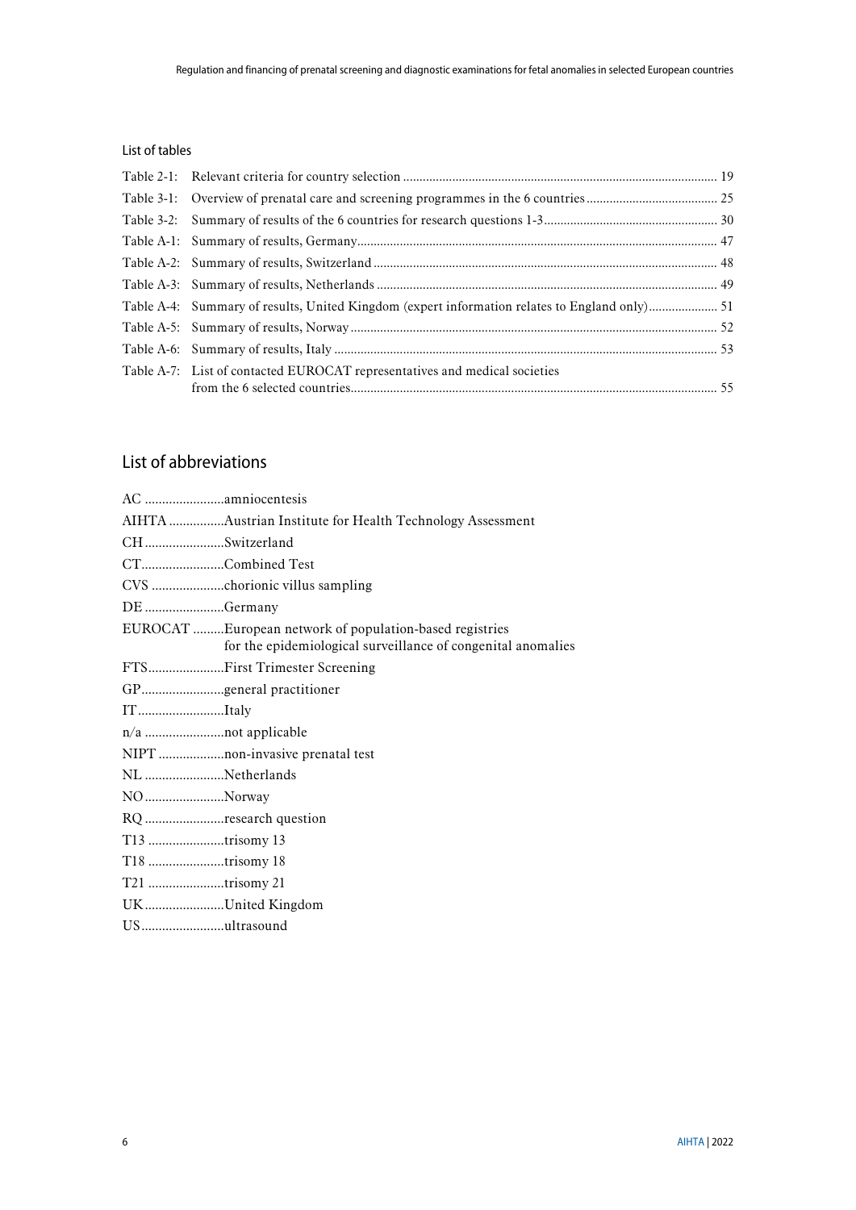### List of tables

| | | |
|---|---|---|
| Table 2-1: | Relevant criteria for country selection | 19 |
| Table 3-1: | Overview of prenatal care and screening programmes in the 6 countries | 25 |
| Table 3-2: | Summary of results of the 6 countries for research questions 1-3 | 30 |
| Table A-1: | Summary of results, Germany | 47 |
| Table A-2: | Summary of results, Switzerland | 48 |
| Table A-3: | Summary of results, Netherlands | 49 |
| Table A-4: | Summary of results, United Kingdom (expert information relates to England only) | 51 |
| Table A-5: | Summary of results, Norway | 52 |
| Table A-6: | Summary of results, Italy | 53 |
| Table A-7: | List of contacted EUROCAT representatives and medical societies from the 6 selected countries | 55 |

## List of abbreviations

| | |
|---|---|
| AC | amniocentesis |
| AIHTA | Austrian Institute for Health Technology Assessment |
| CH | Switzerland |
| CT | Combined Test |
| CVS | chorionic villus sampling |
| DE | Germany |
| EUROCAT | European network of population-based registries for the epidemiological surveillance of congenital anomalies |
| FTS | First Trimester Screening |
| GP | general practitioner |
| IT | Italy |
| n/a | not applicable |
| NIPT | non-invasive prenatal test |
| NL | Netherlands |
| NO | Norway |
| RQ | research question |
| T13 | trisomy 13 |
| T18 | trisomy 18 |
| T21 | trisomy 21 |
| UK | United Kingdom |
| US | ultrasound |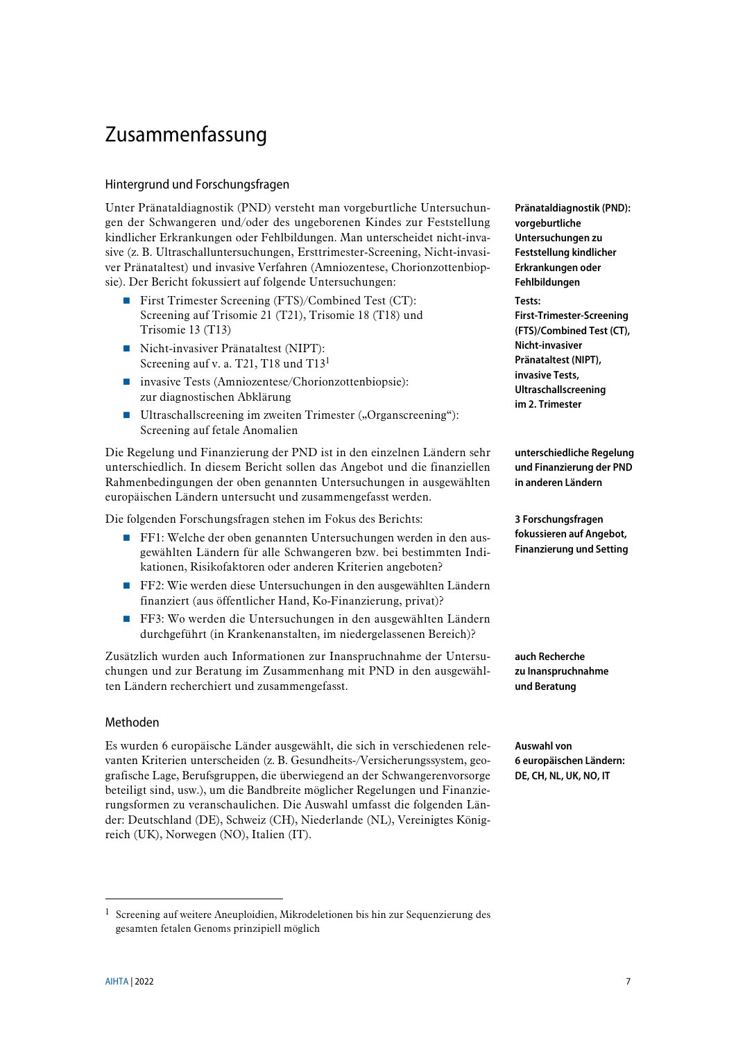# Zusammenfassung

## Hintergrund und Forschungsfragen

**Pränataldiagnostik (PND): vorgeburtliche Untersuchungen zu Feststellung kindlicher Erkrankungen oder Fehlbildungen**

Unter Pränataldiagnostik (PND) versteht man vorgeburtliche Untersuchungen der Schwangeren und/oder des ungeborenen Kindes zur Feststellung kindlicher Erkrankungen oder Fehlbildungen. Man unterscheidet nicht-invasive (z. B. Ultraschalluntersuchungen, Ersttrimester-Screening, Nicht-invasiver Pränataltest) und invasive Verfahren (Amniozentese, Chorionzottenbiopsie). Der Bericht fokussiert auf folgende Untersuchungen:

**Tests: First-Trimester-Screening (FTS)/Combined Test (CT), Nicht-invasiver Pränataltest (NIPT), invasive Tests, Ultraschallscreening im 2. Trimester**

- First Trimester Screening (FTS)/Combined Test (CT): Screening auf Trisomie 21 (T21), Trisomie 18 (T18) und Trisomie 13 (T13)
- Nicht-invasiver Pränataltest (NIPT): Screening auf v. a. T21, T18 und T13[1]
- invasive Tests (Amniozentese/Chorionzottenbiopsie): zur diagnostischen Abklärung
- Ultraschallscreening im zweiten Trimester („Organscreening"): Screening auf fetale Anomalien

**unterschiedliche Regelung und Finanzierung der PND in anderen Ländern**

Die Regelung und Finanzierung der PND ist in den einzelnen Ländern sehr unterschiedlich. In diesem Bericht sollen das Angebot und die finanziellen Rahmenbedingungen der oben genannten Untersuchungen in ausgewählten europäischen Ländern untersucht und zusammengefasst werden.

**3 Forschungsfragen fokussieren auf Angebot, Finanzierung und Setting**

Die folgenden Forschungsfragen stehen im Fokus des Berichts:

- FF1: Welche der oben genannten Untersuchungen werden in den ausgewählten Ländern für alle Schwangeren bzw. bei bestimmten Indikationen, Risikofaktoren oder anderen Kriterien angeboten?
- FF2: Wie werden diese Untersuchungen in den ausgewählten Ländern finanziert (aus öffentlicher Hand, Ko-Finanzierung, privat)?
- FF3: Wo werden die Untersuchungen in den ausgewählten Ländern durchgeführt (in Krankenanstalten, im niedergelassenen Bereich)?

**auch Recherche zu Inanspruchnahme und Beratung**

Zusätzlich wurden auch Informationen zur Inanspruchnahme der Untersuchungen und zur Beratung im Zusammenhang mit PND in den ausgewählten Ländern recherchiert und zusammengefasst.

## Methoden

**Auswahl von 6 europäischen Ländern: DE, CH, NL, UK, NO, IT**

Es wurden 6 europäische Länder ausgewählt, die sich in verschiedenen relevanten Kriterien unterscheiden (z. B. Gesundheits-/Versicherungssystem, geografische Lage, Berufsgruppen, die überwiegend an der Schwangerenvorsorge beteiligt sind, usw.), um die Bandbreite möglicher Regelungen und Finanzierungsformen zu veranschaulichen. Die Auswahl umfasst die folgenden Länder: Deutschland (DE), Schweiz (CH), Niederlande (NL), Vereinigtes Königreich (UK), Norwegen (NO), Italien (IT).

---

[1] Screening auf weitere Aneuploidien, Mikrodeletionen bis hin zur Sequenzierung des gesamten fetalen Genoms prinzipiell möglich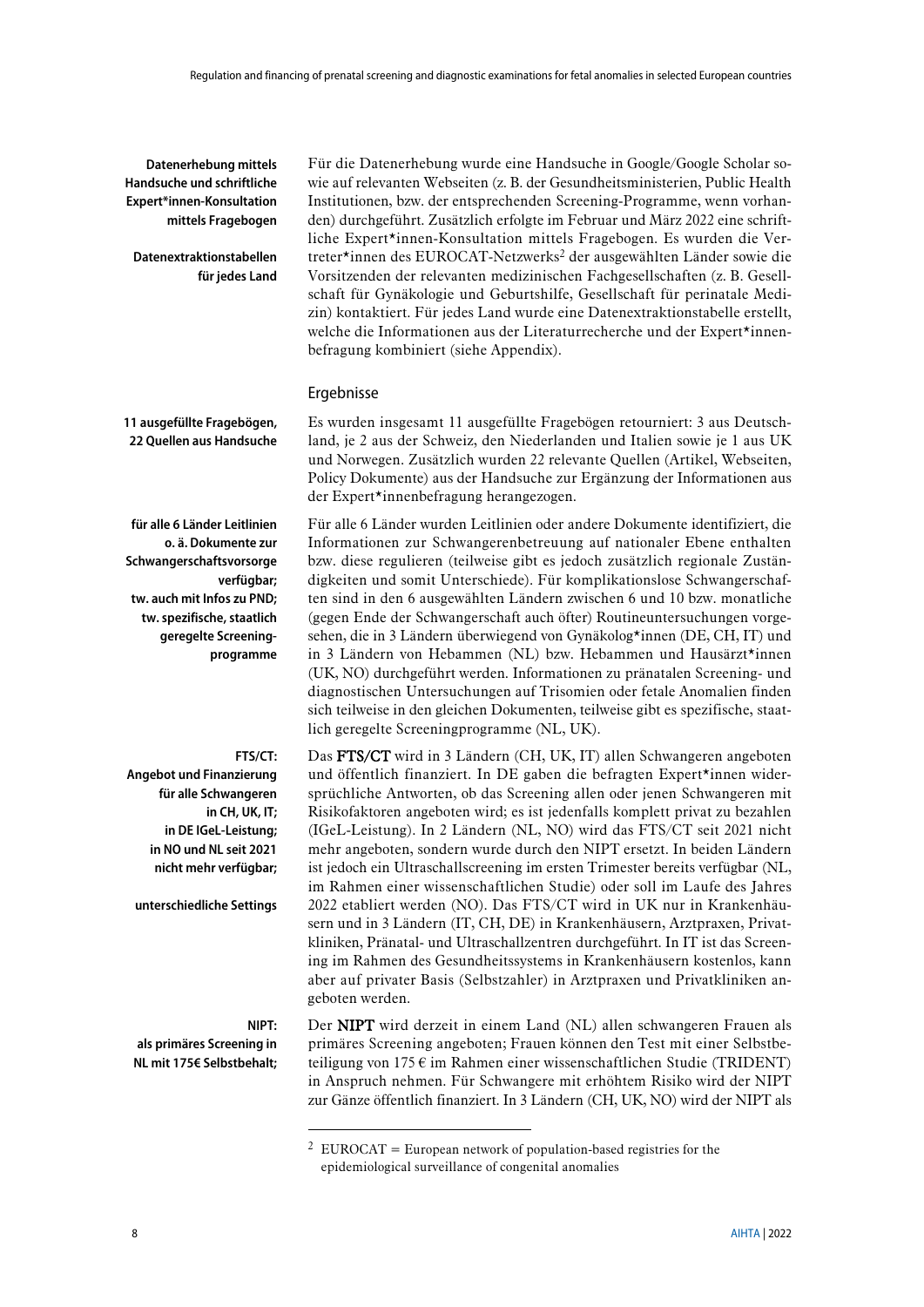**Datenerhebung mittels Handsuche und schriftliche Expert*innen-Konsultation mittels Fragebogen**

**Datenextraktionstabellen für jedes Land**

Für die Datenerhebung wurde eine Handsuche in Google/Google Scholar sowie auf relevanten Webseiten (z. B. der Gesundheitsministerien, Public Health Institutionen, bzw. der entsprechenden Screening-Programme, wenn vorhanden) durchgeführt. Zusätzlich erfolgte im Februar und März 2022 eine schriftliche Expert*innen-Konsultation mittels Fragebogen. Es wurden die Vertreter*innen des EUROCAT-Netzwerks[2] der ausgewählten Länder sowie die Vorsitzenden der relevanten medizinischen Fachgesellschaften (z. B. Gesellschaft für Gynäkologie und Geburtshilfe, Gesellschaft für perinatale Medizin) kontaktiert. Für jedes Land wurde eine Datenextraktionstabelle erstellt, welche die Informationen aus der Literaturrecherche und der Expert*innenbefragung kombiniert (siehe Appendix).

## Ergebnisse

**11 ausgefüllte Fragebögen, 22 Quellen aus Handsuche**

Es wurden insgesamt 11 ausgefüllte Fragebögen retourniert: 3 aus Deutschland, je 2 aus der Schweiz, den Niederlanden und Italien sowie je 1 aus UK und Norwegen. Zusätzlich wurden 22 relevante Quellen (Artikel, Webseiten, Policy Dokumente) aus der Handsuche zur Ergänzung der Informationen aus der Expert*innenbefragung herangezogen.

**für alle 6 Länder Leitlinien o. ä. Dokumente zur Schwangerschaftsvorsorge verfügbar; tw. auch mit Infos zu PND; tw. spezifische, staatlich geregelte Screening-programme**

Für alle 6 Länder wurden Leitlinien oder andere Dokumente identifiziert, die Informationen zur Schwangerenbetreuung auf nationaler Ebene enthalten bzw. diese regulieren (teilweise gibt es jedoch zusätzlich regionale Zuständigkeiten und somit Unterschiede). Für komplikationslose Schwangerschaften sind in den 6 ausgewählten Ländern zwischen 6 und 10 bzw. monatliche (gegen Ende der Schwangerschaft auch öfter) Routineuntersuchungen vorgesehen, die in 3 Ländern überwiegend von Gynäkolog*innen (DE, CH, IT) und in 3 Ländern von Hebammen (NL) bzw. Hebammen und Hausärzt*innen (UK, NO) durchgeführt werden. Informationen zu pränatalen Screening- und diagnostischen Untersuchungen auf Trisomien oder fetale Anomalien finden sich teilweise in den gleichen Dokumenten, teilweise gibt es spezifische, staatlich geregelte Screeningprogramme (NL, UK).

**FTS/CT: Angebot und Finanzierung für alle Schwangeren in CH, UK, IT; in DE IGeL-Leistung; in NO und NL seit 2021 nicht mehr verfügbar;**

**unterschiedliche Settings**

Das **FTS/CT** wird in 3 Ländern (CH, UK, IT) allen Schwangeren angeboten und öffentlich finanziert. In DE gaben die befragten Expert*innen widersprüchliche Antworten, ob das Screening allen oder jenen Schwangeren mit Risikofaktoren angeboten wird; es ist jedenfalls komplett privat zu bezahlen (IGeL-Leistung). In 2 Ländern (NL, NO) wird das FTS/CT seit 2021 nicht mehr angeboten, sondern wurde durch den NIPT ersetzt. In beiden Ländern ist jedoch ein Ultraschallscreening im ersten Trimester bereits verfügbar (NL, im Rahmen einer wissenschaftlichen Studie) oder soll im Laufe des Jahres 2022 etabliert werden (NO). Das FTS/CT wird in UK nur in Krankenhäusern und in 3 Ländern (IT, CH, DE) in Krankenhäusern, Arztpraxen, Privatkliniken, Pränatal- und Ultraschallzentren durchgeführt. In IT ist das Screening im Rahmen des Gesundheitssystems in Krankenhäusern kostenlos, kann aber auf privater Basis (Selbstzahler) in Arztpraxen und Privatkliniken angeboten werden.

**NIPT: als primäres Screening in NL mit 175€ Selbstbehalt;**

Der **NIPT** wird derzeit in einem Land (NL) allen schwangeren Frauen als primäres Screening angeboten; Frauen können den Test mit einer Selbstbeteiligung von 175 € im Rahmen einer wissenschaftlichen Studie (TRIDENT) in Anspruch nehmen. Für Schwangere mit erhöhtem Risiko wird der NIPT zur Gänze öffentlich finanziert. In 3 Ländern (CH, UK, NO) wird der NIPT als

---

[2] EUROCAT = European network of population-based registries for the epidemiological surveillance of congenital anomalies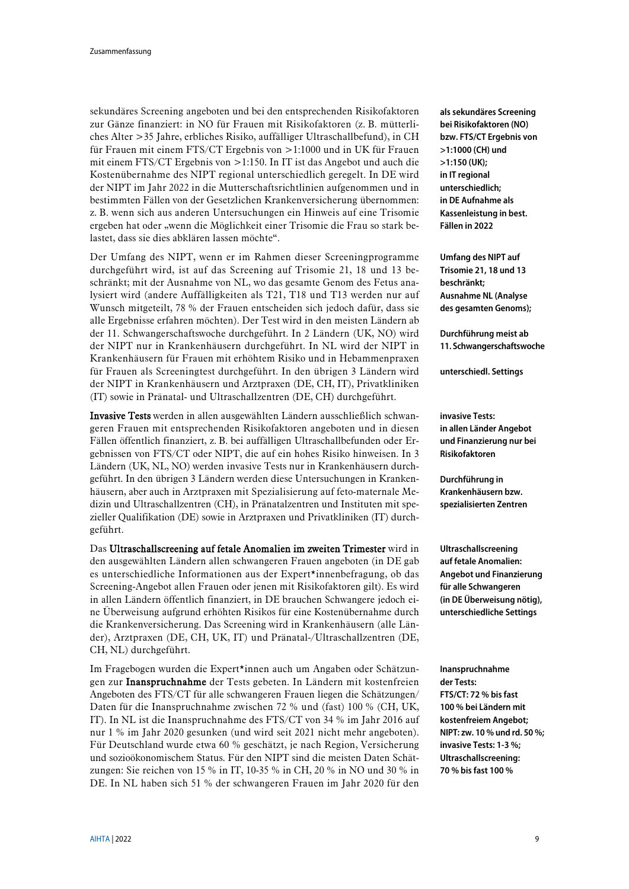sekundäres Screening angeboten und bei den entsprechenden Risikofaktoren zur Gänze finanziert: in NO für Frauen mit Risikofaktoren (z. B. mütterliches Alter >35 Jahre, erbliches Risiko, auffälliger Ultraschallbefund), in CH für Frauen mit einem FTS/CT Ergebnis von >1:1000 und in UK für Frauen mit einem FTS/CT Ergebnis von >1:150. In IT ist das Angebot und auch die Kostenübernahme des NIPT regional unterschiedlich geregelt. In DE wird der NIPT im Jahr 2022 in die Mutterschaftsrichtlinien aufgenommen und in bestimmten Fällen von der Gesetzlichen Krankenversicherung übernommen: z. B. wenn sich aus anderen Untersuchungen ein Hinweis auf eine Trisomie ergeben hat oder „wenn die Möglichkeit einer Trisomie die Frau so stark belastet, dass sie dies abklären lassen möchte".

**als sekundäres Screening bei Risikofaktoren (NO) bzw. FTS/CT Ergebnis von >1:1000 (CH) und >1:150 (UK); in IT regional unterschiedlich; in DE Aufnahme als Kassenleistung in best. Fällen in 2022**

Der Umfang des NIPT, wenn er im Rahmen dieser Screeningprogramme durchgeführt wird, ist auf das Screening auf Trisomie 21, 18 und 13 beschränkt; mit der Ausnahme von NL, wo das gesamte Genom des Fetus analysiert wird (andere Auffälligkeiten als T21, T18 und T13 werden nur auf Wunsch mitgeteilt, 78 % der Frauen entscheiden sich jedoch dafür, dass sie alle Ergebnisse erfahren möchten). Der Test wird in den meisten Ländern ab der 11. Schwangerschaftswoche durchgeführt. In 2 Ländern (UK, NO) wird der NIPT nur in Krankenhäusern durchgeführt. In NL wird der NIPT in Krankenhäusern für Frauen mit erhöhtem Risiko und in Hebammenpraxen für Frauen als Screeningtest durchgeführt. In den übrigen 3 Ländern wird der NIPT in Krankenhäusern und Arztpraxen (DE, CH, IT), Privatkliniken (IT) sowie in Pränatal- und Ultraschallzentren (DE, CH) durchgeführt.

**Umfang des NIPT auf Trisomie 21, 18 und 13 beschränkt; Ausnahme NL (Analyse des gesamten Genoms);**

**Durchführung meist ab 11. Schwangerschaftswoche**

**unterschiedl. Settings**

**Invasive Tests** werden in allen ausgewählten Ländern ausschließlich schwangeren Frauen mit entsprechenden Risikofaktoren angeboten und in diesen Fällen öffentlich finanziert, z. B. bei auffälligen Ultraschallbefunden oder Ergebnissen von FTS/CT oder NIPT, die auf ein hohes Risiko hinweisen. In 3 Ländern (UK, NL, NO) werden invasive Tests nur in Krankenhäusern durchgeführt. In den übrigen 3 Ländern werden diese Untersuchungen in Krankenhäusern, aber auch in Arztpraxen mit Spezialisierung auf feto-maternale Medizin und Ultraschallzentren (CH), in Pränatalzentren und Instituten mit spezieller Qualifikation (DE) sowie in Arztpraxen und Privatkliniken (IT) durchgeführt.

**invasive Tests: in allen Länder Angebot und Finanzierung nur bei Risikofaktoren**

**Durchführung in Krankenhäusern bzw. spezialisierten Zentren**

Das **Ultraschallscreening auf fetale Anomalien im zweiten Trimester** wird in den ausgewählten Ländern allen schwangeren Frauen angeboten (in DE gab es unterschiedliche Informationen aus der Expert*innenbefragung, ob das Screening-Angebot allen Frauen oder jenen mit Risikofaktoren gilt). Es wird in allen Ländern öffentlich finanziert, in DE brauchen Schwangere jedoch eine Überweisung aufgrund erhöhten Risikos für eine Kostenübernahme durch die Krankenversicherung. Das Screening wird in Krankenhäusern (alle Länder), Arztpraxen (DE, CH, UK, IT) und Pränatal-/Ultraschallzentren (DE, CH, NL) durchgeführt.

**Ultraschallscreening auf fetale Anomalien: Angebot und Finanzierung für alle Schwangeren (in DE Überweisung nötig), unterschiedliche Settings**

Im Fragebogen wurden die Expert*innen auch um Angaben oder Schätzungen zur **Inanspruchnahme** der Tests gebeten. In Ländern mit kostenfreien Angeboten des FTS/CT für alle schwangeren Frauen liegen die Schätzungen/Daten für die Inanspruchnahme zwischen 72 % und (fast) 100 % (CH, UK, IT). In NL ist die Inanspruchnahme des FTS/CT von 34 % im Jahr 2016 auf nur 1 % im Jahr 2020 gesunken (und wird seit 2021 nicht mehr angeboten). Für Deutschland wurde etwa 60 % geschätzt, je nach Region, Versicherung und sozioökonomischem Status. Für den NIPT sind die meisten Daten Schätzungen: Sie reichen von 15 % in IT, 10-35 % in CH, 20 % in NO und 30 % in DE. In NL haben sich 51 % der schwangeren Frauen im Jahr 2020 für den

**Inanspruchnahme der Tests: FTS/CT: 72 % bis fast 100 % bei Ländern mit kostenfreiem Angebot; NIPT: zw. 10 % und rd. 50 %; invasive Tests: 1-3 %; Ultraschallscreening: 70 % bis fast 100 %**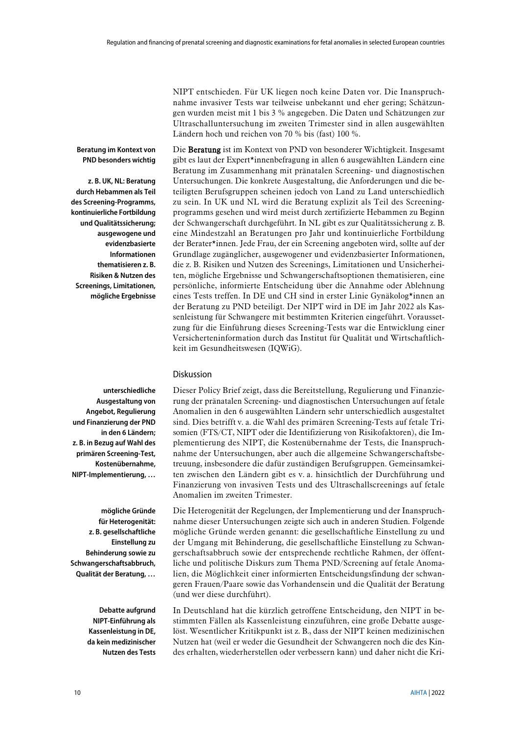NIPT entschieden. Für UK liegen noch keine Daten vor. Die Inanspruchnahme invasiver Tests war teilweise unbekannt und eher gering; Schätzungen wurden meist mit 1 bis 3 % angegeben. Die Daten und Schätzungen zur Ultraschalluntersuchung im zweiten Trimester sind in allen ausgewählten Ländern hoch und reichen von 70 % bis (fast) 100 %.

**Beratung im Kontext von PND besonders wichtig**

Die **Beratung** ist im Kontext von PND von besonderer Wichtigkeit. Insgesamt gibt es laut der Expert*innenbefragung in allen 6 ausgewählten Ländern eine Beratung im Zusammenhang mit pränatalen Screening- und diagnostischen Untersuchungen. Die konkrete Ausgestaltung, die Anforderungen und die beteiligten Berufsgruppen scheinen jedoch von Land zu Land unterschiedlich zu sein. In UK und NL wird die Beratung explizit als Teil des Screeningprogramms gesehen und wird meist durch zertifizierte Hebammen zu Beginn der Schwangerschaft durchgeführt. In NL gibt es zur Qualitätssicherung z. B. eine Mindestzahl an Beratungen pro Jahr und kontinuierliche Fortbildung der Berater*innen. Jede Frau, der ein Screening angeboten wird, sollte auf der Grundlage zugänglicher, ausgewogener und evidenzbasierter Informationen, die z. B. Risiken und Nutzen des Screenings, Limitationen und Unsicherheiten, mögliche Ergebnisse und Schwangerschaftsoptionen thematisieren, eine persönliche, informierte Entscheidung über die Annahme oder Ablehnung eines Tests treffen. In DE und CH sind in erster Linie Gynäkolog*innen an der Beratung zu PND beteiligt. Der NIPT wird in DE im Jahr 2022 als Kassenleistung für Schwangere mit bestimmten Kriterien eingeführt. Voraussetzung für die Einführung dieses Screening-Tests war die Entwicklung einer Versicherteninformation durch das Institut für Qualität und Wirtschaftlichkeit im Gesundheitswesen (IQWiG).

**z. B. UK, NL: Beratung durch Hebammen als Teil des Screening-Programms, kontinuierliche Fortbildung und Qualitätssicherung; ausgewogene und evidenzbasierte Informationen thematisieren z. B. Risiken & Nutzen des Screenings, Limitationen, mögliche Ergebnisse**

## Diskussion

**unterschiedliche Ausgestaltung von Angebot, Regulierung und Finanzierung der PND in den 6 Ländern; z. B. in Bezug auf Wahl des primären Screening-Test, Kostenübernahme, NIPT-Implementierung, …**

Dieser Policy Brief zeigt, dass die Bereitstellung, Regulierung und Finanzierung der pränatalen Screening- und diagnostischen Untersuchungen auf fetale Anomalien in den 6 ausgewählten Ländern sehr unterschiedlich ausgestaltet sind. Dies betrifft v. a. die Wahl des primären Screening-Tests auf fetale Trisomien (FTS/CT, NIPT oder die Identifizierung von Risikofaktoren), die Implementierung des NIPT, die Kostenübernahme der Tests, die Inanspruchnahme der Untersuchungen, aber auch die allgemeine Schwangerschaftsbetreuung, insbesondere die dafür zuständigen Berufsgruppen. Gemeinsamkeiten zwischen den Ländern gibt es v. a. hinsichtlich der Durchführung und Finanzierung von invasiven Tests und des Ultraschallscreenings auf fetale Anomalien im zweiten Trimester.

**mögliche Gründe für Heterogenität: z. B. gesellschaftliche Einstellung zu Behinderung sowie zu Schwangerschaftsabbruch, Qualität der Beratung, …**

Die Heterogenität der Regelungen, der Implementierung und der Inanspruchnahme dieser Untersuchungen zeigte sich auch in anderen Studien. Folgende mögliche Gründe werden genannt: die gesellschaftliche Einstellung zu und der Umgang mit Behinderung, die gesellschaftliche Einstellung zu Schwangerschaftsabbruch sowie der entsprechende rechtliche Rahmen, der öffentliche und politische Diskurs zum Thema PND/Screening auf fetale Anomalien, die Möglichkeit einer informierten Entscheidungsfindung der schwangeren Frauen/Paare sowie das Vorhandensein und die Qualität der Beratung (und wer diese durchführt).

**Debatte aufgrund NIPT-Einführung als Kassenleistung in DE, da kein medizinischer Nutzen des Tests**

In Deutschland hat die kürzlich getroffene Entscheidung, den NIPT in bestimmten Fällen als Kassenleistung einzuführen, eine große Debatte ausgelöst. Wesentlicher Kritikpunkt ist z. B., dass der NIPT keinen medizinischen Nutzen hat (weil er weder die Gesundheit der Schwangeren noch die des Kindes erhalten, wiederherstellen oder verbessern kann) und daher nicht die Kri-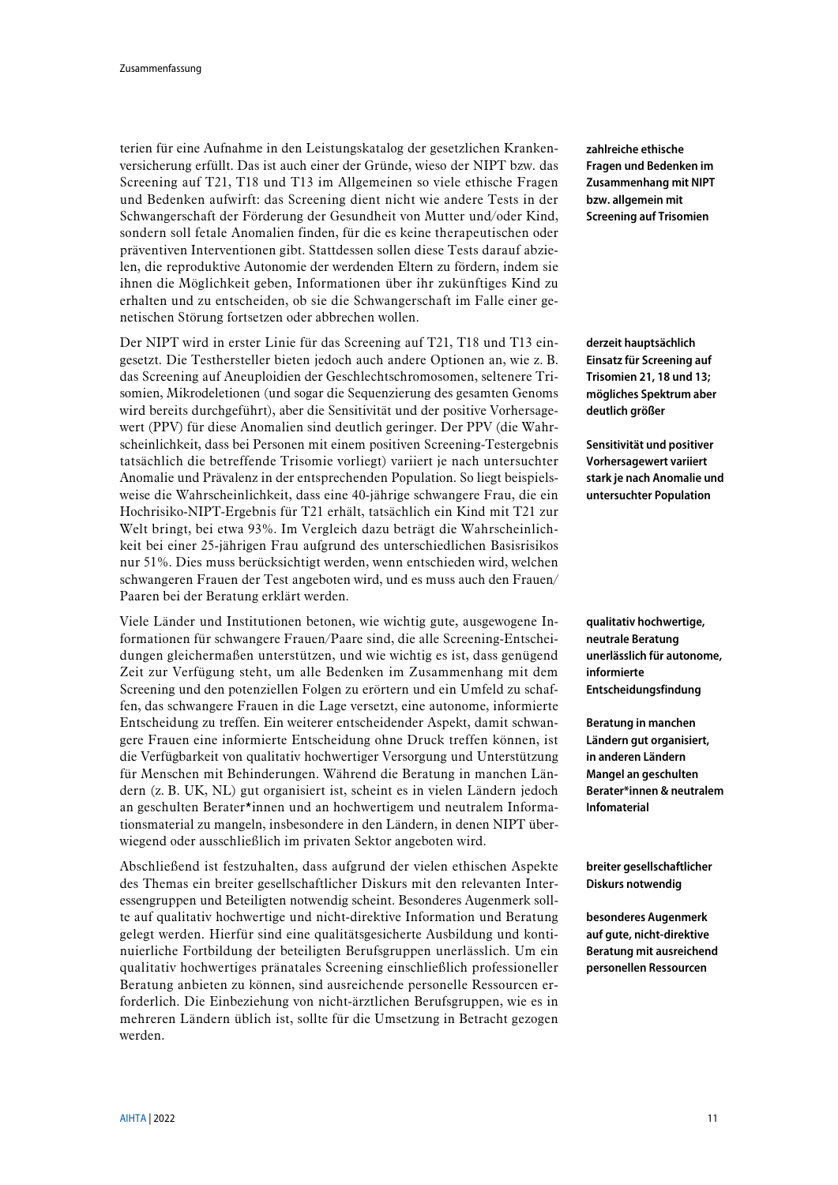terien für eine Aufnahme in den Leistungskatalog der gesetzlichen Krankenversicherung erfüllt. Das ist auch einer der Gründe, wieso der NIPT bzw. das Screening auf T21, T18 und T13 im Allgemeinen so viele ethische Fragen und Bedenken aufwirft: das Screening dient nicht wie andere Tests in der Schwangerschaft der Förderung der Gesundheit von Mutter und/oder Kind, sondern soll fetale Anomalien finden, für die es keine therapeutischen oder präventiven Interventionen gibt. Stattdessen sollen diese Tests darauf abzielen, die reproduktive Autonomie der werdenden Eltern zu fördern, indem sie ihnen die Möglichkeit geben, Informationen über ihr zukünftiges Kind zu erhalten und zu entscheiden, ob sie die Schwangerschaft im Falle einer genetischen Störung fortsetzen oder abbrechen wollen.

**zahlreiche ethische Fragen und Bedenken im Zusammenhang mit NIPT bzw. allgemein mit Screening auf Trisomien**

Der NIPT wird in erster Linie für das Screening auf T21, T18 und T13 eingesetzt. Die Testhersteller bieten jedoch auch andere Optionen an, wie z. B. das Screening auf Aneuploidien der Geschlechtschromosomen, seltenere Trisomien, Mikrodeletionen (und sogar die Sequenzierung des gesamten Genoms wird bereits durchgeführt), aber die Sensitivität und der positive Vorhersagewert (PPV) für diese Anomalien sind deutlich geringer. Der PPV (die Wahrscheinlichkeit, dass bei Personen mit einem positiven Screening-Testergebnis tatsächlich die betreffende Trisomie vorliegt) variiert je nach untersuchter Anomalie und Prävalenz in der entsprechenden Population. So liegt beispielsweise die Wahrscheinlichkeit, dass eine 40-jährige schwangere Frau, die ein Hochrisiko-NIPT-Ergebnis für T21 erhält, tatsächlich ein Kind mit T21 zur Welt bringt, bei etwa 93%. Im Vergleich dazu beträgt die Wahrscheinlichkeit bei einer 25-jährigen Frau aufgrund des unterschiedlichen Basisrisikos nur 51%. Dies muss berücksichtigt werden, wenn entschieden wird, welchen schwangeren Frauen der Test angeboten wird, und es muss auch den Frauen/Paaren bei der Beratung erklärt werden.

**derzeit hauptsächlich Einsatz für Screening auf Trisomien 21, 18 und 13; mögliches Spektrum aber deutlich größer**

**Sensitivität und positiver Vorhersagewert variiert stark je nach Anomalie und untersuchter Population**

Viele Länder und Institutionen betonen, wie wichtig gute, ausgewogene Informationen für schwangere Frauen/Paare sind, die alle Screening-Entscheidungen gleichermaßen unterstützen, und wie wichtig es ist, dass genügend Zeit zur Verfügung steht, um alle Bedenken im Zusammenhang mit dem Screening und den potenziellen Folgen zu erörtern und ein Umfeld zu schaffen, das schwangere Frauen in die Lage versetzt, eine autonome, informierte Entscheidung zu treffen. Ein weiterer entscheidender Aspekt, damit schwangere Frauen eine informierte Entscheidung ohne Druck treffen können, ist die Verfügbarkeit von qualitativ hochwertiger Versorgung und Unterstützung für Menschen mit Behinderungen. Während die Beratung in manchen Ländern (z. B. UK, NL) gut organisiert ist, scheint es in vielen Ländern jedoch an geschulten Berater*innen und an hochwertigem und neutralem Informationsmaterial zu mangeln, insbesondere in den Ländern, in denen NIPT überwiegend oder ausschließlich im privaten Sektor angeboten wird.

**qualitativ hochwertige, neutrale Beratung unerlässlich für autonome, informierte Entscheidungsfindung**

**Beratung in manchen Ländern gut organisiert, in anderen Ländern Mangel an geschulten Berater*innen & neutralem Infomaterial**

Abschließend ist festzuhalten, dass aufgrund der vielen ethischen Aspekte des Themas ein breiter gesellschaftlicher Diskurs mit den relevanten Interessengruppen und Beteiligten notwendig scheint. Besonderes Augenmerk sollte auf qualitativ hochwertige und nicht-direktive Information und Beratung gelegt werden. Hierfür sind eine qualitätsgesicherte Ausbildung und kontinuierliche Fortbildung der beteiligten Berufsgruppen unerlässlich. Um ein qualitativ hochwertiges pränatales Screening einschließlich professioneller Beratung anbieten zu können, sind ausreichende personelle Ressourcen erforderlich. Die Einbeziehung von nicht-ärztlichen Berufsgruppen, wie es in mehreren Ländern üblich ist, sollte für die Umsetzung in Betracht gezogen werden.

**breiter gesellschaftlicher Diskurs notwendig**

**besonderes Augenmerk auf gute, nicht-direktive Beratung mit ausreichend personellen Ressourcen**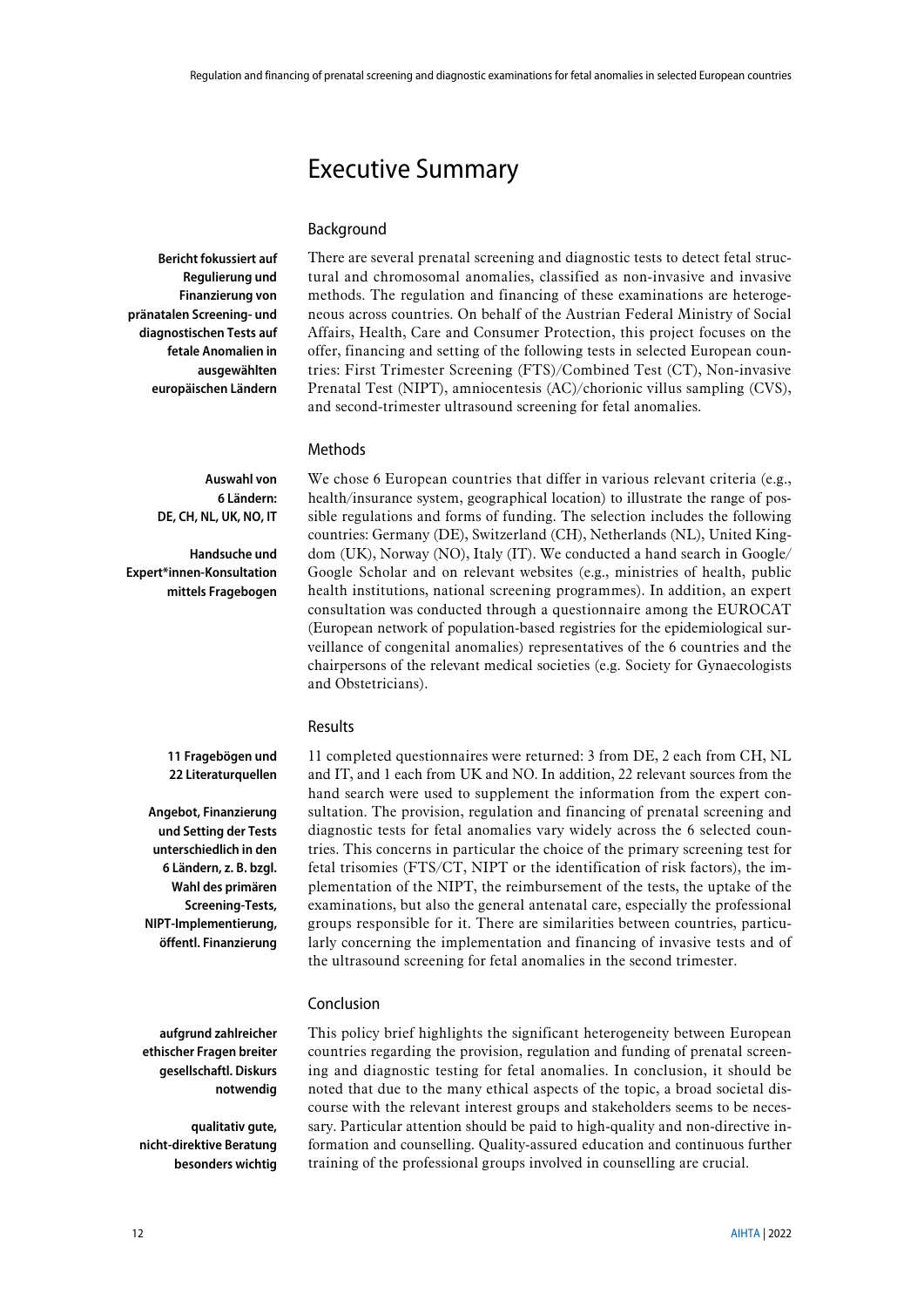# Executive Summary

## Background

**Bericht fokussiert auf Regulierung und Finanzierung von pränatalen Screening- und diagnostischen Tests auf fetale Anomalien in ausgewählten europäischen Ländern**

There are several prenatal screening and diagnostic tests to detect fetal structural and chromosomal anomalies, classified as non-invasive and invasive methods. The regulation and financing of these examinations are heterogeneous across countries. On behalf of the Austrian Federal Ministry of Social Affairs, Health, Care and Consumer Protection, this project focuses on the offer, financing and setting of the following tests in selected European countries: First Trimester Screening (FTS)/Combined Test (CT), Non-invasive Prenatal Test (NIPT), amniocentesis (AC)/chorionic villus sampling (CVS), and second-trimester ultrasound screening for fetal anomalies.

## Methods

**Auswahl von 6 Ländern: DE, CH, NL, UK, NO, IT**

**Handsuche und Expert\*innen-Konsultation mittels Fragebogen**

We chose 6 European countries that differ in various relevant criteria (e.g., health/insurance system, geographical location) to illustrate the range of possible regulations and forms of funding. The selection includes the following countries: Germany (DE), Switzerland (CH), Netherlands (NL), United Kingdom (UK), Norway (NO), Italy (IT). We conducted a hand search in Google/Google Scholar and on relevant websites (e.g., ministries of health, public health institutions, national screening programmes). In addition, an expert consultation was conducted through a questionnaire among the EUROCAT (European network of population-based registries for the epidemiological surveillance of congenital anomalies) representatives of the 6 countries and the chairpersons of the relevant medical societies (e.g. Society for Gynaecologists and Obstetricians).

## Results

**11 Fragebögen und 22 Literaturquellen**

**Angebot, Finanzierung und Setting der Tests unterschiedlich in den 6 Ländern, z. B. bzgl. Wahl des primären Screening-Tests, NIPT-Implementierung, öffentl. Finanzierung**

11 completed questionnaires were returned: 3 from DE, 2 each from CH, NL and IT, and 1 each from UK and NO. In addition, 22 relevant sources from the hand search were used to supplement the information from the expert consultation. The provision, regulation and financing of prenatal screening and diagnostic tests for fetal anomalies vary widely across the 6 selected countries. This concerns in particular the choice of the primary screening test for fetal trisomies (FTS/CT, NIPT or the identification of risk factors), the implementation of the NIPT, the reimbursement of the tests, the uptake of the examinations, but also the general antenatal care, especially the professional groups responsible for it. There are similarities between countries, particularly concerning the implementation and financing of invasive tests and of the ultrasound screening for fetal anomalies in the second trimester.

## Conclusion

**aufgrund zahlreicher ethischer Fragen breiter gesellschaftl. Diskurs notwendig**

**qualitativ gute, nicht-direktive Beratung besonders wichtig**

This policy brief highlights the significant heterogeneity between European countries regarding the provision, regulation and funding of prenatal screening and diagnostic testing for fetal anomalies. In conclusion, it should be noted that due to the many ethical aspects of the topic, a broad societal discourse with the relevant interest groups and stakeholders seems to be necessary. Particular attention should be paid to high-quality and non-directive information and counselling. Quality-assured education and continuous further training of the professional groups involved in counselling are crucial.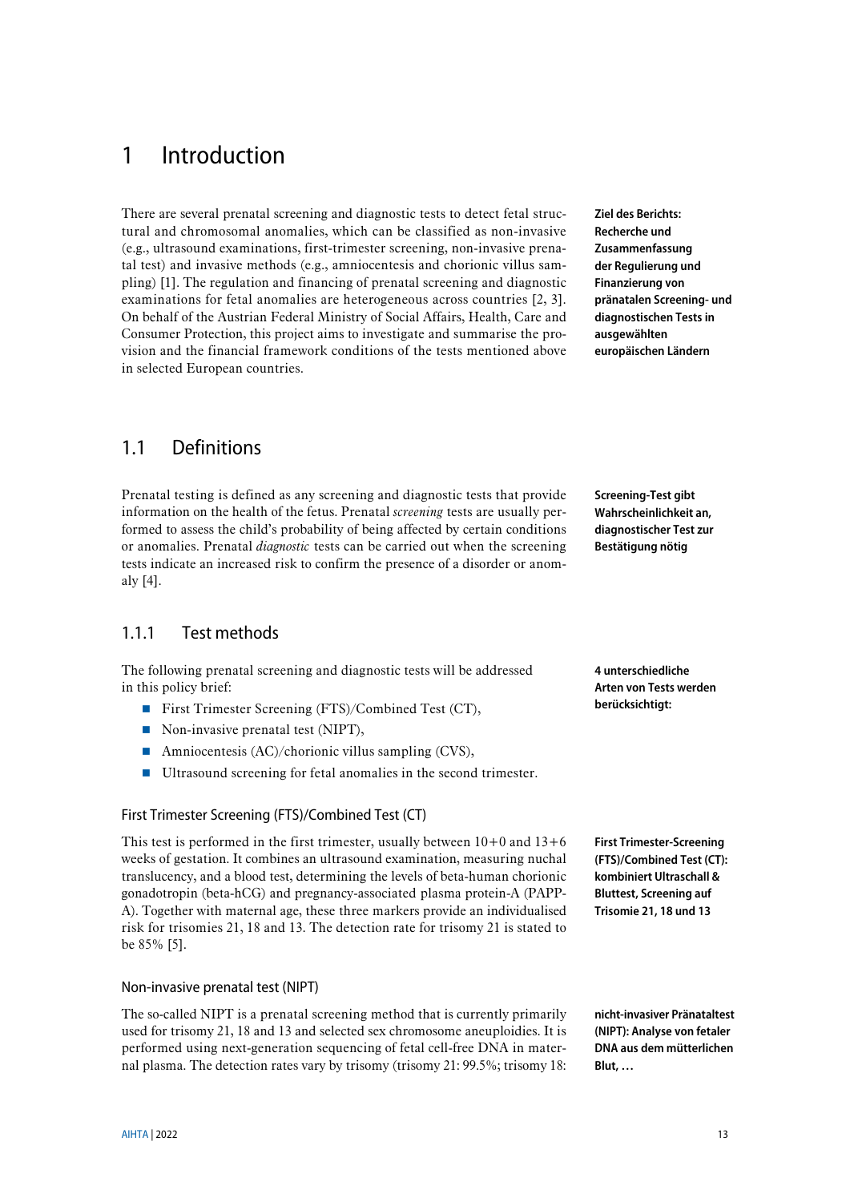# 1 Introduction

There are several prenatal screening and diagnostic tests to detect fetal structural and chromosomal anomalies, which can be classified as non-invasive (e.g., ultrasound examinations, first-trimester screening, non-invasive prenatal test) and invasive methods (e.g., amniocentesis and chorionic villus sampling) [1]. The regulation and financing of prenatal screening and diagnostic examinations for fetal anomalies are heterogeneous across countries [2, 3]. On behalf of the Austrian Federal Ministry of Social Affairs, Health, Care and Consumer Protection, this project aims to investigate and summarise the provision and the financial framework conditions of the tests mentioned above in selected European countries.

**Ziel des Berichts: Recherche und Zusammenfassung der Regulierung und Finanzierung von pränatalen Screening- und diagnostischen Tests in ausgewählten europäischen Ländern**

## 1.1 Definitions

Prenatal testing is defined as any screening and diagnostic tests that provide information on the health of the fetus. Prenatal *screening* tests are usually performed to assess the child's probability of being affected by certain conditions or anomalies. Prenatal *diagnostic* tests can be carried out when the screening tests indicate an increased risk to confirm the presence of a disorder or anomaly [4].

**Screening-Test gibt Wahrscheinlichkeit an, diagnostischer Test zur Bestätigung nötig**

### 1.1.1 Test methods

The following prenatal screening and diagnostic tests will be addressed in this policy brief:

- First Trimester Screening (FTS)/Combined Test (CT),
- Non-invasive prenatal test (NIPT),
- Amniocentesis (AC)/chorionic villus sampling (CVS),
- Ultrasound screening for fetal anomalies in the second trimester.

**4 unterschiedliche Arten von Tests werden berücksichtigt:**

#### First Trimester Screening (FTS)/Combined Test (CT)

This test is performed in the first trimester, usually between 10+0 and 13+6 weeks of gestation. It combines an ultrasound examination, measuring nuchal translucency, and a blood test, determining the levels of beta-human chorionic gonadotropin (beta-hCG) and pregnancy-associated plasma protein-A (PAPP-A). Together with maternal age, these three markers provide an individualised risk for trisomies 21, 18 and 13. The detection rate for trisomy 21 is stated to be 85% [5].

**First Trimester-Screening (FTS)/Combined Test (CT): kombiniert Ultraschall & Bluttest, Screening auf Trisomie 21, 18 und 13**

#### Non-invasive prenatal test (NIPT)

The so-called NIPT is a prenatal screening method that is currently primarily used for trisomy 21, 18 and 13 and selected sex chromosome aneuploidies. It is performed using next-generation sequencing of fetal cell-free DNA in maternal plasma. The detection rates vary by trisomy (trisomy 21: 99.5%; trisomy 18:

**nicht-invasiver Pränataltest (NIPT): Analyse von fetaler DNA aus dem mütterlichen Blut, …**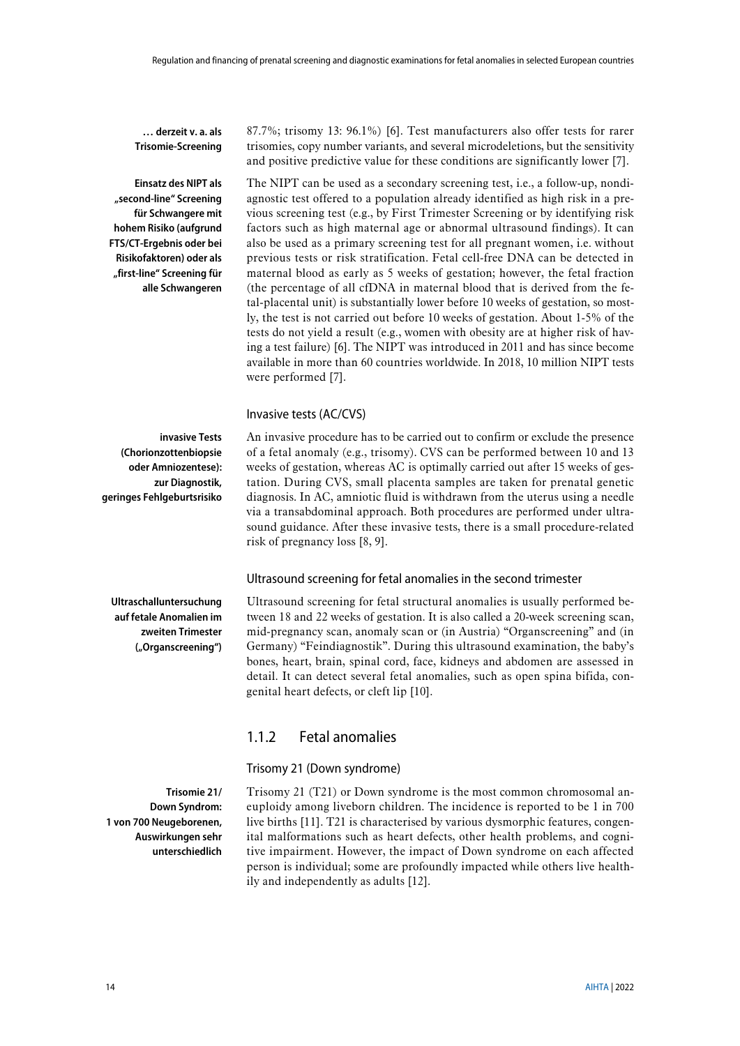**… derzeit v. a. als Trisomie-Screening**

87.7%; trisomy 13: 96.1%) [6]. Test manufacturers also offer tests for rarer trisomies, copy number variants, and several microdeletions, but the sensitivity and positive predictive value for these conditions are significantly lower [7].

**Einsatz des NIPT als „second-line" Screening für Schwangere mit hohem Risiko (aufgrund FTS/CT-Ergebnis oder bei Risikofaktoren) oder als „first-line" Screening für alle Schwangeren**

The NIPT can be used as a secondary screening test, i.e., a follow-up, nondiagnostic test offered to a population already identified as high risk in a previous screening test (e.g., by First Trimester Screening or by identifying risk factors such as high maternal age or abnormal ultrasound findings). It can also be used as a primary screening test for all pregnant women, i.e. without previous tests or risk stratification. Fetal cell-free DNA can be detected in maternal blood as early as 5 weeks of gestation; however, the fetal fraction (the percentage of all cfDNA in maternal blood that is derived from the fetal-placental unit) is substantially lower before 10 weeks of gestation, so mostly, the test is not carried out before 10 weeks of gestation. About 1-5% of the tests do not yield a result (e.g., women with obesity are at higher risk of having a test failure) [6]. The NIPT was introduced in 2011 and has since become available in more than 60 countries worldwide. In 2018, 10 million NIPT tests were performed [7].

#### Invasive tests (AC/CVS)

**invasive Tests (Chorionzottenbiopsie oder Amniozentese): zur Diagnostik, geringes Fehlgeburtsrisiko**

An invasive procedure has to be carried out to confirm or exclude the presence of a fetal anomaly (e.g., trisomy). CVS can be performed between 10 and 13 weeks of gestation, whereas AC is optimally carried out after 15 weeks of gestation. During CVS, small placenta samples are taken for prenatal genetic diagnosis. In AC, amniotic fluid is withdrawn from the uterus using a needle via a transabdominal approach. Both procedures are performed under ultrasound guidance. After these invasive tests, there is a small procedure-related risk of pregnancy loss [8, 9].

#### Ultrasound screening for fetal anomalies in the second trimester

**Ultraschalluntersuchung auf fetale Anomalien im zweiten Trimester („Organscreening")**

Ultrasound screening for fetal structural anomalies is usually performed between 18 and 22 weeks of gestation. It is also called a 20-week screening scan, mid-pregnancy scan, anomaly scan or (in Austria) "Organscreening" and (in Germany) "Feindiagnostik". During this ultrasound examination, the baby's bones, heart, brain, spinal cord, face, kidneys and abdomen are assessed in detail. It can detect several fetal anomalies, such as open spina bifida, congenital heart defects, or cleft lip [10].

### 1.1.2 Fetal anomalies

#### Trisomy 21 (Down syndrome)

**Trisomie 21/ Down Syndrom: 1 von 700 Neugeborenen, Auswirkungen sehr unterschiedlich**

Trisomy 21 (T21) or Down syndrome is the most common chromosomal aneuploidy among liveborn children. The incidence is reported to be 1 in 700 live births [11]. T21 is characterised by various dysmorphic features, congenital malformations such as heart defects, other health problems, and cognitive impairment. However, the impact of Down syndrome on each affected person is individual; some are profoundly impacted while others live healthily and independently as adults [12].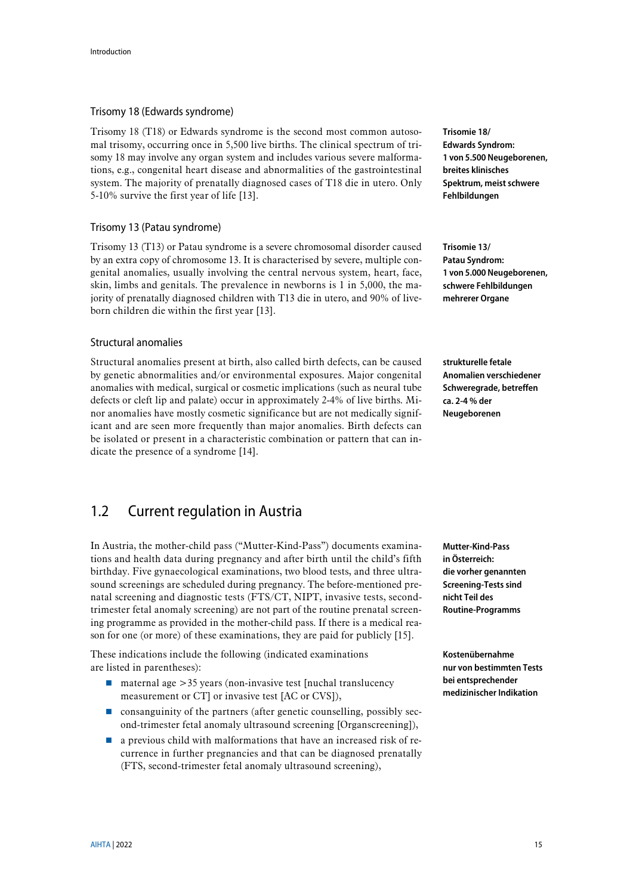### Trisomy 18 (Edwards syndrome)

Trisomy 18 (T18) or Edwards syndrome is the second most common autosomal trisomy, occurring once in 5,500 live births. The clinical spectrum of trisomy 18 may involve any organ system and includes various severe malformations, e.g., congenital heart disease and abnormalities of the gastrointestinal system. The majority of prenatally diagnosed cases of T18 die in utero. Only 5-10% survive the first year of life [13].

**Trisomie 18/ Edwards Syndrom: 1 von 5.500 Neugeborenen, breites klinisches Spektrum, meist schwere Fehlbildungen**

### Trisomy 13 (Patau syndrome)

Trisomy 13 (T13) or Patau syndrome is a severe chromosomal disorder caused by an extra copy of chromosome 13. It is characterised by severe, multiple congenital anomalies, usually involving the central nervous system, heart, face, skin, limbs and genitals. The prevalence in newborns is 1 in 5,000, the majority of prenatally diagnosed children with T13 die in utero, and 90% of live-born children die within the first year [13].

**Trisomie 13/ Patau Syndrom: 1 von 5.000 Neugeborenen, schwere Fehlbildungen mehrerer Organe**

### Structural anomalies

Structural anomalies present at birth, also called birth defects, can be caused by genetic abnormalities and/or environmental exposures. Major congenital anomalies with medical, surgical or cosmetic implications (such as neural tube defects or cleft lip and palate) occur in approximately 2-4% of live births. Minor anomalies have mostly cosmetic significance but are not medically significant and are seen more frequently than major anomalies. Birth defects can be isolated or present in a characteristic combination or pattern that can indicate the presence of a syndrome [14].

**strukturelle fetale Anomalien verschiedener Schweregrade, betreffen ca. 2-4 % der Neugeborenen**

## 1.2 Current regulation in Austria

In Austria, the mother-child pass ("Mutter-Kind-Pass") documents examinations and health data during pregnancy and after birth until the child's fifth birthday. Five gynaecological examinations, two blood tests, and three ultrasound screenings are scheduled during pregnancy. The before-mentioned prenatal screening and diagnostic tests (FTS/CT, NIPT, invasive tests, second-trimester fetal anomaly screening) are not part of the routine prenatal screening programme as provided in the mother-child pass. If there is a medical reason for one (or more) of these examinations, they are paid for publicly [15].

**Mutter-Kind-Pass in Österreich: die vorher genannten Screening-Tests sind nicht Teil des Routine-Programms**

These indications include the following (indicated examinations are listed in parentheses):

**Kostenübernahme nur von bestimmten Tests bei entsprechender medizinischer Indikation**

- maternal age >35 years (non-invasive test [nuchal translucency measurement or CT] or invasive test [AC or CVS]),
- consanguinity of the partners (after genetic counselling, possibly second-trimester fetal anomaly ultrasound screening [Organscreening]),
- a previous child with malformations that have an increased risk of recurrence in further pregnancies and that can be diagnosed prenatally (FTS, second-trimester fetal anomaly ultrasound screening),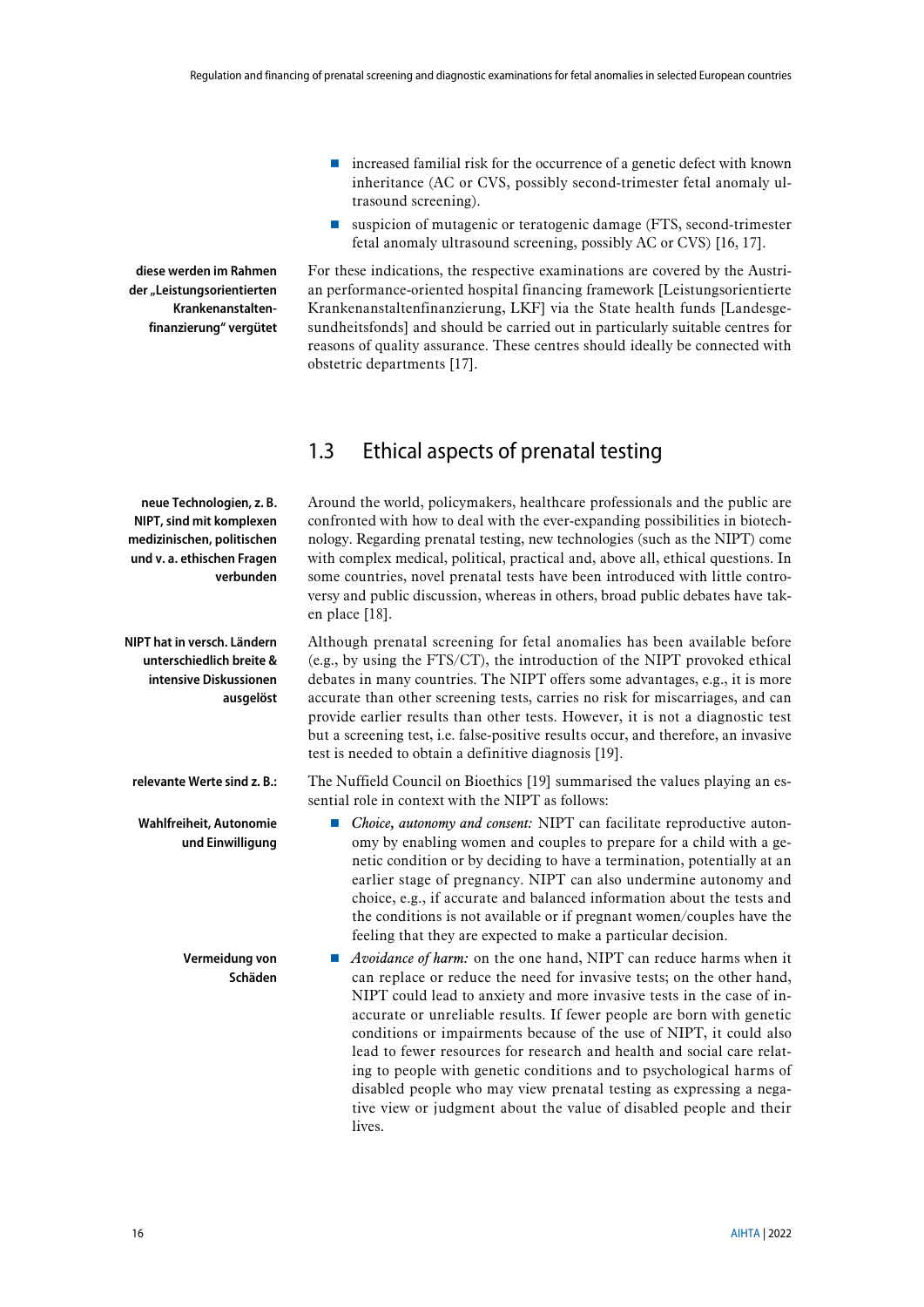- increased familial risk for the occurrence of a genetic defect with known inheritance (AC or CVS, possibly second-trimester fetal anomaly ultrasound screening).
- suspicion of mutagenic or teratogenic damage (FTS, second-trimester fetal anomaly ultrasound screening, possibly AC or CVS) [16, 17].

**diese werden im Rahmen der „Leistungsorientierten Krankenanstalten-finanzierung" vergütet**

For these indications, the respective examinations are covered by the Austrian performance-oriented hospital financing framework [Leistungsorientierte Krankenanstaltenfinanzierung, LKF] via the State health funds [Landesgesundheitsfonds] and should be carried out in particularly suitable centres for reasons of quality assurance. These centres should ideally be connected with obstetric departments [17].

## 1.3 Ethical aspects of prenatal testing

**neue Technologien, z. B. NIPT, sind mit komplexen medizinischen, politischen und v. a. ethischen Fragen verbunden**

Around the world, policymakers, healthcare professionals and the public are confronted with how to deal with the ever-expanding possibilities in biotechnology. Regarding prenatal testing, new technologies (such as the NIPT) come with complex medical, political, practical and, above all, ethical questions. In some countries, novel prenatal tests have been introduced with little controversy and public discussion, whereas in others, broad public debates have taken place [18].

**NIPT hat in versch. Ländern unterschiedlich breite & intensive Diskussionen ausgelöst**

Although prenatal screening for fetal anomalies has been available before (e.g., by using the FTS/CT), the introduction of the NIPT provoked ethical debates in many countries. The NIPT offers some advantages, e.g., it is more accurate than other screening tests, carries no risk for miscarriages, and can provide earlier results than other tests. However, it is not a diagnostic test but a screening test, i.e. false-positive results occur, and therefore, an invasive test is needed to obtain a definitive diagnosis [19].

**relevante Werte sind z. B.:**

The Nuffield Council on Bioethics [19] summarised the values playing an essential role in context with the NIPT as follows:

**Wahlfreiheit, Autonomie und Einwilligung**

- *Choice, autonomy and consent:* NIPT can facilitate reproductive autonomy by enabling women and couples to prepare for a child with a genetic condition or by deciding to have a termination, potentially at an earlier stage of pregnancy. NIPT can also undermine autonomy and choice, e.g., if accurate and balanced information about the tests and the conditions is not available or if pregnant women/couples have the feeling that they are expected to make a particular decision.

**Vermeidung von Schäden**

- *Avoidance of harm:* on the one hand, NIPT can reduce harms when it can replace or reduce the need for invasive tests; on the other hand, NIPT could lead to anxiety and more invasive tests in the case of inaccurate or unreliable results. If fewer people are born with genetic conditions or impairments because of the use of NIPT, it could also lead to fewer resources for research and health and social care relating to people with genetic conditions and to psychological harms of disabled people who may view prenatal testing as expressing a negative view or judgment about the value of disabled people and their lives.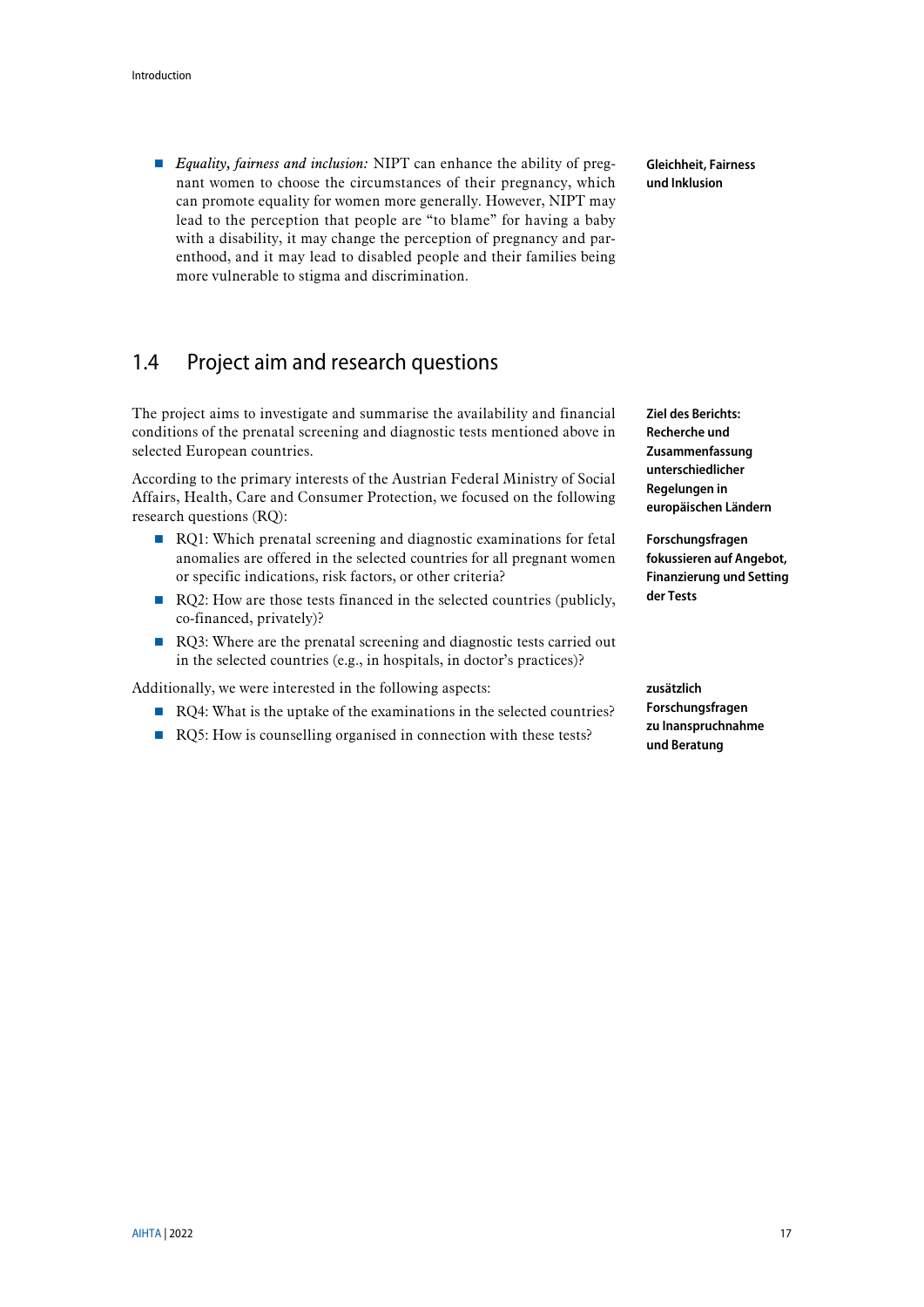- *Equality, fairness and inclusion:* NIPT can enhance the ability of pregnant women to choose the circumstances of their pregnancy, which can promote equality for women more generally. However, NIPT may lead to the perception that people are "to blame" for having a baby with a disability, it may change the perception of pregnancy and parenthood, and it may lead to disabled people and their families being more vulnerable to stigma and discrimination.

**Gleichheit, Fairness und Inklusion**

## 1.4 Project aim and research questions

The project aims to investigate and summarise the availability and financial conditions of the prenatal screening and diagnostic tests mentioned above in selected European countries.

**Ziel des Berichts: Recherche und Zusammenfassung unterschiedlicher Regelungen in europäischen Ländern**

According to the primary interests of the Austrian Federal Ministry of Social Affairs, Health, Care and Consumer Protection, we focused on the following research questions (RQ):

**Forschungsfragen fokussieren auf Angebot, Finanzierung und Setting der Tests**

- RQ1: Which prenatal screening and diagnostic examinations for fetal anomalies are offered in the selected countries for all pregnant women or specific indications, risk factors, or other criteria?
- RQ2: How are those tests financed in the selected countries (publicly, co-financed, privately)?
- RQ3: Where are the prenatal screening and diagnostic tests carried out in the selected countries (e.g., in hospitals, in doctor's practices)?

Additionally, we were interested in the following aspects:

**zusätzlich Forschungsfragen zu Inanspruchnahme und Beratung**

- RQ4: What is the uptake of the examinations in the selected countries?
- RQ5: How is counselling organised in connection with these tests?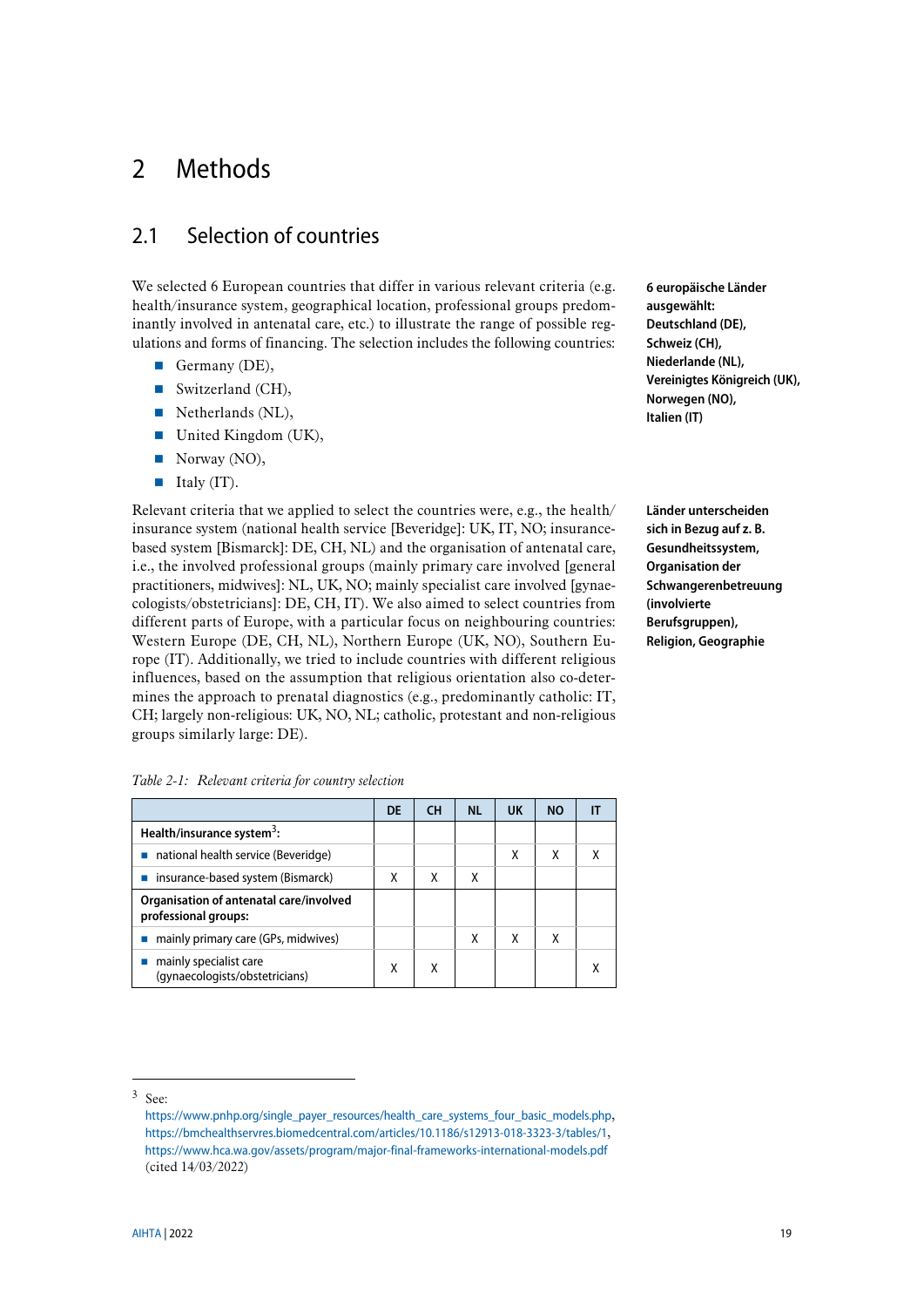# 2 Methods

## 2.1 Selection of countries

We selected 6 European countries that differ in various relevant criteria (e.g. health/insurance system, geographical location, professional groups predominantly involved in antenatal care, etc.) to illustrate the range of possible regulations and forms of financing. The selection includes the following countries:

- Germany (DE),
- Switzerland (CH),
- Netherlands (NL),
- United Kingdom (UK),
- Norway (NO),
- Italy (IT).

**6 europäische Länder ausgewählt: Deutschland (DE), Schweiz (CH), Niederlande (NL), Vereinigtes Königreich (UK), Norwegen (NO), Italien (IT)**

Relevant criteria that we applied to select the countries were, e.g., the health/insurance system (national health service [Beveridge]: UK, IT, NO; insurance-based system [Bismarck]: DE, CH, NL) and the organisation of antenatal care, i.e., the involved professional groups (mainly primary care involved [general practitioners, midwives]: NL, UK, NO; mainly specialist care involved [gynaecologists/obstetricians]: DE, CH, IT). We also aimed to select countries from different parts of Europe, with a particular focus on neighbouring countries: Western Europe (DE, CH, NL), Northern Europe (UK, NO), Southern Europe (IT). Additionally, we tried to include countries with different religious influences, based on the assumption that religious orientation also co-determines the approach to prenatal diagnostics (e.g., predominantly catholic: IT, CH; largely non-religious: UK, NO, NL; catholic, protestant and non-religious groups similarly large: DE).

**Länder unterscheiden sich in Bezug auf z. B. Gesundheitssystem, Organisation der Schwangerenbetreuung (involvierte Berufsgruppen), Religion, Geographie**

*Table 2-1: Relevant criteria for country selection*

| | DE | CH | NL | UK | NO | IT |
|---|---|---|---|---|---|---|
| **Health/insurance system[3]:** | | | | | | |
| ▪ national health service (Beveridge) | | | | X | X | X |
| ▪ insurance-based system (Bismarck) | X | X | X | | | |
| **Organisation of antenatal care/involved professional groups:** | | | | | | |
| ▪ mainly primary care (GPs, midwives) | | | X | X | X | |
| ▪ mainly specialist care (gynaecologists/obstetricians) | X | X | | | | X |

[3] See:
https://www.pnhp.org/single_payer_resources/health_care_systems_four_basic_models.php,
https://bmchealthservres.biomedcentral.com/articles/10.1186/s12913-018-3323-3/tables/1,
https://www.hca.wa.gov/assets/program/major-final-frameworks-international-models.pdf
(cited 14/03/2022)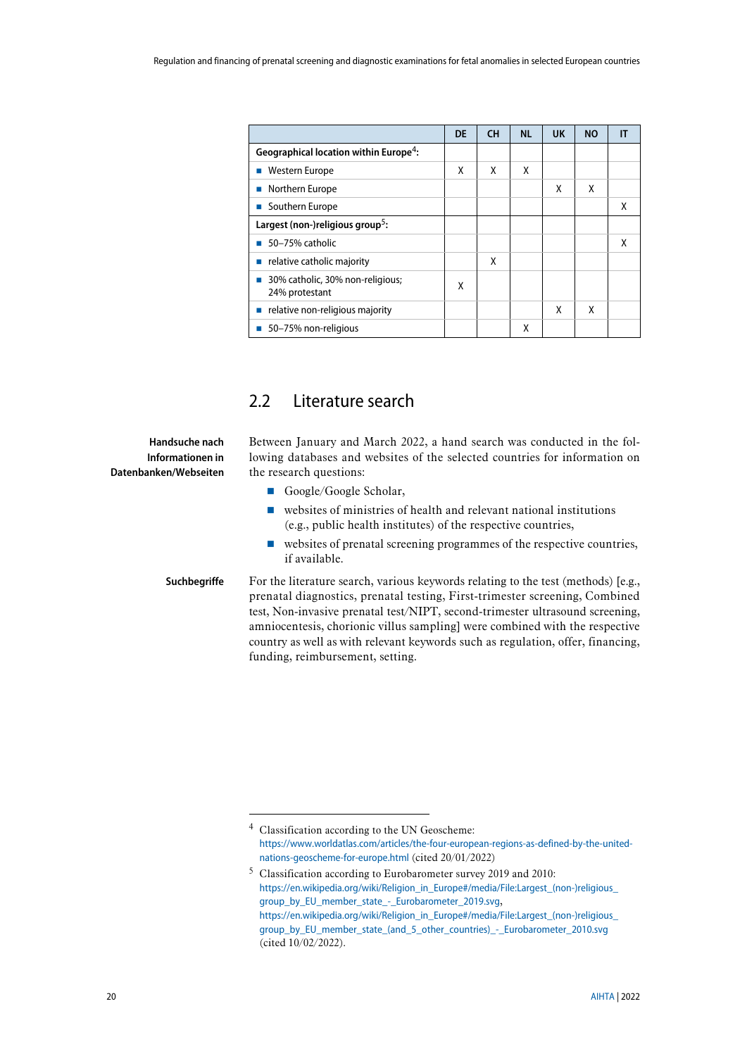| | DE | CH | NL | UK | NO | IT |
|---|---|---|---|---|---|---|
| **Geographical location within Europe[4]:** | | | | | | |
| ■ Western Europe | X | X | X | | | |
| ■ Northern Europe | | | | X | X | |
| ■ Southern Europe | | | | | | X |
| **Largest (non-)religious group[5]:** | | | | | | |
| ■ 50–75% catholic | | | | | | X |
| ■ relative catholic majority | | X | | | | |
| ■ 30% catholic, 30% non-religious; 24% protestant | X | | | | | |
| ■ relative non-religious majority | | | | X | X | |
| ■ 50–75% non-religious | | | X | | | |

## 2.2 Literature search

**Handsuche nach Informationen in Datenbanken/Webseiten**

Between January and March 2022, a hand search was conducted in the following databases and websites of the selected countries for information on the research questions:

- Google/Google Scholar,
- websites of ministries of health and relevant national institutions (e.g., public health institutes) of the respective countries,
- websites of prenatal screening programmes of the respective countries, if available.

**Suchbegriffe**

For the literature search, various keywords relating to the test (methods) [e.g., prenatal diagnostics, prenatal testing, First-trimester screening, Combined test, Non-invasive prenatal test/NIPT, second-trimester ultrasound screening, amniocentesis, chorionic villus sampling] were combined with the respective country as well as with relevant keywords such as regulation, offer, financing, funding, reimbursement, setting.

---

[4] Classification according to the UN Geoscheme: https://www.worldatlas.com/articles/the-four-european-regions-as-defined-by-the-united-nations-geoscheme-for-europe.html (cited 20/01/2022)

[5] Classification according to Eurobarometer survey 2019 and 2010: https://en.wikipedia.org/wiki/Religion_in_Europe#/media/File:Largest_(non-)religious_group_by_EU_member_state_-_Eurobarometer_2019.svg, https://en.wikipedia.org/wiki/Religion_in_Europe#/media/File:Largest_(non-)religious_group_by_EU_member_state_(and_5_other_countries)_-_Eurobarometer_2010.svg (cited 10/02/2022).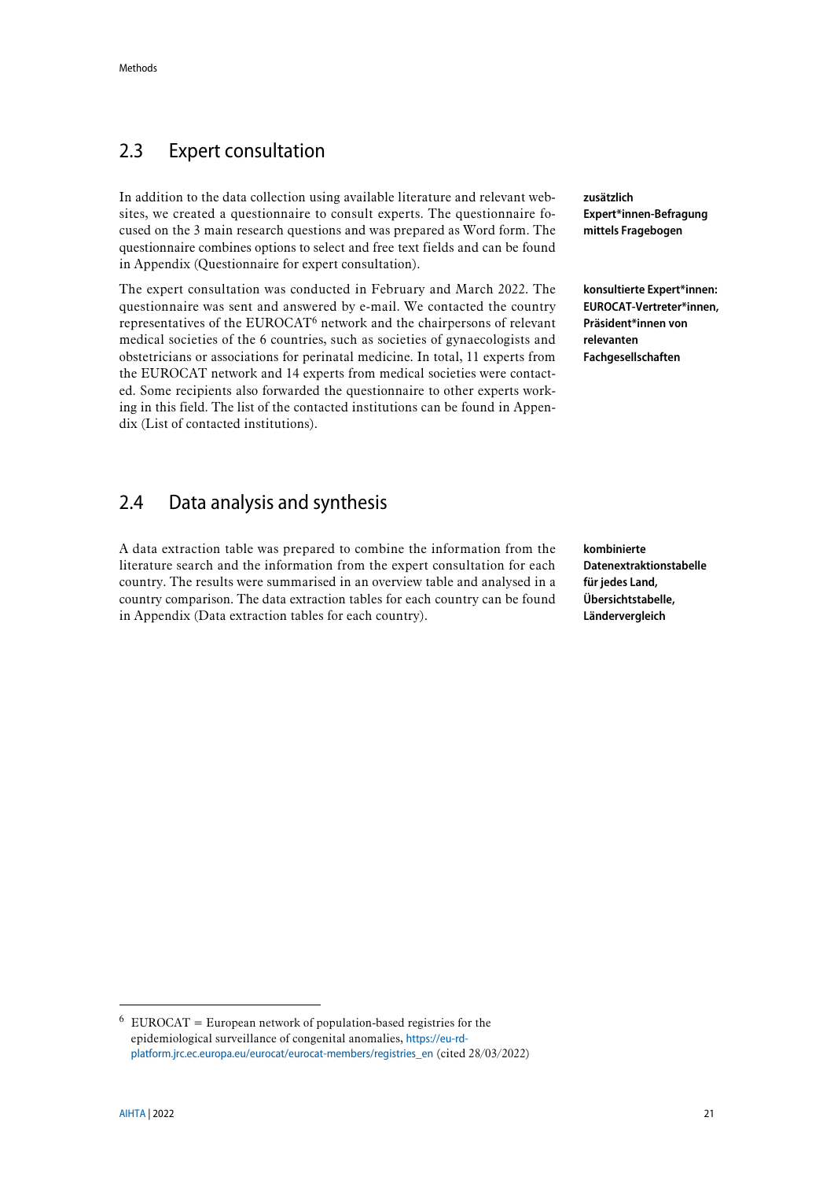## 2.3 Expert consultation

In addition to the data collection using available literature and relevant websites, we created a questionnaire to consult experts. The questionnaire focused on the 3 main research questions and was prepared as Word form. The questionnaire combines options to select and free text fields and can be found in Appendix (Questionnaire for expert consultation).

**zusätzlich Expert*innen-Befragung mittels Fragebogen**

The expert consultation was conducted in February and March 2022. The questionnaire was sent and answered by e-mail. We contacted the country representatives of the EUROCAT[6] network and the chairpersons of relevant medical societies of the 6 countries, such as societies of gynaecologists and obstetricians or associations for perinatal medicine. In total, 11 experts from the EUROCAT network and 14 experts from medical societies were contacted. Some recipients also forwarded the questionnaire to other experts working in this field. The list of the contacted institutions can be found in Appendix (List of contacted institutions).

**konsultierte Expert*innen: EUROCAT-Vertreter*innen, Präsident*innen von relevanten Fachgesellschaften**

## 2.4 Data analysis and synthesis

A data extraction table was prepared to combine the information from the literature search and the information from the expert consultation for each country. The results were summarised in an overview table and analysed in a country comparison. The data extraction tables for each country can be found in Appendix (Data extraction tables for each country).

**kombinierte Datenextraktionstabelle für jedes Land, Übersichtstabelle, Ländervergleich**

---

[6] EUROCAT = European network of population-based registries for the epidemiological surveillance of congenital anomalies, https://eu-rd-platform.jrc.ec.europa.eu/eurocat/eurocat-members/registries_en (cited 28/03/2022)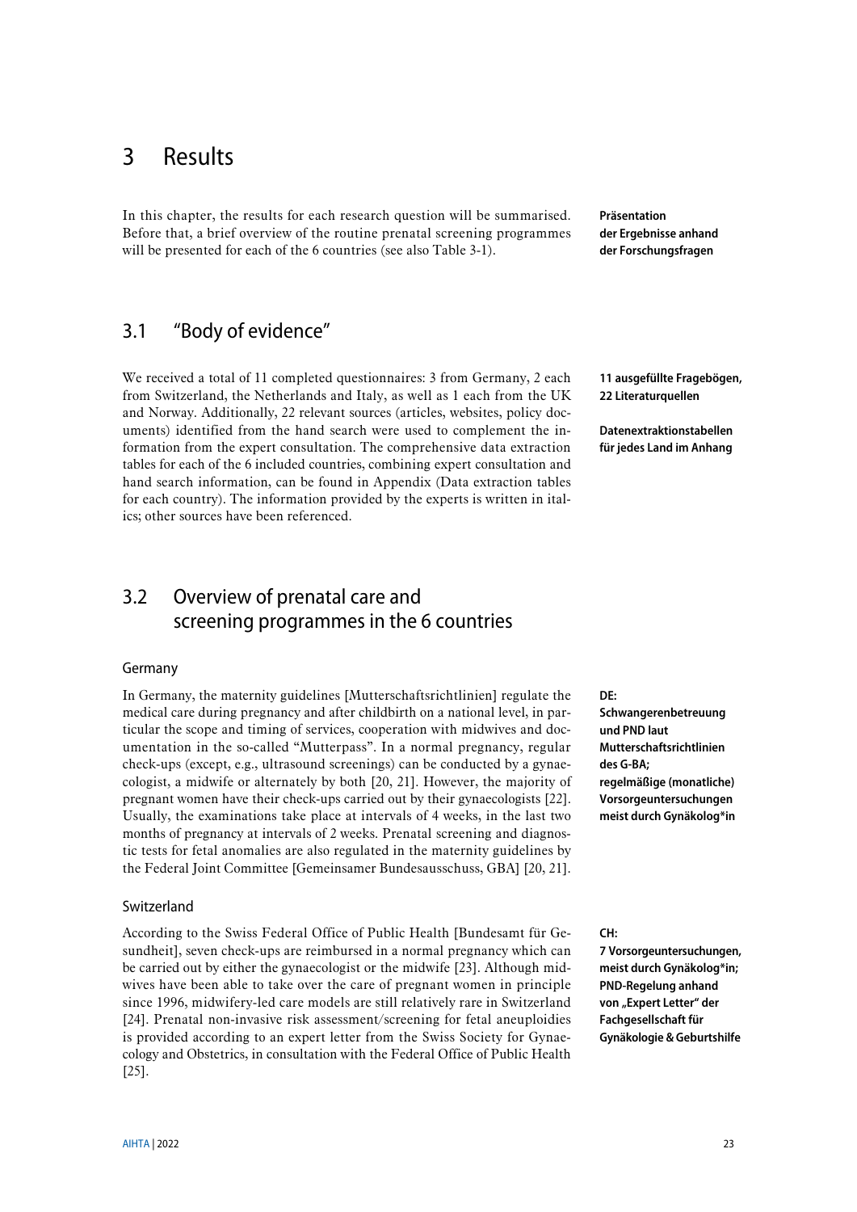# 3 Results

In this chapter, the results for each research question will be summarised. Before that, a brief overview of the routine prenatal screening programmes will be presented for each of the 6 countries (see also Table 3-1).

**Präsentation der Ergebnisse anhand der Forschungsfragen**

## 3.1 "Body of evidence"

We received a total of 11 completed questionnaires: 3 from Germany, 2 each from Switzerland, the Netherlands and Italy, as well as 1 each from the UK and Norway. Additionally, 22 relevant sources (articles, websites, policy documents) identified from the hand search were used to complement the information from the expert consultation. The comprehensive data extraction tables for each of the 6 included countries, combining expert consultation and hand search information, can be found in Appendix (Data extraction tables for each country). The information provided by the experts is written in italics; other sources have been referenced.

**11 ausgefüllte Fragebögen, 22 Literaturquellen**

**Datenextraktionstabellen für jedes Land im Anhang**

## 3.2 Overview of prenatal care and screening programmes in the 6 countries

### Germany

In Germany, the maternity guidelines [Mutterschaftsrichtlinien] regulate the medical care during pregnancy and after childbirth on a national level, in particular the scope and timing of services, cooperation with midwives and documentation in the so-called "Mutterpass". In a normal pregnancy, regular check-ups (except, e.g., ultrasound screenings) can be conducted by a gynaecologist, a midwife or alternately by both [20, 21]. However, the majority of pregnant women have their check-ups carried out by their gynaecologists [22]. Usually, the examinations take place at intervals of 4 weeks, in the last two months of pregnancy at intervals of 2 weeks. Prenatal screening and diagnostic tests for fetal anomalies are also regulated in the maternity guidelines by the Federal Joint Committee [Gemeinsamer Bundesausschuss, GBA] [20, 21].

**DE: Schwangerenbetreuung und PND laut Mutterschaftsrichtlinien des G-BA; regelmäßige (monatliche) Vorsorgeuntersuchungen meist durch Gynäkolog\*in**

### Switzerland

According to the Swiss Federal Office of Public Health [Bundesamt für Gesundheit], seven check-ups are reimbursed in a normal pregnancy which can be carried out by either the gynaecologist or the midwife [23]. Although midwives have been able to take over the care of pregnant women in principle since 1996, midwifery-led care models are still relatively rare in Switzerland [24]. Prenatal non-invasive risk assessment/screening for fetal aneuploidies is provided according to an expert letter from the Swiss Society for Gynaecology and Obstetrics, in consultation with the Federal Office of Public Health [25].

**CH: 7 Vorsorgeuntersuchungen, meist durch Gynäkolog\*in; PND-Regelung anhand von „Expert Letter" der Fachgesellschaft für Gynäkologie & Geburtshilfe**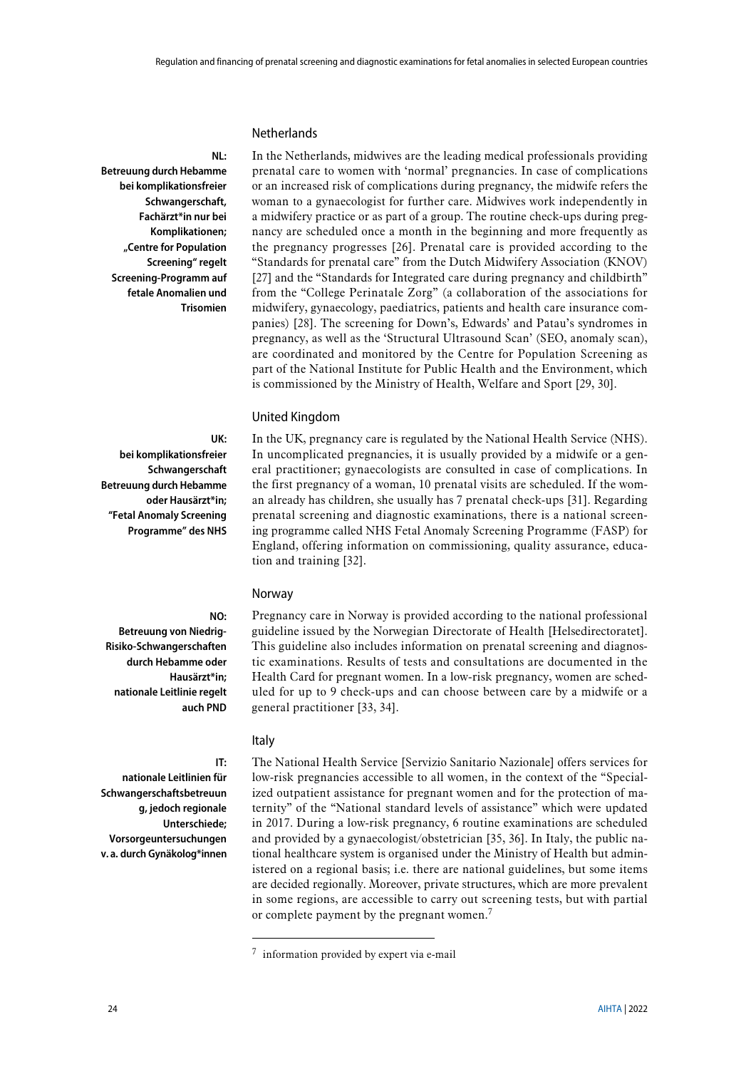## Netherlands

**NL: Betreuung durch Hebamme bei komplikationsfreier Schwangerschaft, Fachärzt\*in nur bei Komplikationen; „Centre for Population Screening" regelt Screening-Programm auf fetale Anomalien und Trisomien**

In the Netherlands, midwives are the leading medical professionals providing prenatal care to women with 'normal' pregnancies. In case of complications or an increased risk of complications during pregnancy, the midwife refers the woman to a gynaecologist for further care. Midwives work independently in a midwifery practice or as part of a group. The routine check-ups during pregnancy are scheduled once a month in the beginning and more frequently as the pregnancy progresses [26]. Prenatal care is provided according to the "Standards for prenatal care" from the Dutch Midwifery Association (KNOV) [27] and the "Standards for Integrated care during pregnancy and childbirth" from the "College Perinatale Zorg" (a collaboration of the associations for midwifery, gynaecology, paediatrics, patients and health care insurance companies) [28]. The screening for Down's, Edwards' and Patau's syndromes in pregnancy, as well as the 'Structural Ultrasound Scan' (SEO, anomaly scan), are coordinated and monitored by the Centre for Population Screening as part of the National Institute for Public Health and the Environment, which is commissioned by the Ministry of Health, Welfare and Sport [29, 30].

## United Kingdom

**UK: bei komplikationsfreier Schwangerschaft Betreuung durch Hebamme oder Hausärzt\*in; "Fetal Anomaly Screening Programme" des NHS**

In the UK, pregnancy care is regulated by the National Health Service (NHS). In uncomplicated pregnancies, it is usually provided by a midwife or a general practitioner; gynaecologists are consulted in case of complications. In the first pregnancy of a woman, 10 prenatal visits are scheduled. If the woman already has children, she usually has 7 prenatal check-ups [31]. Regarding prenatal screening and diagnostic examinations, there is a national screening programme called NHS Fetal Anomaly Screening Programme (FASP) for England, offering information on commissioning, quality assurance, education and training [32].

## Norway

**NO: Betreuung von Niedrig-Risiko-Schwangerschaften durch Hebamme oder Hausärzt\*in; nationale Leitlinie regelt auch PND**

Pregnancy care in Norway is provided according to the national professional guideline issued by the Norwegian Directorate of Health [Helsedirectoratet]. This guideline also includes information on prenatal screening and diagnostic examinations. Results of tests and consultations are documented in the Health Card for pregnant women. In a low-risk pregnancy, women are scheduled for up to 9 check-ups and can choose between care by a midwife or a general practitioner [33, 34].

## Italy

**IT: nationale Leitlinien für Schwangerschaftsbetreuung, jedoch regionale Unterschiede; Vorsorgeuntersuchungen v. a. durch Gynäkolog\*innen**

The National Health Service [Servizio Sanitario Nazionale] offers services for low-risk pregnancies accessible to all women, in the context of the "Specialized outpatient assistance for pregnant women and for the protection of maternity" of the "National standard levels of assistance" which were updated in 2017. During a low-risk pregnancy, 6 routine examinations are scheduled and provided by a gynaecologist/obstetrician [35, 36]. In Italy, the public national healthcare system is organised under the Ministry of Health but administered on a regional basis; i.e. there are national guidelines, but some items are decided regionally. Moreover, private structures, which are more prevalent in some regions, are accessible to carry out screening tests, but with partial or complete payment by the pregnant women.[7]

[7] information provided by expert via e-mail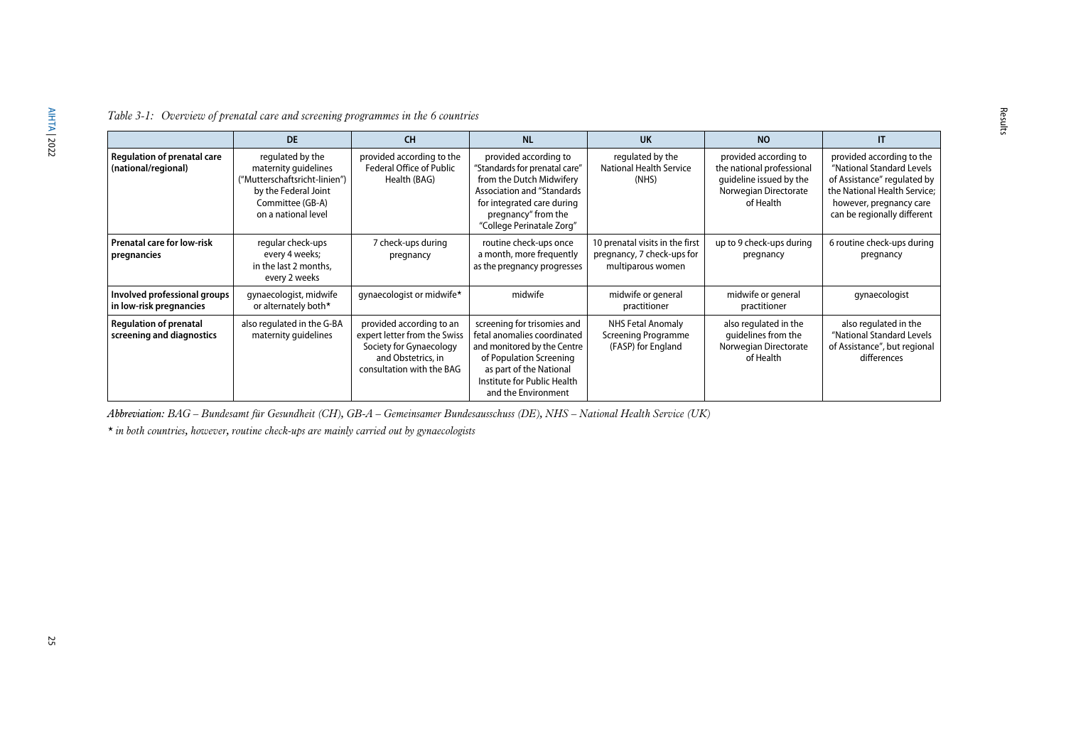*Table 3-1: Overview of prenatal care and screening programmes in the 6 countries*

| | DE | CH | NL | UK | NO | IT |
|---|---|---|---|---|---|---|
| **Regulation of prenatal care (national/regional)** | regulated by the maternity guidelines ("Mutterschaftsricht-linien") by the Federal Joint Committee (GB-A) on a national level | provided according to the Federal Office of Public Health (BAG) | provided according to "Standards for prenatal care" from the Dutch Midwifery Association and "Standards for integrated care during pregnancy" from the "College Perinatale Zorg" | regulated by the National Health Service (NHS) | provided according to the national professional guideline issued by the Norwegian Directorate of Health | provided according to the "National Standard Levels of Assistance" regulated by the National Health Service; however, pregnancy care can be regionally different |
| **Prenatal care for low-risk pregnancies** | regular check-ups every 4 weeks; in the last 2 months, every 2 weeks | 7 check-ups during pregnancy | routine check-ups once a month, more frequently as the pregnancy progresses | 10 prenatal visits in the first pregnancy, 7 check-ups for multiparous women | up to 9 check-ups during pregnancy | 6 routine check-ups during pregnancy |
| **Involved professional groups in low-risk pregnancies** | gynaecologist, midwife or alternately both* | gynaecologist or midwife* | midwife | midwife or general practitioner | midwife or general practitioner | gynaecologist |
| **Regulation of prenatal screening and diagnostics** | also regulated in the G-BA maternity guidelines | provided according to an expert letter from the Swiss Society for Gynaecology and Obstetrics, in consultation with the BAG | screening for trisomies and fetal anomalies coordinated and monitored by the Centre of Population Screening as part of the National Institute for Public Health and the Environment | NHS Fetal Anomaly Screening Programme (FASP) for England | also regulated in the guidelines from the Norwegian Directorate of Health | also regulated in the "National Standard Levels of Assistance", but regional differences |

***Abbreviation:*** *BAG – Bundesamt für Gesundheit (CH), GB-A – Gemeinsamer Bundesausschuss (DE), NHS – National Health Service (UK)*

*\* in both countries, however, routine check-ups are mainly carried out by gynaecologists*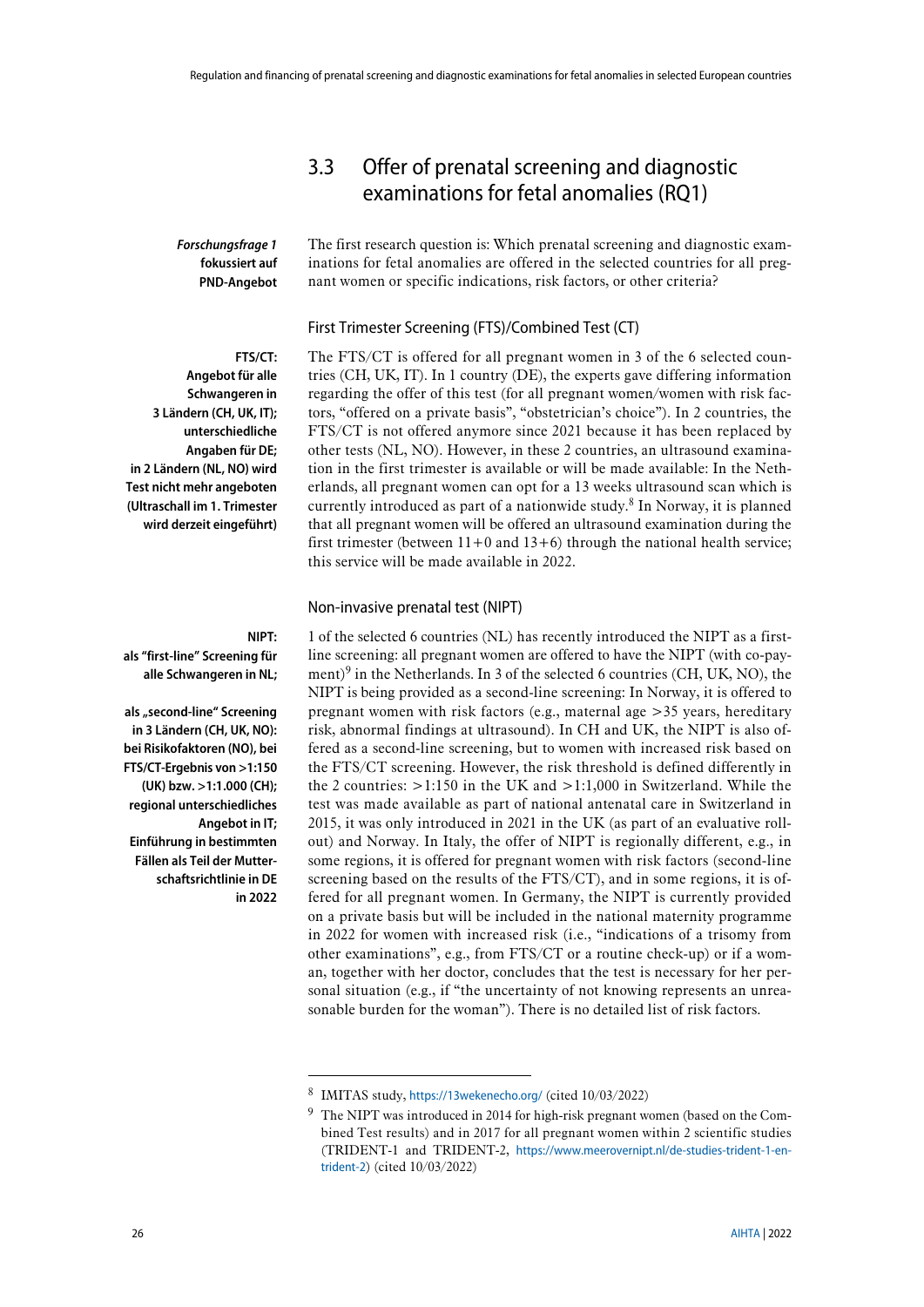## 3.3 Offer of prenatal screening and diagnostic examinations for fetal anomalies (RQ1)

***Forschungsfrage 1* fokussiert auf PND-Angebot**

The first research question is: Which prenatal screening and diagnostic examinations for fetal anomalies are offered in the selected countries for all pregnant women or specific indications, risk factors, or other criteria?

### First Trimester Screening (FTS)/Combined Test (CT)

**FTS/CT: Angebot für alle Schwangeren in 3 Ländern (CH, UK, IT); unterschiedliche Angaben für DE; in 2 Ländern (NL, NO) wird Test nicht mehr angeboten (Ultraschall im 1. Trimester wird derzeit eingeführt)**

The FTS/CT is offered for all pregnant women in 3 of the 6 selected countries (CH, UK, IT). In 1 country (DE), the experts gave differing information regarding the offer of this test (for all pregnant women/women with risk factors, "offered on a private basis", "obstetrician's choice"). In 2 countries, the FTS/CT is not offered anymore since 2021 because it has been replaced by other tests (NL, NO). However, in these 2 countries, an ultrasound examination in the first trimester is available or will be made available: In the Netherlands, all pregnant women can opt for a 13 weeks ultrasound scan which is currently introduced as part of a nationwide study.[8] In Norway, it is planned that all pregnant women will be offered an ultrasound examination during the first trimester (between 11+0 and 13+6) through the national health service; this service will be made available in 2022.

### Non-invasive prenatal test (NIPT)

**NIPT: als "first-line" Screening für alle Schwangeren in NL;**

**als „second-line" Screening in 3 Ländern (CH, UK, NO): bei Risikofaktoren (NO), bei FTS/CT-Ergebnis von >1:150 (UK) bzw. >1:1.000 (CH); regional unterschiedliches Angebot in IT; Einführung in bestimmten Fällen als Teil der Mutterschaftsrichtlinie in DE in 2022**

1 of the selected 6 countries (NL) has recently introduced the NIPT as a first-line screening: all pregnant women are offered to have the NIPT (with co-payment)[9] in the Netherlands. In 3 of the selected 6 countries (CH, UK, NO), the NIPT is being provided as a second-line screening: In Norway, it is offered to pregnant women with risk factors (e.g., maternal age >35 years, hereditary risk, abnormal findings at ultrasound). In CH and UK, the NIPT is also offered as a second-line screening, but to women with increased risk based on the FTS/CT screening. However, the risk threshold is defined differently in the 2 countries: >1:150 in the UK and >1:1,000 in Switzerland. While the test was made available as part of national antenatal care in Switzerland in 2015, it was only introduced in 2021 in the UK (as part of an evaluative rollout) and Norway. In Italy, the offer of NIPT is regionally different, e.g., in some regions, it is offered for pregnant women with risk factors (second-line screening based on the results of the FTS/CT), and in some regions, it is offered for all pregnant women. In Germany, the NIPT is currently provided on a private basis but will be included in the national maternity programme in 2022 for women with increased risk (i.e., "indications of a trisomy from other examinations", e.g., from FTS/CT or a routine check-up) or if a woman, together with her doctor, concludes that the test is necessary for her personal situation (e.g., if "the uncertainty of not knowing represents an unreasonable burden for the woman"). There is no detailed list of risk factors.

---

[8] IMITAS study, https://13wekenecho.org/ (cited 10/03/2022)

[9] The NIPT was introduced in 2014 for high-risk pregnant women (based on the Combined Test results) and in 2017 for all pregnant women within 2 scientific studies (TRIDENT-1 and TRIDENT-2, https://www.meerovernipt.nl/de-studies-trident-1-en-trident-2) (cited 10/03/2022)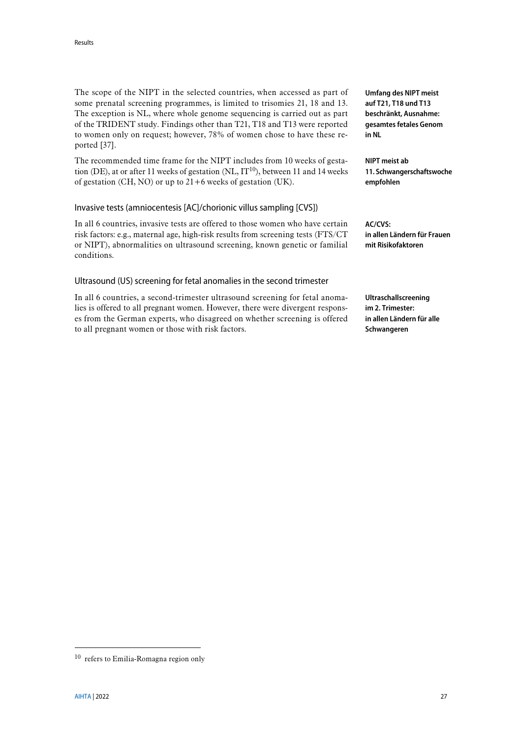The scope of the NIPT in the selected countries, when accessed as part of some prenatal screening programmes, is limited to trisomies 21, 18 and 13. The exception is NL, where whole genome sequencing is carried out as part of the TRIDENT study. Findings other than T21, T18 and T13 were reported to women only on request; however, 78% of women chose to have these reported [37].

**Umfang des NIPT meist auf T21, T18 und T13 beschränkt, Ausnahme: gesamtes fetales Genom in NL**

The recommended time frame for the NIPT includes from 10 weeks of gestation (DE), at or after 11 weeks of gestation (NL, IT[10]), between 11 and 14 weeks of gestation (CH, NO) or up to 21+6 weeks of gestation (UK).

**NIPT meist ab 11. Schwangerschaftswoche empfohlen**

### Invasive tests (amniocentesis [AC]/chorionic villus sampling [CVS])

In all 6 countries, invasive tests are offered to those women who have certain risk factors: e.g., maternal age, high-risk results from screening tests (FTS/CT or NIPT), abnormalities on ultrasound screening, known genetic or familial conditions.

**AC/CVS: in allen Ländern für Frauen mit Risikofaktoren**

### Ultrasound (US) screening for fetal anomalies in the second trimester

In all 6 countries, a second-trimester ultrasound screening for fetal anomalies is offered to all pregnant women. However, there were divergent responses from the German experts, who disagreed on whether screening is offered to all pregnant women or those with risk factors.

**Ultraschallscreening im 2. Trimester: in allen Ländern für alle Schwangeren**

[10] refers to Emilia-Romagna region only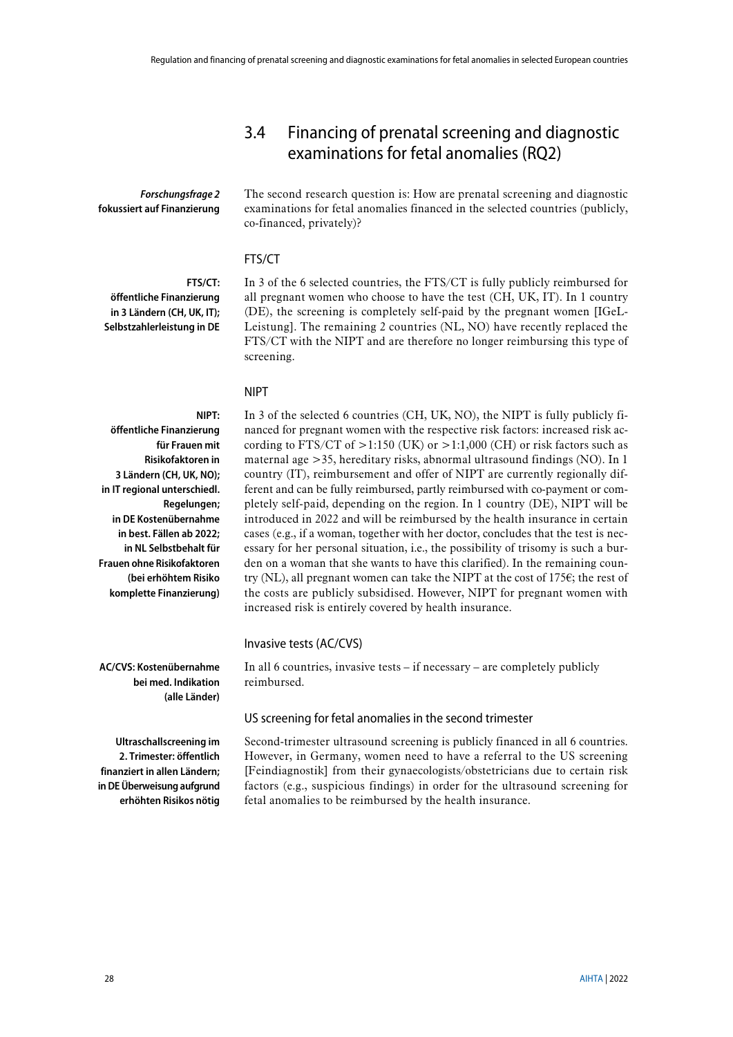## 3.4 Financing of prenatal screening and diagnostic examinations for fetal anomalies (RQ2)

***Forschungsfrage 2*** **fokussiert auf Finanzierung**

The second research question is: How are prenatal screening and diagnostic examinations for fetal anomalies financed in the selected countries (publicly, co-financed, privately)?

### FTS/CT

**FTS/CT: öffentliche Finanzierung in 3 Ländern (CH, UK, IT); Selbstzahlerleistung in DE**

In 3 of the 6 selected countries, the FTS/CT is fully publicly reimbursed for all pregnant women who choose to have the test (CH, UK, IT). In 1 country (DE), the screening is completely self-paid by the pregnant women [IGeL-Leistung]. The remaining 2 countries (NL, NO) have recently replaced the FTS/CT with the NIPT and are therefore no longer reimbursing this type of screening.

### NIPT

**NIPT: öffentliche Finanzierung für Frauen mit Risikofaktoren in 3 Ländern (CH, UK, NO); in IT regional unterschiedl. Regelungen; in DE Kostenübernahme in best. Fällen ab 2022; in NL Selbstbehalt für Frauen ohne Risikofaktoren (bei erhöhtem Risiko komplette Finanzierung)**

In 3 of the selected 6 countries (CH, UK, NO), the NIPT is fully publicly financed for pregnant women with the respective risk factors: increased risk according to FTS/CT of >1:150 (UK) or >1:1,000 (CH) or risk factors such as maternal age >35, hereditary risks, abnormal ultrasound findings (NO). In 1 country (IT), reimbursement and offer of NIPT are currently regionally different and can be fully reimbursed, partly reimbursed with co-payment or completely self-paid, depending on the region. In 1 country (DE), NIPT will be introduced in 2022 and will be reimbursed by the health insurance in certain cases (e.g., if a woman, together with her doctor, concludes that the test is necessary for her personal situation, i.e., the possibility of trisomy is such a burden on a woman that she wants to have this clarified). In the remaining country (NL), all pregnant women can take the NIPT at the cost of 175€; the rest of the costs are publicly subsidised. However, NIPT for pregnant women with increased risk is entirely covered by health insurance.

### Invasive tests (AC/CVS)

**AC/CVS: Kostenübernahme bei med. Indikation (alle Länder)**

In all 6 countries, invasive tests – if necessary – are completely publicly reimbursed.

### US screening for fetal anomalies in the second trimester

**Ultraschallscreening im 2. Trimester: öffentlich finanziert in allen Ländern; in DE Überweisung aufgrund erhöhten Risikos nötig**

Second-trimester ultrasound screening is publicly financed in all 6 countries. However, in Germany, women need to have a referral to the US screening [Feindiagnostik] from their gynaecologists/obstetricians due to certain risk factors (e.g., suspicious findings) in order for the ultrasound screening for fetal anomalies to be reimbursed by the health insurance.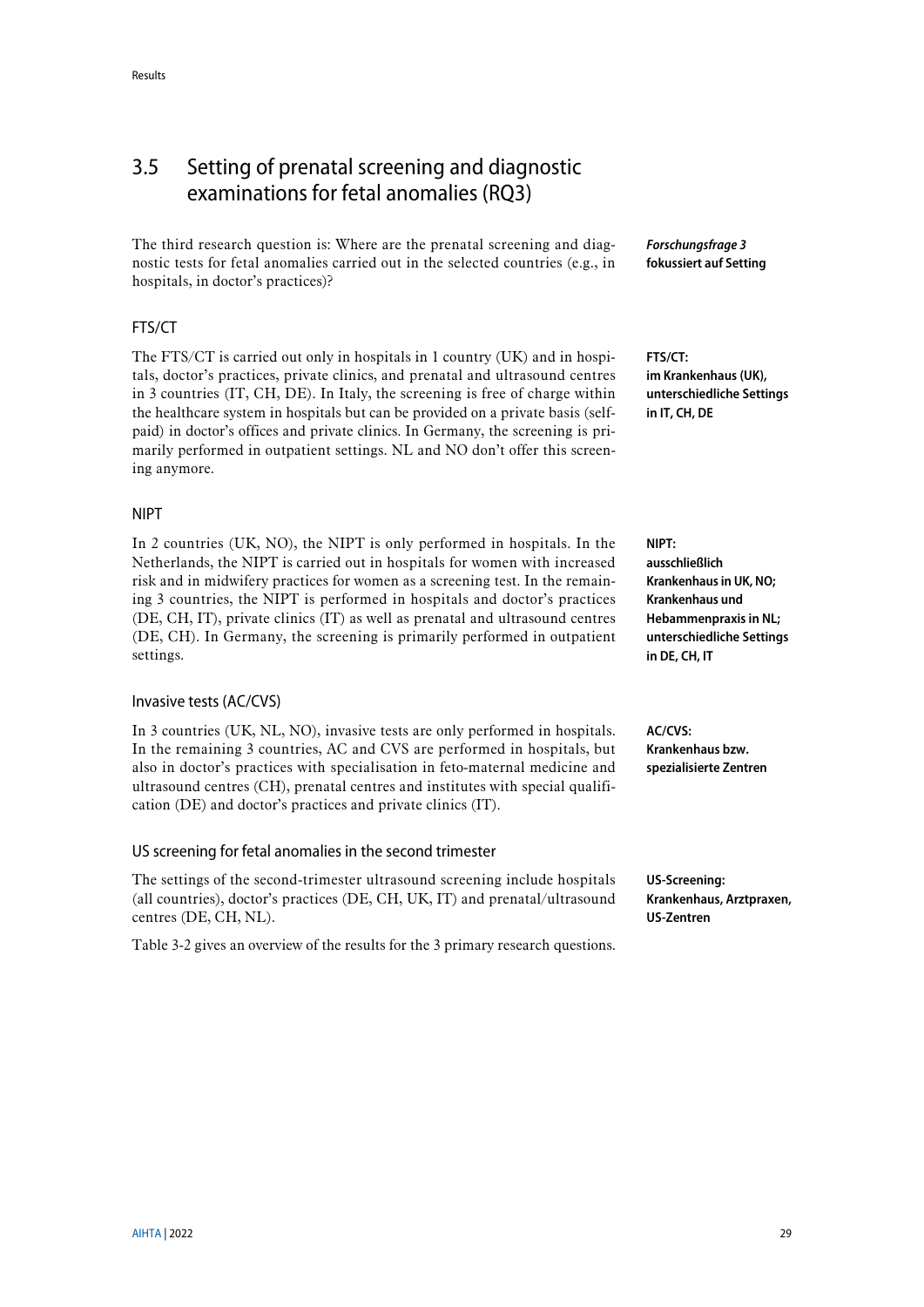## 3.5 Setting of prenatal screening and diagnostic examinations for fetal anomalies (RQ3)

The third research question is: Where are the prenatal screening and diagnostic tests for fetal anomalies carried out in the selected countries (e.g., in hospitals, in doctor's practices)?

***Forschungsfrage 3*** **fokussiert auf Setting**

### FTS/CT

The FTS/CT is carried out only in hospitals in 1 country (UK) and in hospitals, doctor's practices, private clinics, and prenatal and ultrasound centres in 3 countries (IT, CH, DE). In Italy, the screening is free of charge within the healthcare system in hospitals but can be provided on a private basis (self-paid) in doctor's offices and private clinics. In Germany, the screening is primarily performed in outpatient settings. NL and NO don't offer this screening anymore.

**FTS/CT: im Krankenhaus (UK), unterschiedliche Settings in IT, CH, DE**

### NIPT

In 2 countries (UK, NO), the NIPT is only performed in hospitals. In the Netherlands, the NIPT is carried out in hospitals for women with increased risk and in midwifery practices for women as a screening test. In the remaining 3 countries, the NIPT is performed in hospitals and doctor's practices (DE, CH, IT), private clinics (IT) as well as prenatal and ultrasound centres (DE, CH). In Germany, the screening is primarily performed in outpatient settings.

**NIPT: ausschließlich Krankenhaus in UK, NO; Krankenhaus und Hebammenpraxis in NL; unterschiedliche Settings in DE, CH, IT**

### Invasive tests (AC/CVS)

In 3 countries (UK, NL, NO), invasive tests are only performed in hospitals. In the remaining 3 countries, AC and CVS are performed in hospitals, but also in doctor's practices with specialisation in feto-maternal medicine and ultrasound centres (CH), prenatal centres and institutes with special qualification (DE) and doctor's practices and private clinics (IT).

**AC/CVS: Krankenhaus bzw. spezialisierte Zentren**

### US screening for fetal anomalies in the second trimester

The settings of the second-trimester ultrasound screening include hospitals (all countries), doctor's practices (DE, CH, UK, IT) and prenatal/ultrasound centres (DE, CH, NL).

**US-Screening: Krankenhaus, Arztpraxen, US-Zentren**

Table 3-2 gives an overview of the results for the 3 primary research questions.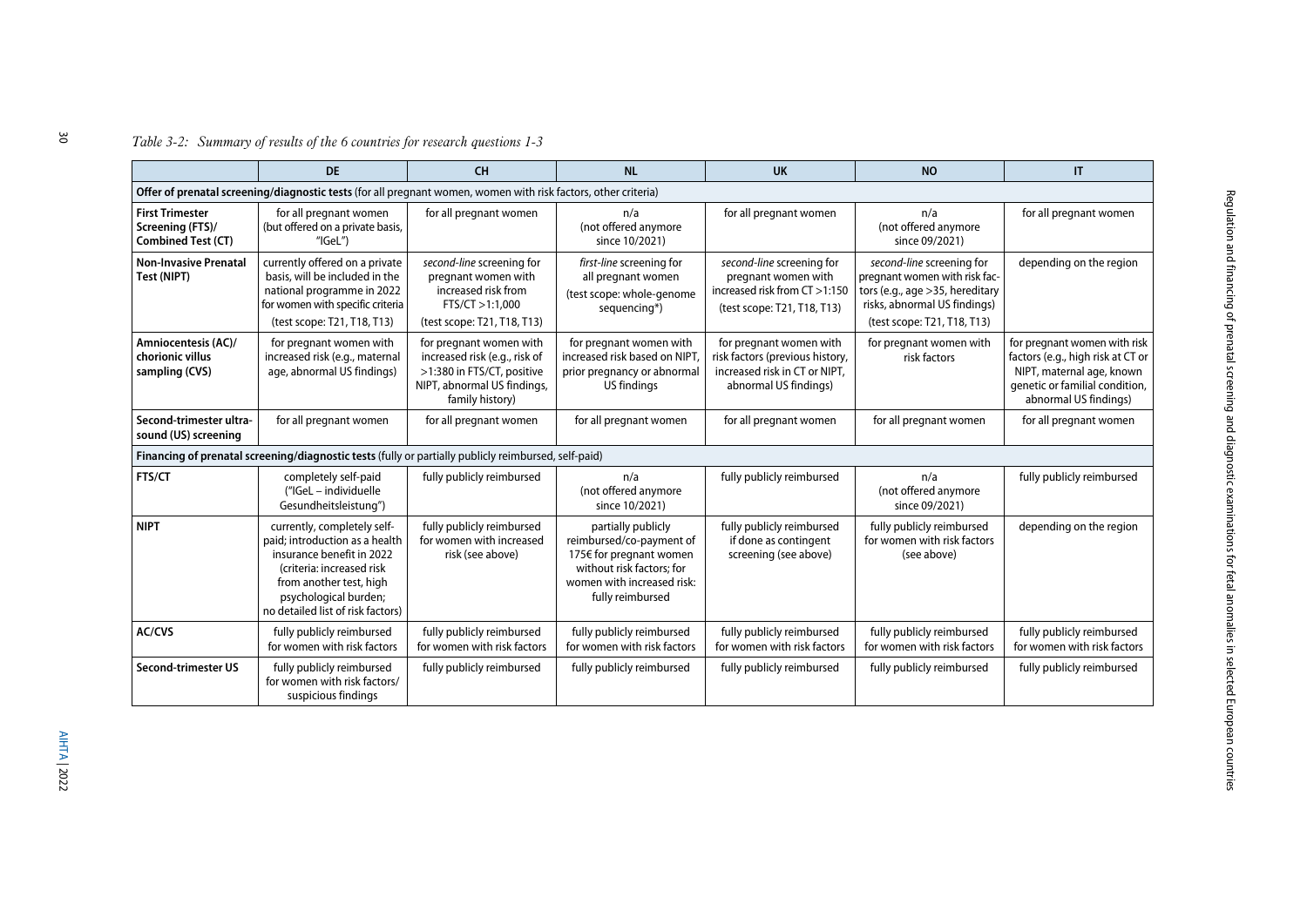*Table 3-2: Summary of results of the 6 countries for research questions 1-3*

| | DE | CH | NL | UK | NO | IT |
|---|---|---|---|---|---|---|
| **Offer of prenatal screening/diagnostic tests** (for all pregnant women, women with risk factors, other criteria) | | | | | | |
| **First Trimester Screening (FTS)/ Combined Test (CT)** | for all pregnant women (but offered on a private basis, "IGeL") | for all pregnant women | n/a (not offered anymore since 10/2021) | for all pregnant women | n/a (not offered anymore since 09/2021) | for all pregnant women |
| **Non-Invasive Prenatal Test (NIPT)** | currently offered on a private basis, will be included in the national programme in 2022 for women with specific criteria (test scope: T21, T18, T13) | *second-line* screening for pregnant women with increased risk from FTS/CT >1:1,000 (test scope: T21, T18, T13) | *first-line* screening for all pregnant women (test scope: whole-genome sequencing*) | *second-line* screening for pregnant women with increased risk from CT >1:150 (test scope: T21, T18, T13) | *second-line* screening for pregnant women with risk factors (e.g., age >35, hereditary risks, abnormal US findings) (test scope: T21, T18, T13) | depending on the region |
| **Amniocentesis (AC)/ chorionic villus sampling (CVS)** | for pregnant women with increased risk (e.g., maternal age, abnormal US findings) | for pregnant women with increased risk (e.g., risk of >1:380 in FTS/CT, positive NIPT, abnormal US findings, family history) | for pregnant women with increased risk based on NIPT, prior pregnancy or abnormal US findings | for pregnant women with risk factors (previous history, increased risk in CT or NIPT, abnormal US findings) | for pregnant women with risk factors | for pregnant women with risk factors (e.g., high risk at CT or NIPT, maternal age, known genetic or familial condition, abnormal US findings) |
| **Second-trimester ultrasound (US) screening** | for all pregnant women | for all pregnant women | for all pregnant women | for all pregnant women | for all pregnant women | for all pregnant women |
| **Financing of prenatal screening/diagnostic tests** (fully or partially publicly reimbursed, self-paid) | | | | | | |
| **FTS/CT** | completely self-paid ("IGeL – individuelle Gesundheitsleistung") | fully publicly reimbursed | n/a (not offered anymore since 10/2021) | fully publicly reimbursed | n/a (not offered anymore since 09/2021) | fully publicly reimbursed |
| **NIPT** | currently, completely self-paid; introduction as a health insurance benefit in 2022 (criteria: increased risk from another test, high psychological burden; no detailed list of risk factors) | fully publicly reimbursed for women with increased risk (see above) | partially publicly reimbursed/co-payment of 175€ for pregnant women without risk factors; for women with increased risk: fully reimbursed | fully publicly reimbursed if done as contingent screening (see above) | fully publicly reimbursed for women with risk factors (see above) | depending on the region |
| **AC/CVS** | fully publicly reimbursed for women with risk factors | fully publicly reimbursed for women with risk factors | fully publicly reimbursed for women with risk factors | fully publicly reimbursed for women with risk factors | fully publicly reimbursed for women with risk factors | fully publicly reimbursed for women with risk factors |
| **Second-trimester US** | fully publicly reimbursed for women with risk factors/ suspicious findings | fully publicly reimbursed | fully publicly reimbursed | fully publicly reimbursed | fully publicly reimbursed | fully publicly reimbursed |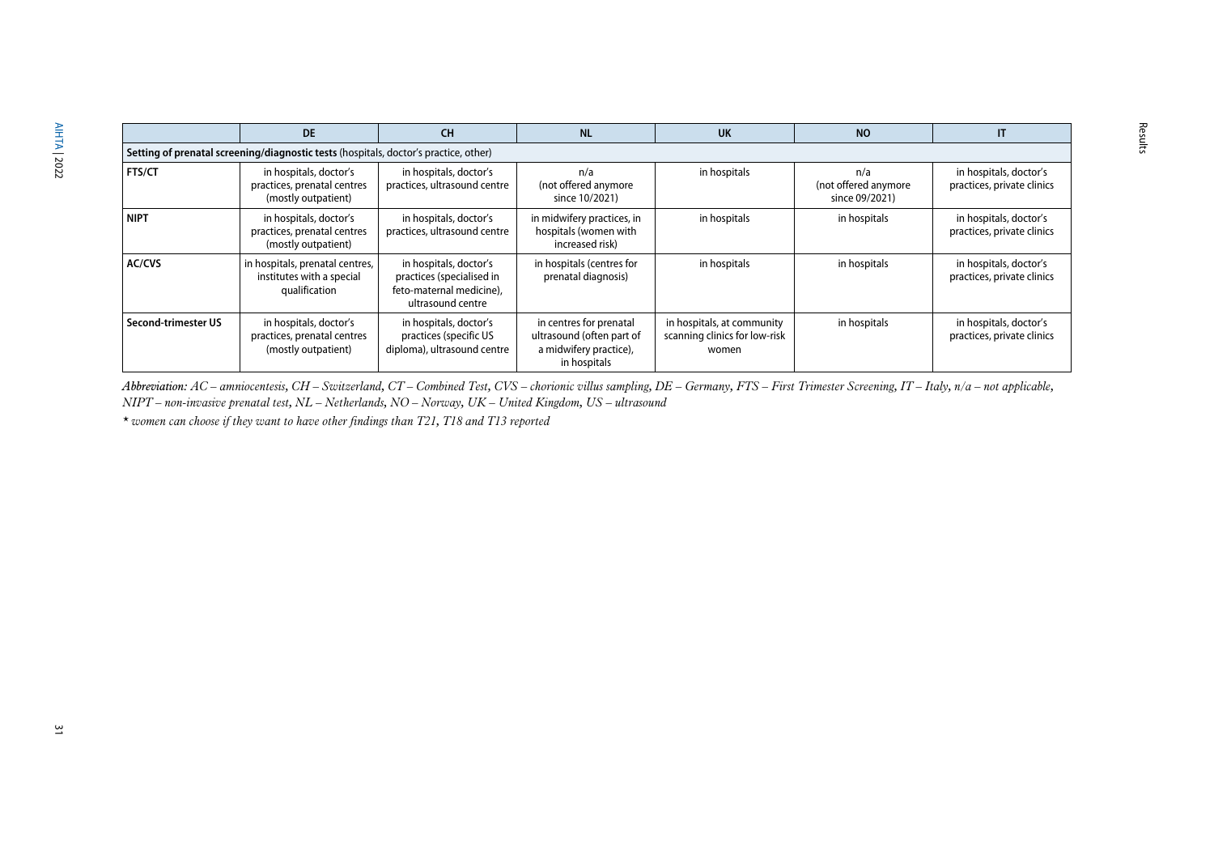| | DE | CH | NL | UK | NO | IT |
|---|---|---|---|---|---|---|
| **Setting of prenatal screening/diagnostic tests** (hospitals, doctor's practice, other) | | | | | | |
| **FTS/CT** | in hospitals, doctor's practices, prenatal centres (mostly outpatient) | in hospitals, doctor's practices, ultrasound centre | n/a (not offered anymore since 10/2021) | in hospitals | n/a (not offered anymore since 09/2021) | in hospitals, doctor's practices, private clinics |
| **NIPT** | in hospitals, doctor's practices, prenatal centres (mostly outpatient) | in hospitals, doctor's practices, ultrasound centre | in midwifery practices, in hospitals (women with increased risk) | in hospitals | in hospitals | in hospitals, doctor's practices, private clinics |
| **AC/CVS** | in hospitals, prenatal centres, institutes with a special qualification | in hospitals, doctor's practices (specialised in feto-maternal medicine), ultrasound centre | in hospitals (centres for prenatal diagnosis) | in hospitals | in hospitals | in hospitals, doctor's practices, private clinics |
| **Second-trimester US** | in hospitals, doctor's practices, prenatal centres (mostly outpatient) | in hospitals, doctor's practices (specific US diploma), ultrasound centre | in centres for prenatal ultrasound (often part of a midwifery practice), in hospitals | in hospitals, at community scanning clinics for low-risk women | in hospitals | in hospitals, doctor's practices, private clinics |

*Abbreviation: AC – amniocentesis, CH – Switzerland, CT – Combined Test, CVS – chorionic villus sampling, DE – Germany, FTS – First Trimester Screening, IT – Italy, n/a – not applicable, NIPT – non-invasive prenatal test, NL – Netherlands, NO – Norway, UK – United Kingdom, US – ultrasound*

*\* women can choose if they want to have other findings than T21, T18 and T13 reported*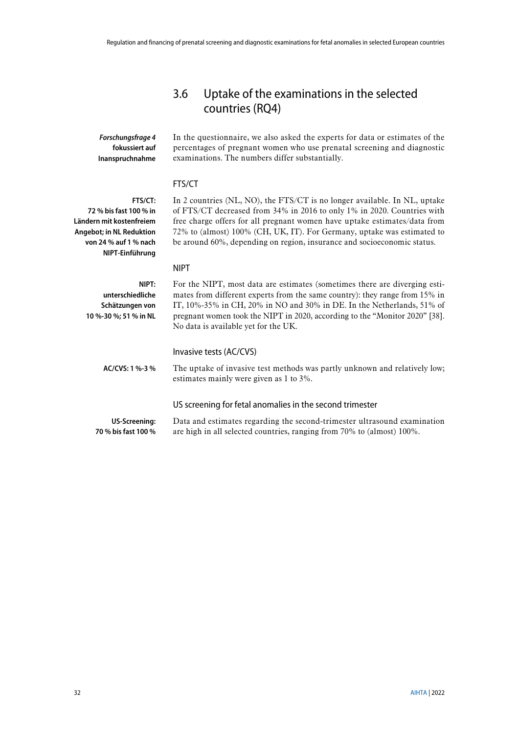## 3.6 Uptake of the examinations in the selected countries (RQ4)

***Forschungsfrage 4* fokussiert auf Inanspruchnahme**

In the questionnaire, we also asked the experts for data or estimates of the percentages of pregnant women who use prenatal screening and diagnostic examinations. The numbers differ substantially.

### FTS/CT

**FTS/CT: 72 % bis fast 100 % in Ländern mit kostenfreiem Angebot; in NL Reduktion von 24 % auf 1 % nach NIPT-Einführung**

In 2 countries (NL, NO), the FTS/CT is no longer available. In NL, uptake of FTS/CT decreased from 34% in 2016 to only 1% in 2020. Countries with free charge offers for all pregnant women have uptake estimates/data from 72% to (almost) 100% (CH, UK, IT). For Germany, uptake was estimated to be around 60%, depending on region, insurance and socioeconomic status.

### NIPT

**NIPT: unterschiedliche Schätzungen von 10 %-30 %; 51 % in NL**

For the NIPT, most data are estimates (sometimes there are diverging estimates from different experts from the same country): they range from 15% in IT, 10%-35% in CH, 20% in NO and 30% in DE. In the Netherlands, 51% of pregnant women took the NIPT in 2020, according to the "Monitor 2020" [38]. No data is available yet for the UK.

### Invasive tests (AC/CVS)

**AC/CVS: 1 %-3 %**

The uptake of invasive test methods was partly unknown and relatively low; estimates mainly were given as 1 to 3%.

### US screening for fetal anomalies in the second trimester

**US-Screening: 70 % bis fast 100 %**

Data and estimates regarding the second-trimester ultrasound examination are high in all selected countries, ranging from 70% to (almost) 100%.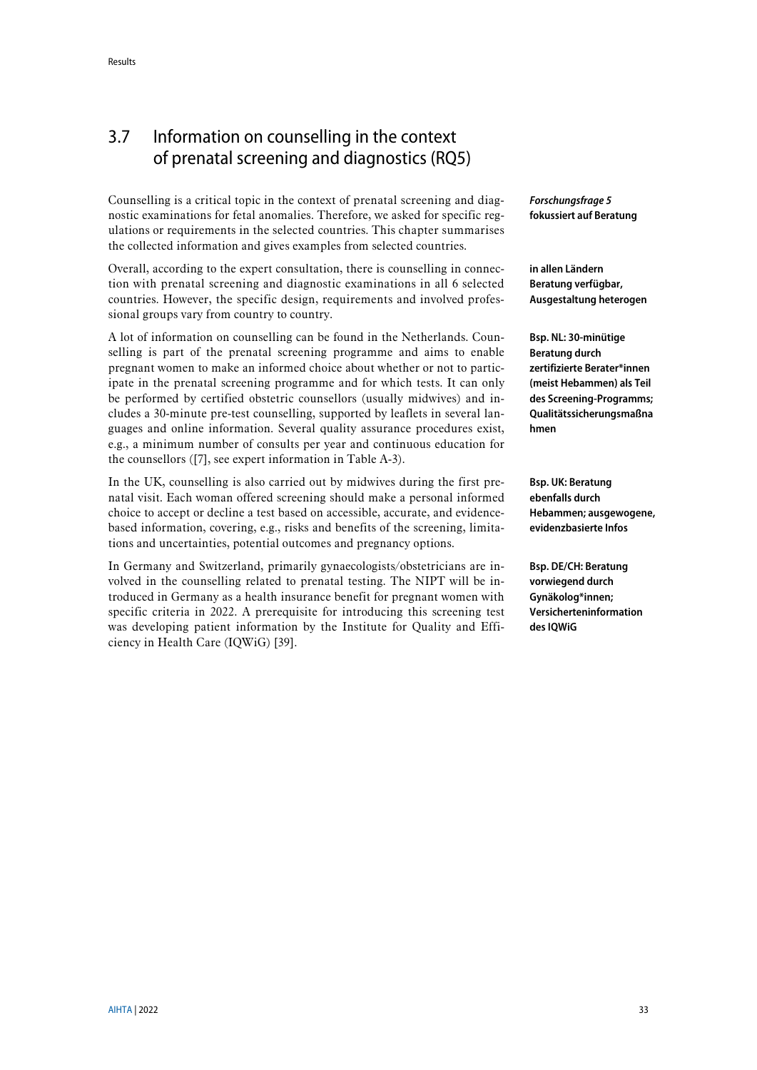## 3.7 Information on counselling in the context of prenatal screening and diagnostics (RQ5)

Counselling is a critical topic in the context of prenatal screening and diagnostic examinations for fetal anomalies. Therefore, we asked for specific regulations or requirements in the selected countries. This chapter summarises the collected information and gives examples from selected countries.

***Forschungsfrage 5*** **fokussiert auf Beratung**

Overall, according to the expert consultation, there is counselling in connection with prenatal screening and diagnostic examinations in all 6 selected countries. However, the specific design, requirements and involved professional groups vary from country to country.

**in allen Ländern Beratung verfügbar, Ausgestaltung heterogen**

A lot of information on counselling can be found in the Netherlands. Counselling is part of the prenatal screening programme and aims to enable pregnant women to make an informed choice about whether or not to participate in the prenatal screening programme and for which tests. It can only be performed by certified obstetric counsellors (usually midwives) and includes a 30-minute pre-test counselling, supported by leaflets in several languages and online information. Several quality assurance procedures exist, e.g., a minimum number of consults per year and continuous education for the counsellors ([7], see expert information in Table A-3).

**Bsp. NL: 30-minütige Beratung durch zertifizierte Berater*innen (meist Hebammen) als Teil des Screening-Programms; Qualitätssicherungsmaßnahmen**

In the UK, counselling is also carried out by midwives during the first prenatal visit. Each woman offered screening should make a personal informed choice to accept or decline a test based on accessible, accurate, and evidence-based information, covering, e.g., risks and benefits of the screening, limitations and uncertainties, potential outcomes and pregnancy options.

**Bsp. UK: Beratung ebenfalls durch Hebammen; ausgewogene, evidenzbasierte Infos**

In Germany and Switzerland, primarily gynaecologists/obstetricians are involved in the counselling related to prenatal testing. The NIPT will be introduced in Germany as a health insurance benefit for pregnant women with specific criteria in 2022. A prerequisite for introducing this screening test was developing patient information by the Institute for Quality and Efficiency in Health Care (IQWiG) [39].

**Bsp. DE/CH: Beratung vorwiegend durch Gynäkolog*innen; Versicherteninformation des IQWiG**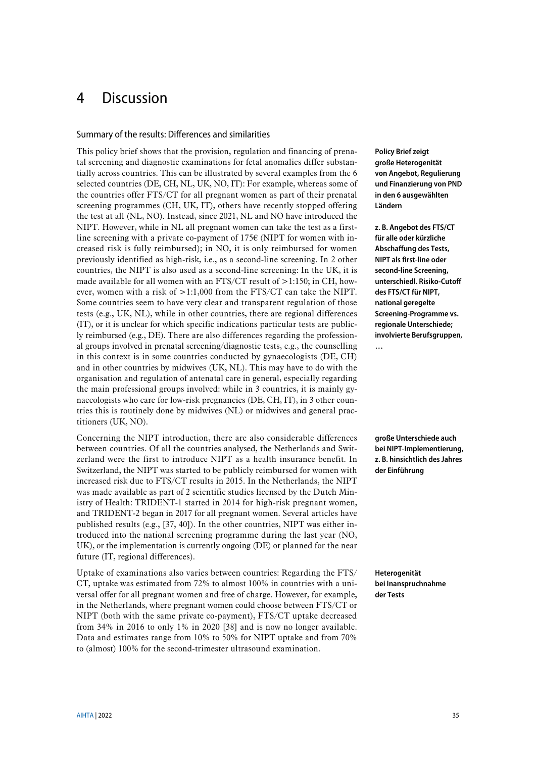# 4 Discussion

## Summary of the results: Differences and similarities

This policy brief shows that the provision, regulation and financing of prenatal screening and diagnostic examinations for fetal anomalies differ substantially across countries. This can be illustrated by several examples from the 6 selected countries (DE, CH, NL, UK, NO, IT): For example, whereas some of the countries offer FTS/CT for all pregnant women as part of their prenatal screening programmes (CH, UK, IT), others have recently stopped offering the test at all (NL, NO). Instead, since 2021, NL and NO have introduced the NIPT. However, while in NL all pregnant women can take the test as a first-line screening with a private co-payment of 175€ (NIPT for women with increased risk is fully reimbursed); in NO, it is only reimbursed for women previously identified as high-risk, i.e., as a second-line screening. In 2 other countries, the NIPT is also used as a second-line screening: In the UK, it is made available for all women with an FTS/CT result of >1:150; in CH, however, women with a risk of >1:1,000 from the FTS/CT can take the NIPT. Some countries seem to have very clear and transparent regulation of those tests (e.g., UK, NL), while in other countries, there are regional differences (IT), or it is unclear for which specific indications particular tests are publicly reimbursed (e.g., DE). There are also differences regarding the professional groups involved in prenatal screening/diagnostic tests, e.g., the counselling in this context is in some countries conducted by gynaecologists (DE, CH) and in other countries by midwives (UK, NL). This may have to do with the organisation and regulation of antenatal care in general, especially regarding the main professional groups involved: while in 3 countries, it is mainly gynaecologists who care for low-risk pregnancies (DE, CH, IT), in 3 other countries this is routinely done by midwives (NL) or midwives and general practitioners (UK, NO).

**Policy Brief zeigt große Heterogenität von Angebot, Regulierung und Finanzierung von PND in den 6 ausgewählten Ländern**

**z. B. Angebot des FTS/CT für alle oder kürzliche Abschaffung des Tests, NIPT als first-line oder second-line Screening, unterschiedl. Risiko-Cutoff des FTS/CT für NIPT, national geregelte Screening-Programme vs. regionale Unterschiede; involvierte Berufsgruppen, …**

Concerning the NIPT introduction, there are also considerable differences between countries. Of all the countries analysed, the Netherlands and Switzerland were the first to introduce NIPT as a health insurance benefit. In Switzerland, the NIPT was started to be publicly reimbursed for women with increased risk due to FTS/CT results in 2015. In the Netherlands, the NIPT was made available as part of 2 scientific studies licensed by the Dutch Ministry of Health: TRIDENT-1 started in 2014 for high-risk pregnant women, and TRIDENT-2 began in 2017 for all pregnant women. Several articles have published results (e.g., [37, 40]). In the other countries, NIPT was either introduced into the national screening programme during the last year (NO, UK), or the implementation is currently ongoing (DE) or planned for the near future (IT, regional differences).

**große Unterschiede auch bei NIPT-Implementierung, z. B. hinsichtlich des Jahres der Einführung**

Uptake of examinations also varies between countries: Regarding the FTS/CT, uptake was estimated from 72% to almost 100% in countries with a universal offer for all pregnant women and free of charge. However, for example, in the Netherlands, where pregnant women could choose between FTS/CT or NIPT (both with the same private co-payment), FTS/CT uptake decreased from 34% in 2016 to only 1% in 2020 [38] and is now no longer available. Data and estimates range from 10% to 50% for NIPT uptake and from 70% to (almost) 100% for the second-trimester ultrasound examination.

**Heterogenität bei Inanspruchnahme der Tests**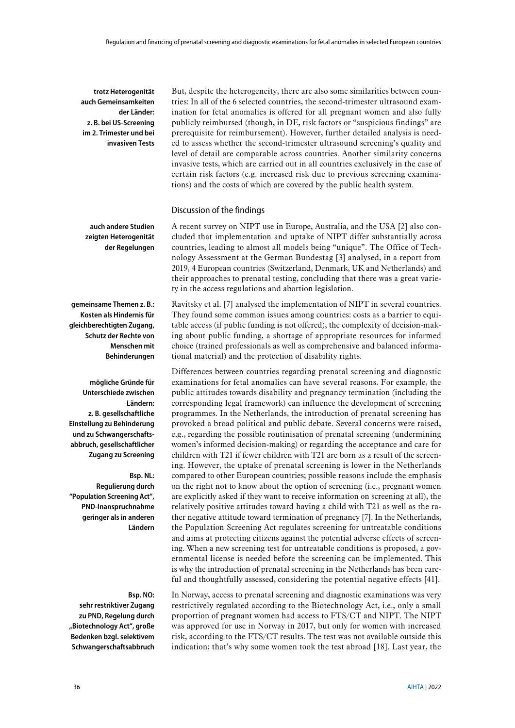**trotz Heterogenität auch Gemeinsamkeiten der Länder: z. B. bei US-Screening im 2. Trimester und bei invasiven Tests**

But, despite the heterogeneity, there are also some similarities between countries: In all of the 6 selected countries, the second-trimester ultrasound examination for fetal anomalies is offered for all pregnant women and also fully publicly reimbursed (though, in DE, risk factors or "suspicious findings" are prerequisite for reimbursement). However, further detailed analysis is needed to assess whether the second-trimester ultrasound screening's quality and level of detail are comparable across countries. Another similarity concerns invasive tests, which are carried out in all countries exclusively in the case of certain risk factors (e.g. increased risk due to previous screening examinations) and the costs of which are covered by the public health system.

## Discussion of the findings

**auch andere Studien zeigten Heterogenität der Regelungen**

A recent survey on NIPT use in Europe, Australia, and the USA [2] also concluded that implementation and uptake of NIPT differ substantially across countries, leading to almost all models being "unique". The Office of Technology Assessment at the German Bundestag [3] analysed, in a report from 2019, 4 European countries (Switzerland, Denmark, UK and Netherlands) and their approaches to prenatal testing, concluding that there was a great variety in the access regulations and abortion legislation.

**gemeinsame Themen z. B.: Kosten als Hindernis für gleichberechtigten Zugang, Schutz der Rechte von Menschen mit Behinderungen**

Ravitsky et al. [7] analysed the implementation of NIPT in several countries. They found some common issues among countries: costs as a barrier to equitable access (if public funding is not offered), the complexity of decision-making about public funding, a shortage of appropriate resources for informed choice (trained professionals as well as comprehensive and balanced informational material) and the protection of disability rights.

**mögliche Gründe für Unterschiede zwischen Ländern: z. B. gesellschaftliche Einstellung zu Behinderung und zu Schwangerschaftsabbruch, gesellschaftlicher Zugang zu Screening**

**Bsp. NL: Regulierung durch "Population Screening Act", PND-Inanspruchnahme geringer als in anderen Ländern**

Differences between countries regarding prenatal screening and diagnostic examinations for fetal anomalies can have several reasons. For example, the public attitudes towards disability and pregnancy termination (including the corresponding legal framework) can influence the development of screening programmes. In the Netherlands, the introduction of prenatal screening has provoked a broad political and public debate. Several concerns were raised, e.g., regarding the possible routinisation of prenatal screening (undermining women's informed decision-making) or regarding the acceptance and care for children with T21 if fewer children with T21 are born as a result of the screening. However, the uptake of prenatal screening is lower in the Netherlands compared to other European countries; possible reasons include the emphasis on the right not to know about the option of screening (i.e., pregnant women are explicitly asked if they want to receive information on screening at all), the relatively positive attitudes toward having a child with T21 as well as the rather negative attitude toward termination of pregnancy [7]. In the Netherlands, the Population Screening Act regulates screening for untreatable conditions and aims at protecting citizens against the potential adverse effects of screening. When a new screening test for untreatable conditions is proposed, a governmental license is needed before the screening can be implemented. This is why the introduction of prenatal screening in the Netherlands has been careful and thoughtfully assessed, considering the potential negative effects [41].

**Bsp. NO: sehr restriktiver Zugang zu PND, Regelung durch „Biotechnology Act", große Bedenken bzgl. selektivem Schwangerschaftsabbruch**

In Norway, access to prenatal screening and diagnostic examinations was very restrictively regulated according to the Biotechnology Act, i.e., only a small proportion of pregnant women had access to FTS/CT and NIPT. The NIPT was approved for use in Norway in 2017, but only for women with increased risk, according to the FTS/CT results. The test was not available outside this indication; that's why some women took the test abroad [18]. Last year, the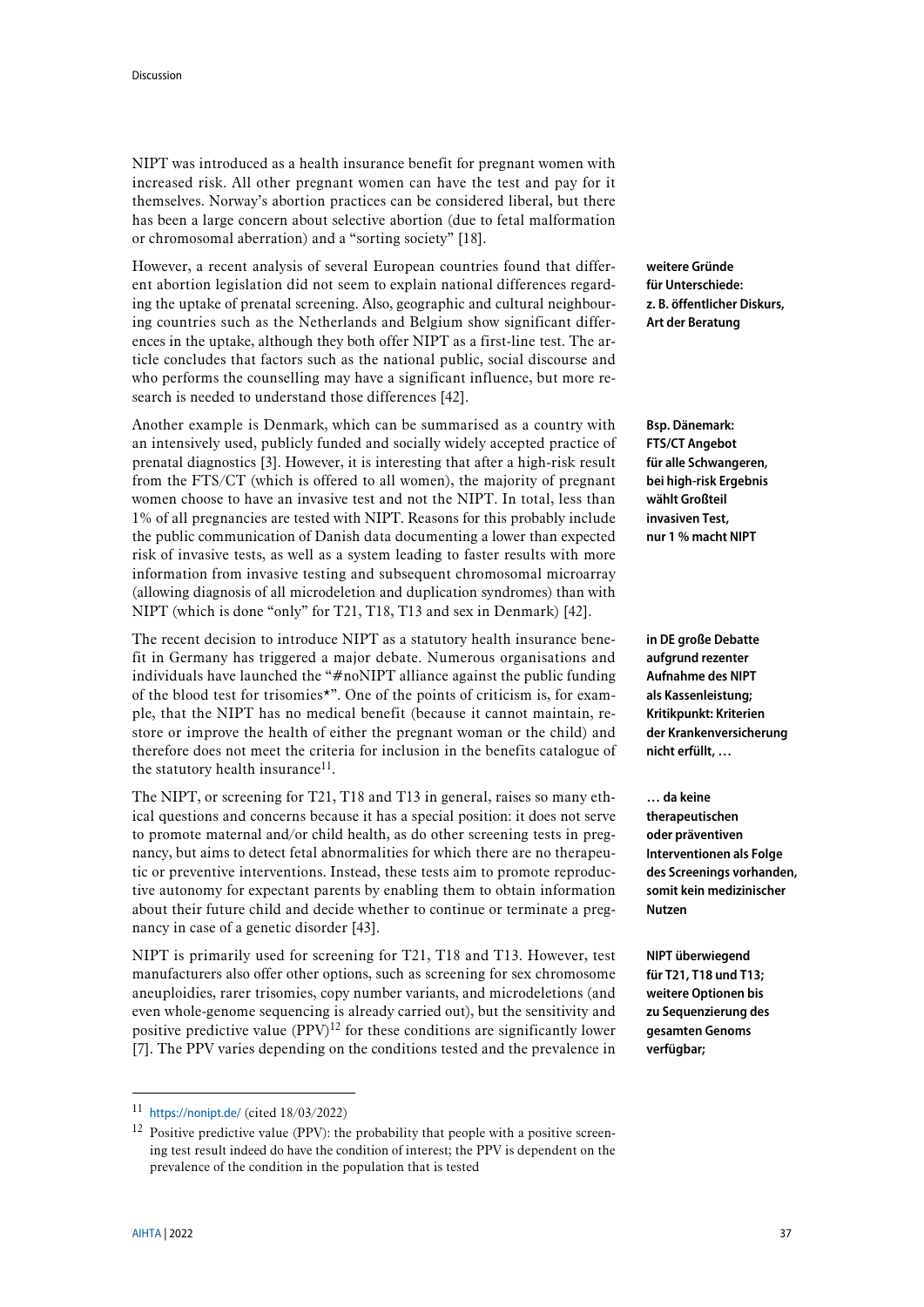NIPT was introduced as a health insurance benefit for pregnant women with increased risk. All other pregnant women can have the test and pay for it themselves. Norway's abortion practices can be considered liberal, but there has been a large concern about selective abortion (due to fetal malformation or chromosomal aberration) and a "sorting society" [18].

However, a recent analysis of several European countries found that different abortion legislation did not seem to explain national differences regarding the uptake of prenatal screening. Also, geographic and cultural neighbouring countries such as the Netherlands and Belgium show significant differences in the uptake, although they both offer NIPT as a first-line test. The article concludes that factors such as the national public, social discourse and who performs the counselling may have a significant influence, but more research is needed to understand those differences [42].

**weitere Gründe für Unterschiede: z. B. öffentlicher Diskurs, Art der Beratung**

Another example is Denmark, which can be summarised as a country with an intensively used, publicly funded and socially widely accepted practice of prenatal diagnostics [3]. However, it is interesting that after a high-risk result from the FTS/CT (which is offered to all women), the majority of pregnant women choose to have an invasive test and not the NIPT. In total, less than 1% of all pregnancies are tested with NIPT. Reasons for this probably include the public communication of Danish data documenting a lower than expected risk of invasive tests, as well as a system leading to faster results with more information from invasive testing and subsequent chromosomal microarray (allowing diagnosis of all microdeletion and duplication syndromes) than with NIPT (which is done "only" for T21, T18, T13 and sex in Denmark) [42].

**Bsp. Dänemark: FTS/CT Angebot für alle Schwangeren, bei high-risk Ergebnis wählt Großteil invasiven Test, nur 1 % macht NIPT**

The recent decision to introduce NIPT as a statutory health insurance benefit in Germany has triggered a major debate. Numerous organisations and individuals have launched the "#noNIPT alliance against the public funding of the blood test for trisomies*". One of the points of criticism is, for example, that the NIPT has no medical benefit (because it cannot maintain, restore or improve the health of either the pregnant woman or the child) and therefore does not meet the criteria for inclusion in the benefits catalogue of the statutory health insurance[11].

**in DE große Debatte aufgrund rezenter Aufnahme des NIPT als Kassenleistung; Kritikpunkt: Kriterien der Krankenversicherung nicht erfüllt, …**

The NIPT, or screening for T21, T18 and T13 in general, raises so many ethical questions and concerns because it has a special position: it does not serve to promote maternal and/or child health, as do other screening tests in pregnancy, but aims to detect fetal abnormalities for which there are no therapeutic or preventive interventions. Instead, these tests aim to promote reproductive autonomy for expectant parents by enabling them to obtain information about their future child and decide whether to continue or terminate a pregnancy in case of a genetic disorder [43].

**… da keine therapeutischen oder präventiven Interventionen als Folge des Screenings vorhanden, somit kein medizinischer Nutzen**

NIPT is primarily used for screening for T21, T18 and T13. However, test manufacturers also offer other options, such as screening for sex chromosome aneuploidies, rarer trisomies, copy number variants, and microdeletions (and even whole-genome sequencing is already carried out), but the sensitivity and positive predictive value (PPV)[12] for these conditions are significantly lower [7]. The PPV varies depending on the conditions tested and the prevalence in

**NIPT überwiegend für T21, T18 und T13; weitere Optionen bis zu Sequenzierung des gesamten Genoms verfügbar;**

---

[11] https://nonipt.de/ (cited 18/03/2022)

[12] Positive predictive value (PPV): the probability that people with a positive screening test result indeed do have the condition of interest; the PPV is dependent on the prevalence of the condition in the population that is tested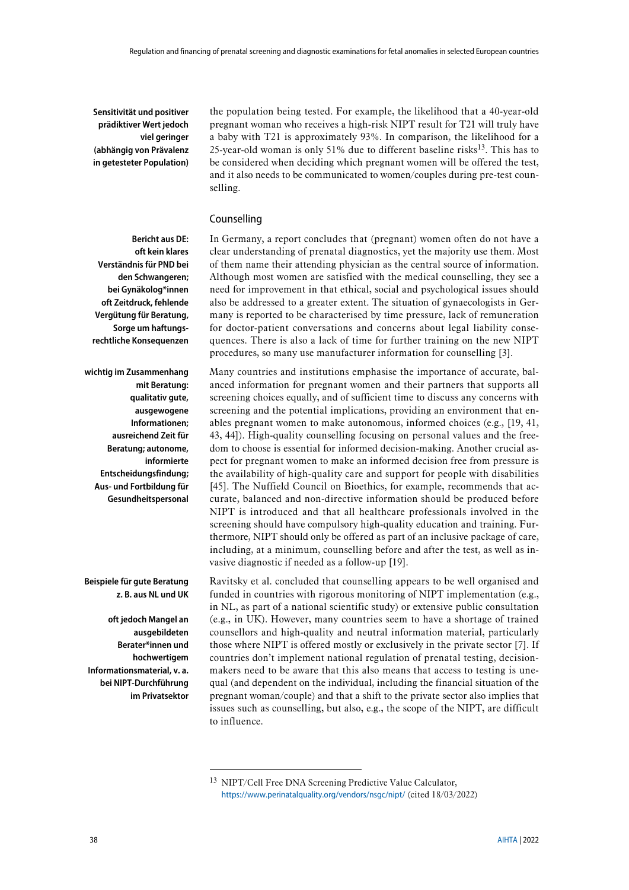**Sensitivität und positiver prädiktiver Wert jedoch viel geringer (abhängig von Prävalenz in getesteter Population)**

the population being tested. For example, the likelihood that a 40-year-old pregnant woman who receives a high-risk NIPT result for T21 will truly have a baby with T21 is approximately 93%. In comparison, the likelihood for a 25-year-old woman is only 51% due to different baseline risks[13]. This has to be considered when deciding which pregnant women will be offered the test, and it also needs to be communicated to women/couples during pre-test counselling.

## Counselling

**Bericht aus DE: oft kein klares Verständnis für PND bei den Schwangeren; bei Gynäkolog*innen oft Zeitdruck, fehlende Vergütung für Beratung, Sorge um haftungsrechtliche Konsequenzen**

In Germany, a report concludes that (pregnant) women often do not have a clear understanding of prenatal diagnostics, yet the majority use them. Most of them name their attending physician as the central source of information. Although most women are satisfied with the medical counselling, they see a need for improvement in that ethical, social and psychological issues should also be addressed to a greater extent. The situation of gynaecologists in Germany is reported to be characterised by time pressure, lack of remuneration for doctor-patient conversations and concerns about legal liability consequences. There is also a lack of time for further training on the new NIPT procedures, so many use manufacturer information for counselling [3].

**wichtig im Zusammenhang mit Beratung: qualitativ gute, ausgewogene Informationen; ausreichend Zeit für Beratung; autonome, informierte Entscheidungsfindung; Aus- und Fortbildung für Gesundheitspersonal**

Many countries and institutions emphasise the importance of accurate, balanced information for pregnant women and their partners that supports all screening choices equally, and of sufficient time to discuss any concerns with screening and the potential implications, providing an environment that enables pregnant women to make autonomous, informed choices (e.g., [19, 41, 43, 44]). High-quality counselling focusing on personal values and the freedom to choose is essential for informed decision-making. Another crucial aspect for pregnant women to make an informed decision free from pressure is the availability of high-quality care and support for people with disabilities [45]. The Nuffield Council on Bioethics, for example, recommends that accurate, balanced and non-directive information should be produced before NIPT is introduced and that all healthcare professionals involved in the screening should have compulsory high-quality education and training. Furthermore, NIPT should only be offered as part of an inclusive package of care, including, at a minimum, counselling before and after the test, as well as invasive diagnostic if needed as a follow-up [19].

**Beispiele für gute Beratung z. B. aus NL und UK**

**oft jedoch Mangel an ausgebildeten Berater*innen und hochwertigem Informationsmaterial, v. a. bei NIPT-Durchführung im Privatsektor**

Ravitsky et al. concluded that counselling appears to be well organised and funded in countries with rigorous monitoring of NIPT implementation (e.g., in NL, as part of a national scientific study) or extensive public consultation (e.g., in UK). However, many countries seem to have a shortage of trained counsellors and high-quality and neutral information material, particularly those where NIPT is offered mostly or exclusively in the private sector [7]. If countries don't implement national regulation of prenatal testing, decision-makers need to be aware that this also means that access to testing is unequal (and dependent on the individual, including the financial situation of the pregnant woman/couple) and that a shift to the private sector also implies that issues such as counselling, but also, e.g., the scope of the NIPT, are difficult to influence.

---

[13] NIPT/Cell Free DNA Screening Predictive Value Calculator, https://www.perinatalquality.org/vendors/nsgc/nipt/ (cited 18/03/2022)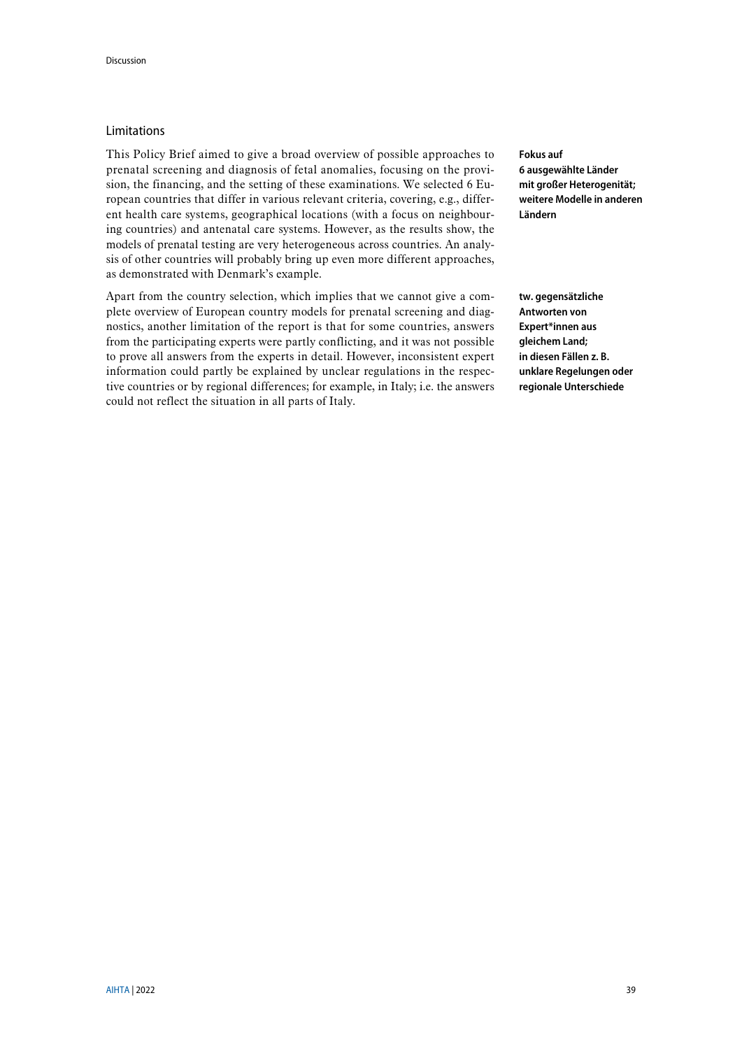## Limitations

This Policy Brief aimed to give a broad overview of possible approaches to prenatal screening and diagnosis of fetal anomalies, focusing on the provision, the financing, and the setting of these examinations. We selected 6 European countries that differ in various relevant criteria, covering, e.g., different health care systems, geographical locations (with a focus on neighbouring countries) and antenatal care systems. However, as the results show, the models of prenatal testing are very heterogeneous across countries. An analysis of other countries will probably bring up even more different approaches, as demonstrated with Denmark's example.

**Fokus auf 6 ausgewählte Länder mit großer Heterogenität; weitere Modelle in anderen Ländern**

Apart from the country selection, which implies that we cannot give a complete overview of European country models for prenatal screening and diagnostics, another limitation of the report is that for some countries, answers from the participating experts were partly conflicting, and it was not possible to prove all answers from the experts in detail. However, inconsistent expert information could partly be explained by unclear regulations in the respective countries or by regional differences; for example, in Italy; i.e. the answers could not reflect the situation in all parts of Italy.

**tw. gegensätzliche Antworten von Expert*innen aus gleichem Land; in diesen Fällen z. B. unklare Regelungen oder regionale Unterschiede**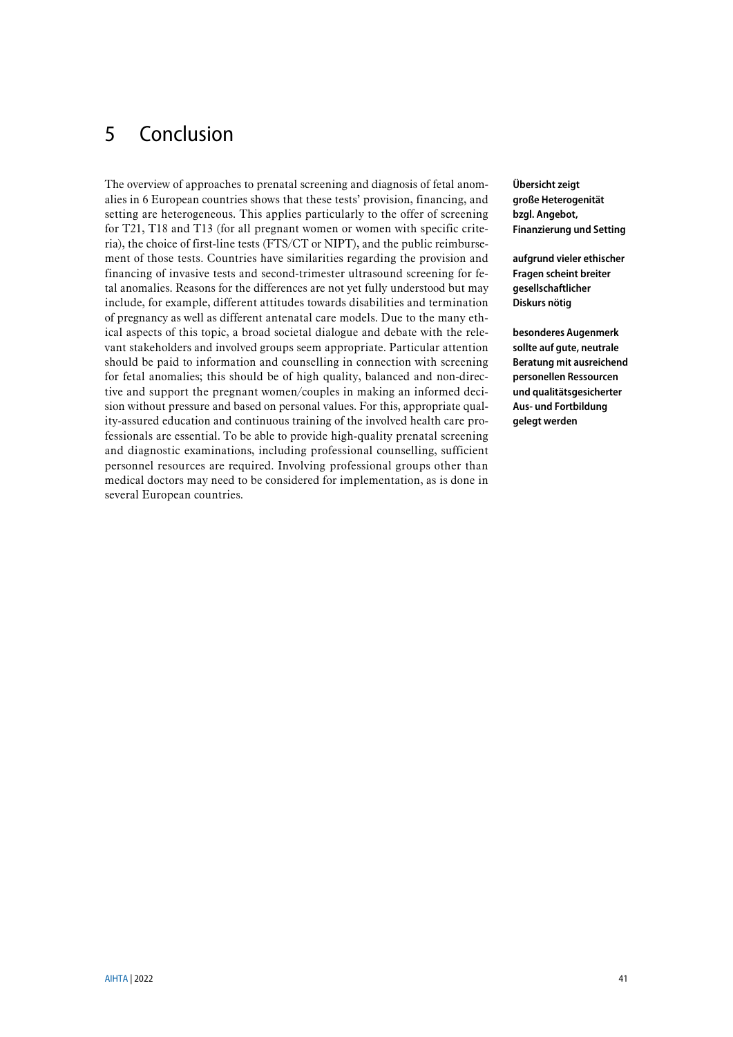# 5 Conclusion

The overview of approaches to prenatal screening and diagnosis of fetal anomalies in 6 European countries shows that these tests' provision, financing, and setting are heterogeneous. This applies particularly to the offer of screening for T21, T18 and T13 (for all pregnant women or women with specific criteria), the choice of first-line tests (FTS/CT or NIPT), and the public reimbursement of those tests. Countries have similarities regarding the provision and financing of invasive tests and second-trimester ultrasound screening for fetal anomalies. Reasons for the differences are not yet fully understood but may include, for example, different attitudes towards disabilities and termination of pregnancy as well as different antenatal care models. Due to the many ethical aspects of this topic, a broad societal dialogue and debate with the relevant stakeholders and involved groups seem appropriate. Particular attention should be paid to information and counselling in connection with screening for fetal anomalies; this should be of high quality, balanced and non-directive and support the pregnant women/couples in making an informed decision without pressure and based on personal values. For this, appropriate quality-assured education and continuous training of the involved health care professionals are essential. To be able to provide high-quality prenatal screening and diagnostic examinations, including professional counselling, sufficient personnel resources are required. Involving professional groups other than medical doctors may need to be considered for implementation, as is done in several European countries.

**Übersicht zeigt große Heterogenität bzgl. Angebot, Finanzierung und Setting**

**aufgrund vieler ethischer Fragen scheint breiter gesellschaftlicher Diskurs nötig**

**besonderes Augenmerk sollte auf gute, neutrale Beratung mit ausreichend personellen Ressourcen und qualitätsgesicherter Aus- und Fortbildung gelegt werden**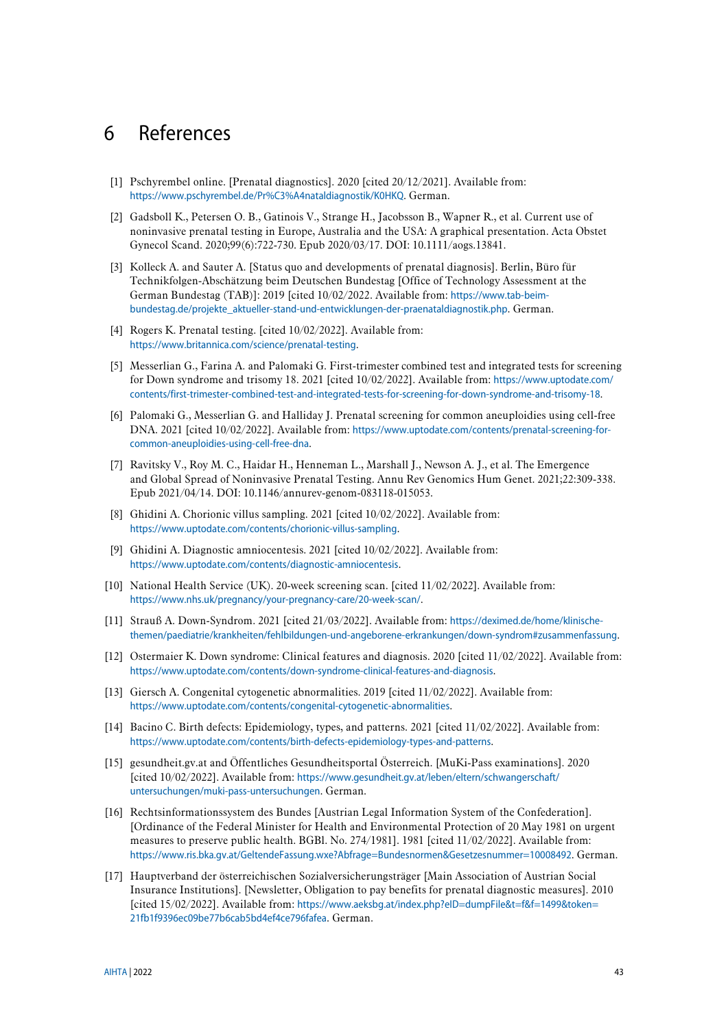# 6 References

[1] Pschyrembel online. [Prenatal diagnostics]. 2020 [cited 20/12/2021]. Available from: https://www.pschyrembel.de/Pr%C3%A4nataldiagnostik/K0HKQ. German.

[2] Gadsboll K., Petersen O. B., Gatinois V., Strange H., Jacobsson B., Wapner R., et al. Current use of noninvasive prenatal testing in Europe, Australia and the USA: A graphical presentation. Acta Obstet Gynecol Scand. 2020;99(6):722-730. Epub 2020/03/17. DOI: 10.1111/aogs.13841.

[3] Kolleck A. and Sauter A. [Status quo and developments of prenatal diagnosis]. Berlin, Büro für Technikfolgen-Abschätzung beim Deutschen Bundestag [Office of Technology Assessment at the German Bundestag (TAB)]: 2019 [cited 10/02/2022. Available from: https://www.tab-beim-bundestag.de/projekte_aktueller-stand-und-entwicklungen-der-praenataldiagnostik.php. German.

[4] Rogers K. Prenatal testing. [cited 10/02/2022]. Available from: https://www.britannica.com/science/prenatal-testing.

[5] Messerlian G., Farina A. and Palomaki G. First-trimester combined test and integrated tests for screening for Down syndrome and trisomy 18. 2021 [cited 10/02/2022]. Available from: https://www.uptodate.com/contents/first-trimester-combined-test-and-integrated-tests-for-screening-for-down-syndrome-and-trisomy-18.

[6] Palomaki G., Messerlian G. and Halliday J. Prenatal screening for common aneuploidies using cell-free DNA. 2021 [cited 10/02/2022]. Available from: https://www.uptodate.com/contents/prenatal-screening-for-common-aneuploidies-using-cell-free-dna.

[7] Ravitsky V., Roy M. C., Haidar H., Henneman L., Marshall J., Newson A. J., et al. The Emergence and Global Spread of Noninvasive Prenatal Testing. Annu Rev Genomics Hum Genet. 2021;22:309-338. Epub 2021/04/14. DOI: 10.1146/annurev-genom-083118-015053.

[8] Ghidini A. Chorionic villus sampling. 2021 [cited 10/02/2022]. Available from: https://www.uptodate.com/contents/chorionic-villus-sampling.

[9] Ghidini A. Diagnostic amniocentesis. 2021 [cited 10/02/2022]. Available from: https://www.uptodate.com/contents/diagnostic-amniocentesis.

[10] National Health Service (UK). 20-week screening scan. [cited 11/02/2022]. Available from: https://www.nhs.uk/pregnancy/your-pregnancy-care/20-week-scan/.

[11] Strauß A. Down-Syndrom. 2021 [cited 21/03/2022]. Available from: https://deximed.de/home/klinische-themen/paediatrie/krankheiten/fehlbildungen-und-angeborene-erkrankungen/down-syndrom#zusammenfassung. German.

[12] Ostermaier K. Down syndrome: Clinical features and diagnosis. 2020 [cited 11/02/2022]. Available from: https://www.uptodate.com/contents/down-syndrome-clinical-features-and-diagnosis.

[13] Giersch A. Congenital cytogenetic abnormalities. 2019 [cited 11/02/2022]. Available from: https://www.uptodate.com/contents/congenital-cytogenetic-abnormalities.

[14] Bacino C. Birth defects: Epidemiology, types, and patterns. 2021 [cited 11/02/2022]. Available from: https://www.uptodate.com/contents/birth-defects-epidemiology-types-and-patterns.

[15] gesundheit.gv.at and Öffentliches Gesundheitsportal Österreich. [MuKi-Pass examinations]. 2020 [cited 10/02/2022]. Available from: https://www.gesundheit.gv.at/leben/eltern/schwangerschaft/untersuchungen/muki-pass-untersuchungen. German.

[16] Rechtsinformationssystem des Bundes [Austrian Legal Information System of the Confederation]. [Ordinance of the Federal Minister for Health and Environmental Protection of 20 May 1981 on urgent measures to preserve public health. BGBl. No. 274/1981]. 1981 [cited 11/02/2022]. Available from: https://www.ris.bka.gv.at/GeltendeFassung.wxe?Abfrage=Bundesnormen&Gesetzesnummer=10008492. German.

[17] Hauptverband der österreichischen Sozialversicherungsträger [Main Association of Austrian Social Insurance Institutions]. [Newsletter, Obligation to pay benefits for prenatal diagnostic measures]. 2010 [cited 15/02/2022]. Available from: https://www.aeksbg.at/index.php?eID=dumpFile&t=f&f=1499&token=21fb1f9396ec09be77b6cab5bd4ef4ce796fafea. German.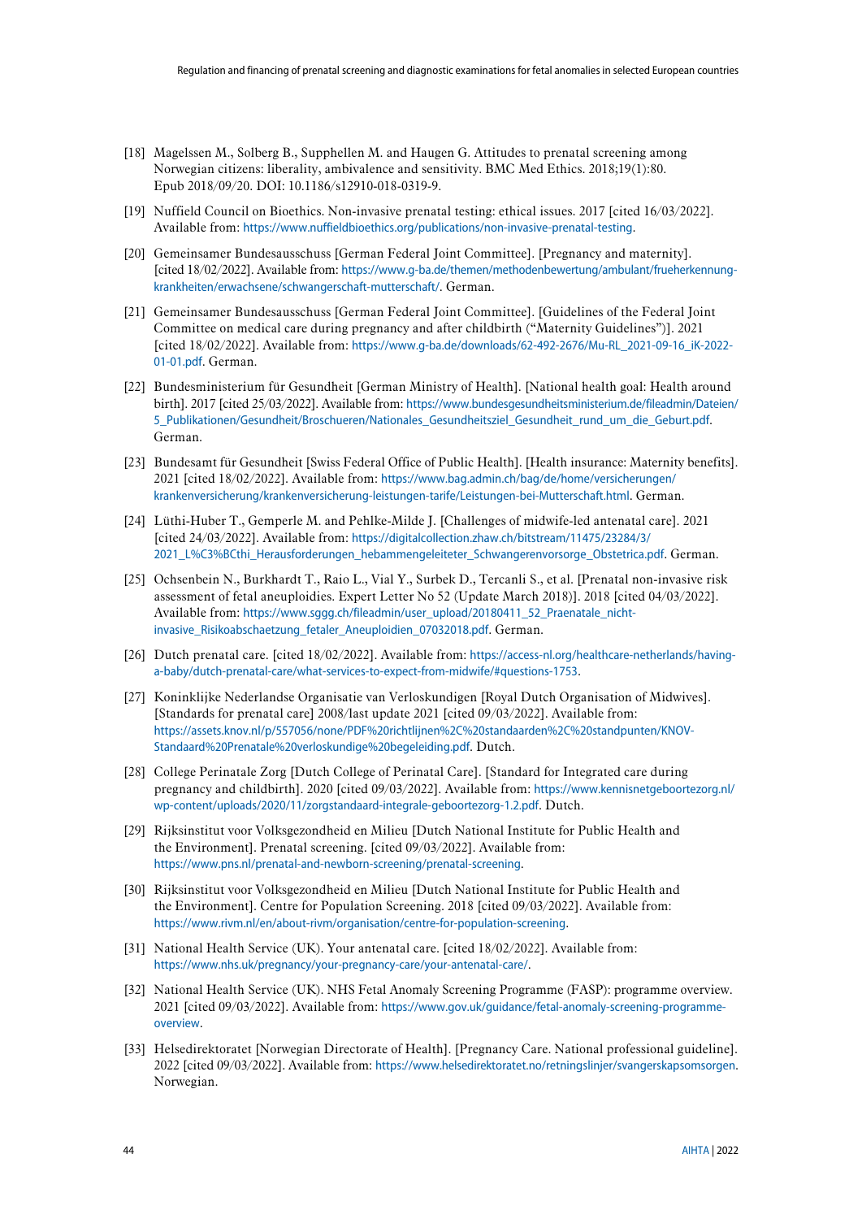[18] Magelssen M., Solberg B., Supphellen M. and Haugen G. Attitudes to prenatal screening among Norwegian citizens: liberality, ambivalence and sensitivity. BMC Med Ethics. 2018;19(1):80. Epub 2018/09/20. DOI: 10.1186/s12910-018-0319-9.

[19] Nuffield Council on Bioethics. Non-invasive prenatal testing: ethical issues. 2017 [cited 16/03/2022]. Available from: https://www.nuffieldbioethics.org/publications/non-invasive-prenatal-testing.

[20] Gemeinsamer Bundesausschuss [German Federal Joint Committee]. [Pregnancy and maternity]. [cited 18/02/2022]. Available from: https://www.g-ba.de/themen/methodenbewertung/ambulant/frueherkennung-krankheiten/erwachsene/schwangerschaft-mutterschaft/. German.

[21] Gemeinsamer Bundesausschuss [German Federal Joint Committee]. [Guidelines of the Federal Joint Committee on medical care during pregnancy and after childbirth ("Maternity Guidelines")]. 2021 [cited 18/02/2022]. Available from: https://www.g-ba.de/downloads/62-492-2676/Mu-RL_2021-09-16_iK-2022-01-01.pdf. German.

[22] Bundesministerium für Gesundheit [German Ministry of Health]. [National health goal: Health around birth]. 2017 [cited 25/03/2022]. Available from: https://www.bundesgesundheitsministerium.de/fileadmin/Dateien/5_Publikationen/Gesundheit/Broschueren/Nationales_Gesundheitsziel_Gesundheit_rund_um_die_Geburt.pdf. German.

[23] Bundesamt für Gesundheit [Swiss Federal Office of Public Health]. [Health insurance: Maternity benefits]. 2021 [cited 18/02/2022]. Available from: https://www.bag.admin.ch/bag/de/home/versicherungen/krankenversicherung/krankenversicherung-leistungen-tarife/Leistungen-bei-Mutterschaft.html. German.

[24] Lüthi-Huber T., Gemperle M. and Pehlke-Milde J. [Challenges of midwife-led antenatal care]. 2021 [cited 24/03/2022]. Available from: https://digitalcollection.zhaw.ch/bitstream/11475/23284/3/2021_L%C3%BCthi_Herausforderungen_hebammengeleiteter_Schwangerenvorsorge_Obstetrica.pdf. German.

[25] Ochsenbein N., Burkhardt T., Raio L., Vial Y., Surbek D., Tercanli S., et al. [Prenatal non-invasive risk assessment of fetal aneuploidies. Expert Letter No 52 (Update March 2018)]. 2018 [cited 04/03/2022]. Available from: https://www.sggg.ch/fileadmin/user_upload/20180411_52_Praenatale_nicht-invasive_Risikoabschaetzung_fetaler_Aneuploidien_07032018.pdf. German.

[26] Dutch prenatal care. [cited 18/02/2022]. Available from: https://access-nl.org/healthcare-netherlands/having-a-baby/dutch-prenatal-care/what-services-to-expect-from-midwife/#questions-1753.

[27] Koninklijke Nederlandse Organisatie van Verloskundigen [Royal Dutch Organisation of Midwives]. [Standards for prenatal care] 2008/last update 2021 [cited 09/03/2022]. Available from: https://assets.knov.nl/p/557056/none/PDF%20richtlijnen%2C%20standaarden%2C%20standpunten/KNOV-Standaard%20Prenatale%20verloskundige%20begeleiding.pdf. Dutch.

[28] College Perinatale Zorg [Dutch College of Perinatal Care]. [Standard for Integrated care during pregnancy and childbirth]. 2020 [cited 09/03/2022]. Available from: https://www.kennisnetgeboortezorg.nl/wp-content/uploads/2020/11/zorgstandaard-integrale-geboortezorg-1.2.pdf. Dutch.

[29] Rijksinstituut voor Volksgezondheid en Milieu [Dutch National Institute for Public Health and the Environment]. Prenatal screening. [cited 09/03/2022]. Available from: https://www.pns.nl/prenatal-and-newborn-screening/prenatal-screening.

[30] Rijksinstituut voor Volksgezondheid en Milieu [Dutch National Institute for Public Health and the Environment]. Centre for Population Screening. 2018 [cited 09/03/2022]. Available from: https://www.rivm.nl/en/about-rivm/organisation/centre-for-population-screening.

[31] National Health Service (UK). Your antenatal care. [cited 18/02/2022]. Available from: https://www.nhs.uk/pregnancy/your-pregnancy-care/your-antenatal-care/.

[32] National Health Service (UK). NHS Fetal Anomaly Screening Programme (FASP): programme overview. 2021 [cited 09/03/2022]. Available from: https://www.gov.uk/guidance/fetal-anomaly-screening-programme-overview.

[33] Helsedirektoratet [Norwegian Directorate of Health]. [Pregnancy Care. National professional guideline]. 2022 [cited 09/03/2022]. Available from: https://www.helsedirektoratet.no/retningslinjer/svangerskapsomsorgen. Norwegian.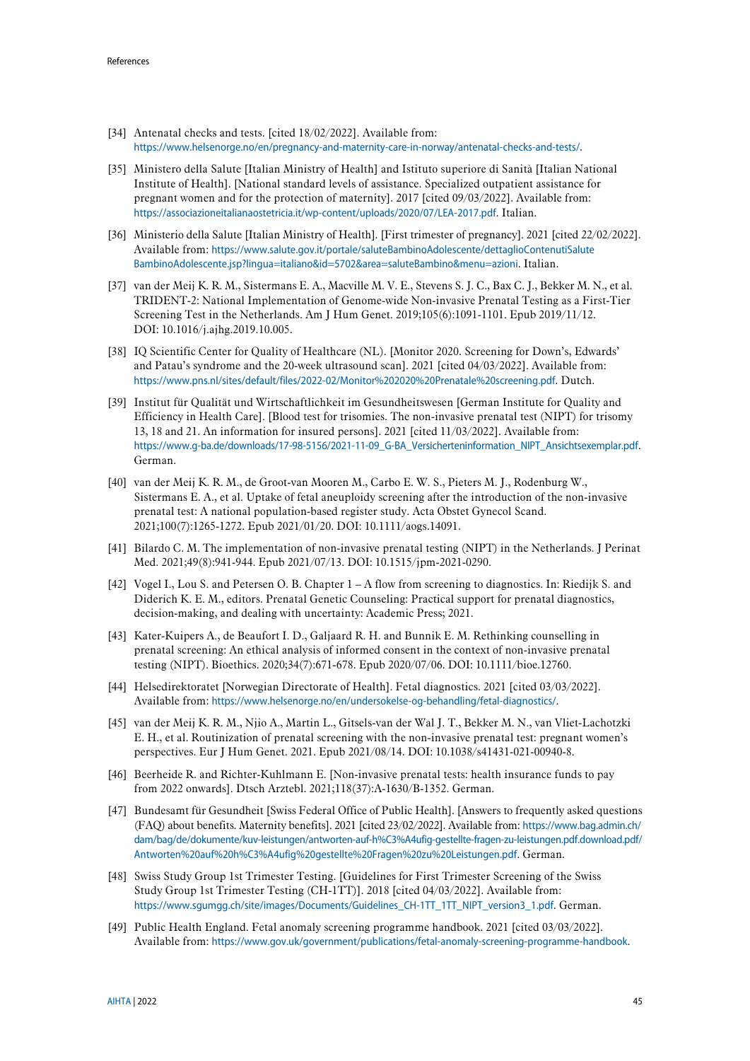[34] Antenatal checks and tests. [cited 18/02/2022]. Available from: https://www.helsenorge.no/en/pregnancy-and-maternity-care-in-norway/antenatal-checks-and-tests/.

[35] Ministero della Salute [Italian Ministry of Health] and Istituto superiore di Sanità [Italian National Institute of Health]. [National standard levels of assistance. Specialized outpatient assistance for pregnant women and for the protection of maternity]. 2017 [cited 09/03/2022]. Available from: https://associazioneitalianaostetricia.it/wp-content/uploads/2020/07/LEA-2017.pdf. Italian.

[36] Ministerio della Salute [Italian Ministry of Health]. [First trimester of pregnancy]. 2021 [cited 22/02/2022]. Available from: https://www.salute.gov.it/portale/saluteBambinoAdolescente/dettaglioContenutiSaluteBambinoAdolescente.jsp?lingua=italiano&id=5702&area=saluteBambino&menu=azioni. Italian.

[37] van der Meij K. R. M., Sistermans E. A., Macville M. V. E., Stevens S. J. C., Bax C. J., Bekker M. N., et al. TRIDENT-2: National Implementation of Genome-wide Non-invasive Prenatal Testing as a First-Tier Screening Test in the Netherlands. Am J Hum Genet. 2019;105(6):1091-1101. Epub 2019/11/12. DOI: 10.1016/j.ajhg.2019.10.005.

[38] IQ Scientific Center for Quality of Healthcare (NL). [Monitor 2020. Screening for Down's, Edwards' and Patau's syndrome and the 20-week ultrasound scan]. 2021 [cited 04/03/2022]. Available from: https://www.pns.nl/sites/default/files/2022-02/Monitor%202020%20Prenatale%20screening.pdf. Dutch.

[39] Institut für Qualität und Wirtschaftlichkeit im Gesundheitswesen [German Institute for Quality and Efficiency in Health Care]. [Blood test for trisomies. The non-invasive prenatal test (NIPT) for trisomy 13, 18 and 21. An information for insured persons]. 2021 [cited 11/03/2022]. Available from: https://www.g-ba.de/downloads/17-98-5156/2021-11-09_G-BA_Versicherteninformation_NIPT_Ansichtsexemplar.pdf. German.

[40] van der Meij K. R. M., de Groot-van Mooren M., Carbo E. W. S., Pieters M. J., Rodenburg W., Sistermans E. A., et al. Uptake of fetal aneuploidy screening after the introduction of the non-invasive prenatal test: A national population-based register study. Acta Obstet Gynecol Scand. 2021;100(7):1265-1272. Epub 2021/01/20. DOI: 10.1111/aogs.14091.

[41] Bilardo C. M. The implementation of non-invasive prenatal testing (NIPT) in the Netherlands. J Perinat Med. 2021;49(8):941-944. Epub 2021/07/13. DOI: 10.1515/jpm-2021-0290.

[42] Vogel I., Lou S. and Petersen O. B. Chapter 1 – A flow from screening to diagnostics. In: Riedijk S. and Diderich K. E. M., editors. Prenatal Genetic Counseling: Practical support for prenatal diagnostics, decision-making, and dealing with uncertainty: Academic Press; 2021.

[43] Kater-Kuipers A., de Beaufort I. D., Galjaard R. H. and Bunnik E. M. Rethinking counselling in prenatal screening: An ethical analysis of informed consent in the context of non-invasive prenatal testing (NIPT). Bioethics. 2020;34(7):671-678. Epub 2020/07/06. DOI: 10.1111/bioe.12760.

[44] Helsedirektoratet [Norwegian Directorate of Health]. Fetal diagnostics. 2021 [cited 03/03/2022]. Available from: https://www.helsenorge.no/en/undersokelse-og-behandling/fetal-diagnostics/.

[45] van der Meij K. R. M., Njio A., Martin L., Gitsels-van der Wal J. T., Bekker M. N., van Vliet-Lachotzki E. H., et al. Routinization of prenatal screening with the non-invasive prenatal test: pregnant women's perspectives. Eur J Hum Genet. 2021. Epub 2021/08/14. DOI: 10.1038/s41431-021-00940-8.

[46] Beerheide R. and Richter-Kuhlmann E. [Non-invasive prenatal tests: health insurance funds to pay from 2022 onwards]. Dtsch Arztebl. 2021;118(37):A-1630/B-1352. German.

[47] Bundesamt für Gesundheit [Swiss Federal Office of Public Health]. [Answers to frequently asked questions (FAQ) about benefits. Maternity benefits]. 2021 [cited 23/02/2022]. Available from: https://www.bag.admin.ch/dam/bag/de/dokumente/kuv-leistungen/antworten-auf-h%C3%A4ufig-gestellte-fragen-zu-leistungen.pdf.download.pdf/Antworten%20auf%20h%C3%A4ufig%20gestellte%20Fragen%20zu%20Leistungen.pdf. German.

[48] Swiss Study Group 1st Trimester Testing. [Guidelines for First Trimester Screening of the Swiss Study Group 1st Trimester Testing (CH-1TT)]. 2018 [cited 04/03/2022]. Available from: https://www.sgumgg.ch/site/images/Documents/Guidelines_CH-1TT_1TT_NIPT_version3_1.pdf. German.

[49] Public Health England. Fetal anomaly screening programme handbook. 2021 [cited 03/03/2022]. Available from: https://www.gov.uk/government/publications/fetal-anomaly-screening-programme-handbook.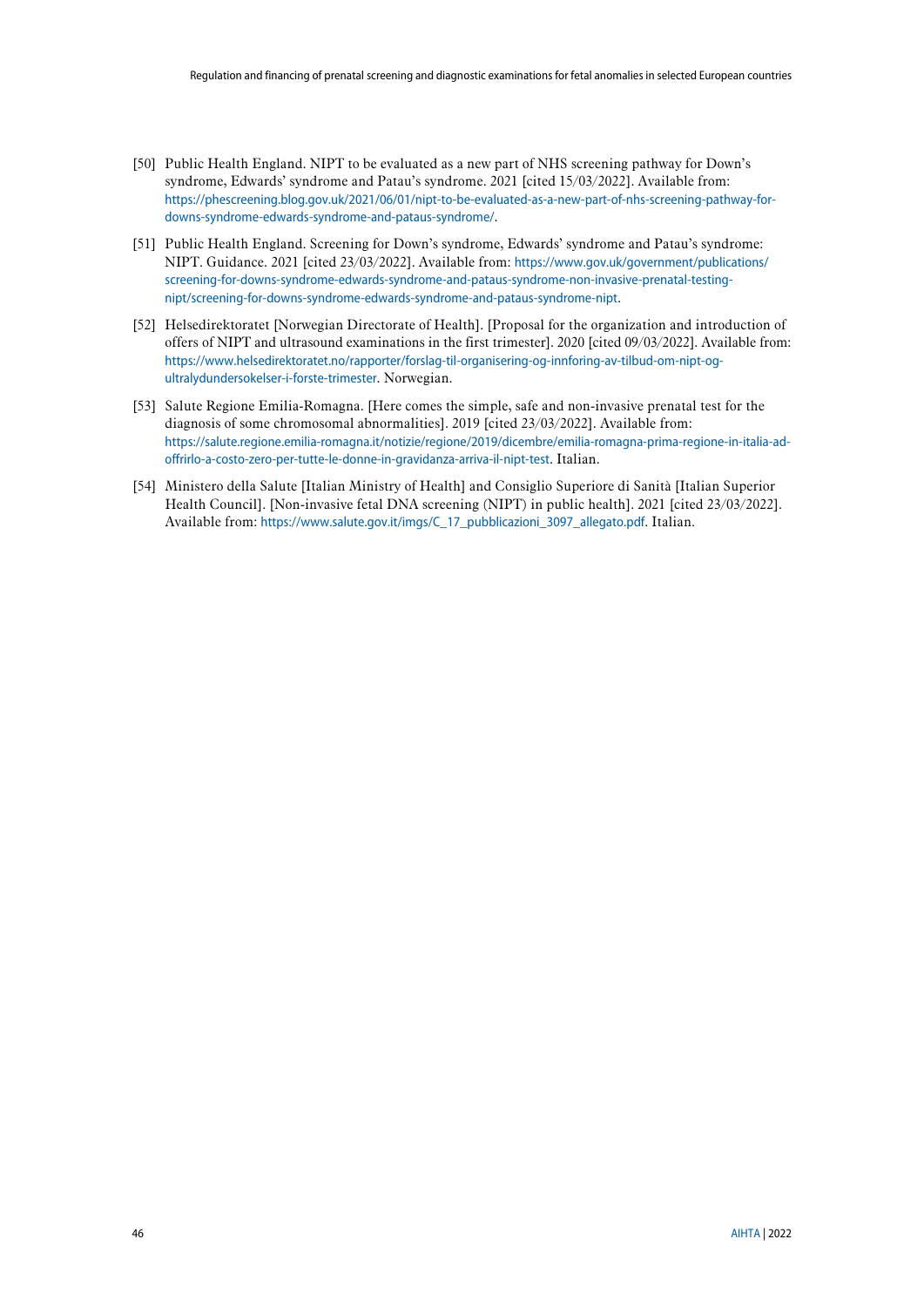[50] Public Health England. NIPT to be evaluated as a new part of NHS screening pathway for Down's syndrome, Edwards' syndrome and Patau's syndrome. 2021 [cited 15/03/2022]. Available from: https://phescreening.blog.gov.uk/2021/06/01/nipt-to-be-evaluated-as-a-new-part-of-nhs-screening-pathway-for-downs-syndrome-edwards-syndrome-and-pataus-syndrome/.

[51] Public Health England. Screening for Down's syndrome, Edwards' syndrome and Patau's syndrome: NIPT. Guidance. 2021 [cited 23/03/2022]. Available from: https://www.gov.uk/government/publications/screening-for-downs-syndrome-edwards-syndrome-and-pataus-syndrome-non-invasive-prenatal-testing-nipt/screening-for-downs-syndrome-edwards-syndrome-and-pataus-syndrome-nipt.

[52] Helsedirektoratet [Norwegian Directorate of Health]. [Proposal for the organization and introduction of offers of NIPT and ultrasound examinations in the first trimester]. 2020 [cited 09/03/2022]. Available from: https://www.helsedirektoratet.no/rapporter/forslag-til-organisering-og-innforing-av-tilbud-om-nipt-og-ultralydundersokelser-i-forste-trimester. Norwegian.

[53] Salute Regione Emilia-Romagna. [Here comes the simple, safe and non-invasive prenatal test for the diagnosis of some chromosomal abnormalities]. 2019 [cited 23/03/2022]. Available from: https://salute.regione.emilia-romagna.it/notizie/regione/2019/dicembre/emilia-romagna-prima-regione-in-italia-ad-offrirlo-a-costo-zero-per-tutte-le-donne-in-gravidanza-arriva-il-nipt-test. Italian.

[54] Ministero della Salute [Italian Ministry of Health] and Consiglio Superiore di Sanità [Italian Superior Health Council]. [Non-invasive fetal DNA screening (NIPT) in public health]. 2021 [cited 23/03/2022]. Available from: https://www.salute.gov.it/imgs/C_17_pubblicazioni_3097_allegato.pdf. Italian.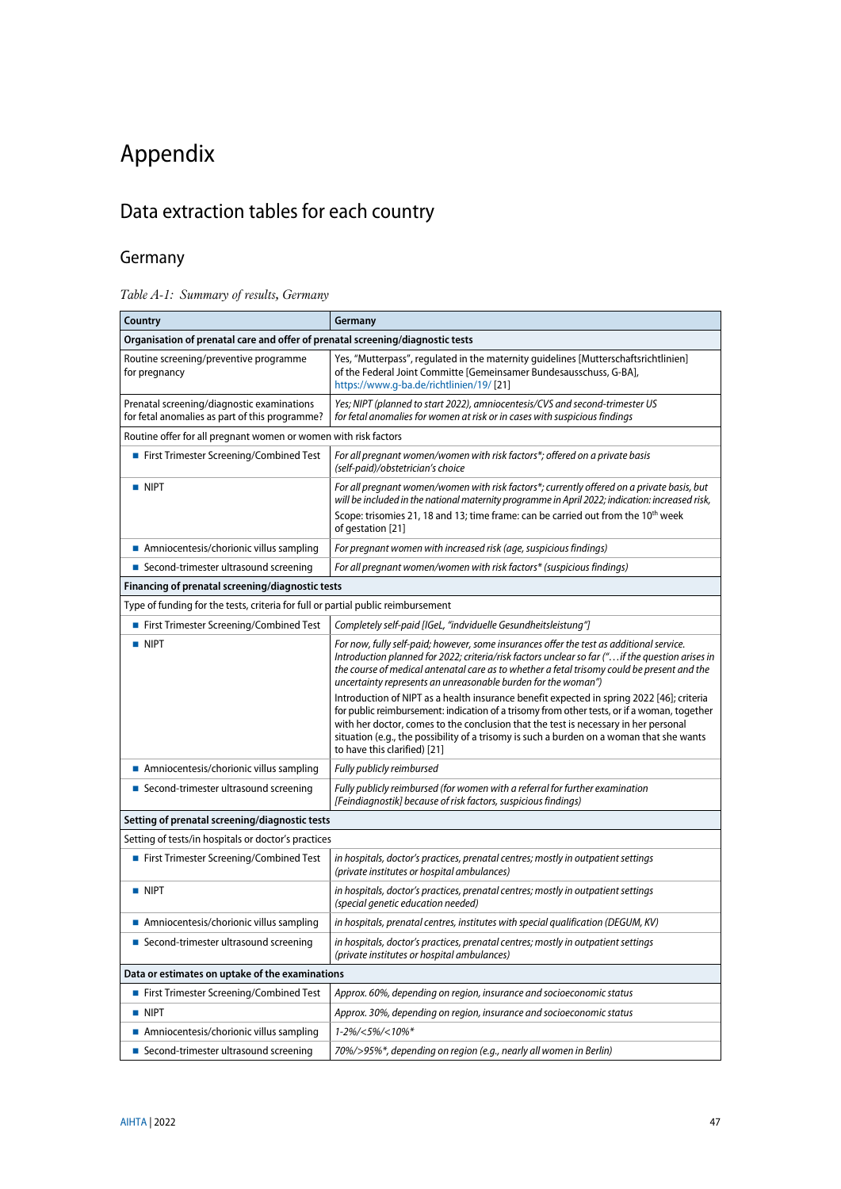# Appendix

## Data extraction tables for each country

### Germany

*Table A-1: Summary of results, Germany*

| Country | Germany |
|---|---|
| **Organisation of prenatal care and offer of prenatal screening/diagnostic tests** | |
| Routine screening/preventive programme for pregnancy | Yes, "Mutterpass", regulated in the maternity guidelines [Mutterschaftsrichtlinien] of the Federal Joint Committe [Gemeinsamer Bundesausschuss, G-BA], https://www.g-ba.de/richtlinien/19/ [21] |
| Prenatal screening/diagnostic examinations for fetal anomalies as part of this programme? | *Yes; NIPT (planned to start 2022), amniocentesis/CVS and second-trimester US for fetal anomalies for women at risk or in cases with suspicious findings* |
| Routine offer for all pregnant women or women with risk factors | |
| ■ First Trimester Screening/Combined Test | *For all pregnant women/women with risk factors\*; offered on a private basis (self-paid)/obstetrician's choice* |
| ■ NIPT | *For all pregnant women/women with risk factors\*; currently offered on a private basis, but will be included in the national maternity programme in April 2022; indication: increased risk,* Scope: trisomies 21, 18 and 13; time frame: can be carried out from the 10th week of gestation [21] |
| ■ Amniocentesis/chorionic villus sampling | *For pregnant women with increased risk (age, suspicious findings)* |
| ■ Second-trimester ultrasound screening | *For all pregnant women/women with risk factors\* (suspicious findings)* |
| **Financing of prenatal screening/diagnostic tests** | |
| Type of funding for the tests, criteria for full or partial public reimbursement | |
| ■ First Trimester Screening/Combined Test | *Completely self-paid [IGeL, "indviduelle Gesundheitsleistung"]* |
| ■ NIPT | *For now, fully self-paid; however, some insurances offer the test as additional service. Introduction planned for 2022; criteria/risk factors unclear so far ("…if the question arises in the course of medical antenatal care as to whether a fetal trisomy could be present and the uncertainty represents an unreasonable burden for the woman")* Introduction of NIPT as a health insurance benefit expected in spring 2022 [46]; criteria for public reimbursement: indication of a trisomy from other tests, or if a woman, together with her doctor, comes to the conclusion that the test is necessary in her personal situation (e.g., the possibility of a trisomy is such a burden on a woman that she wants to have this clarified) [21] |
| ■ Amniocentesis/chorionic villus sampling | *Fully publicly reimbursed* |
| ■ Second-trimester ultrasound screening | *Fully publicly reimbursed (for women with a referral for further examination [Feindiagnostik] because of risk factors, suspicious findings)* |
| **Setting of prenatal screening/diagnostic tests** | |
| Setting of tests/in hospitals or doctor's practices | |
| ■ First Trimester Screening/Combined Test | *in hospitals, doctor's practices, prenatal centres; mostly in outpatient settings (private institutes or hospital ambulances)* |
| ■ NIPT | *in hospitals, doctor's practices, prenatal centres; mostly in outpatient settings (special genetic education needed)* |
| ■ Amniocentesis/chorionic villus sampling | *in hospitals, prenatal centres, institutes with special qualification (DEGUM, KV)* |
| ■ Second-trimester ultrasound screening | *in hospitals, doctor's practices, prenatal centres; mostly in outpatient settings (private institutes or hospital ambulances)* |
| **Data or estimates on uptake of the examinations** | |
| ■ First Trimester Screening/Combined Test | *Approx. 60%, depending on region, insurance and socioeconomic status* |
| ■ NIPT | *Approx. 30%, depending on region, insurance and socioeconomic status* |
| ■ Amniocentesis/chorionic villus sampling | *1-2%/<5%/<10%\** |
| ■ Second-trimester ultrasound screening | *70%/>95%\*, depending on region (e.g., nearly all women in Berlin)* |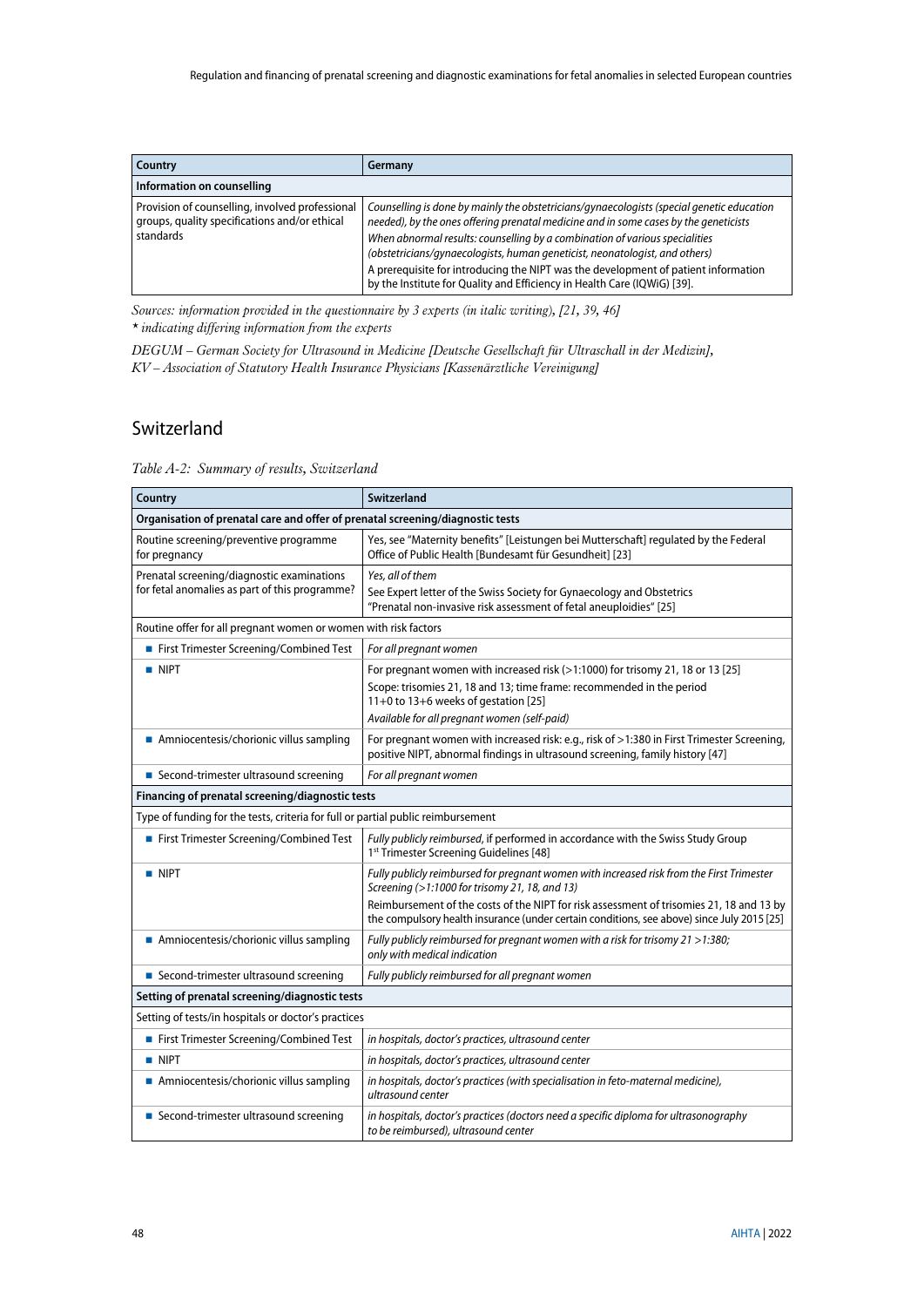| Country | Germany |
|---|---|
| **Information on counselling** | |
| Provision of counselling, involved professional groups, quality specifications and/or ethical standards | *Counselling is done by mainly the obstetricians/gynaecologists (special genetic education needed), by the ones offering prenatal medicine and in some cases by the geneticists*<br>*When abnormal results: counselling by a combination of various specialities (obstetricians/gynaecologists, human geneticist, neonatologist, and others)*<br>A prerequisite for introducing the NIPT was the development of patient information by the Institute for Quality and Efficiency in Health Care (IQWiG) [39]. |

*Sources: information provided in the questionnaire by 3 experts (in italic writing), [21, 39, 46]*
*\* indicating differing information from the experts*

*DEGUM – German Society for Ultrasound in Medicine [Deutsche Gesellschaft für Ultraschall in der Medizin], KV – Association of Statutory Health Insurance Physicians [Kassenärztliche Vereinigung]*

## Switzerland

*Table A-2: Summary of results, Switzerland*

| Country | Switzerland |
|---|---|
| **Organisation of prenatal care and offer of prenatal screening/diagnostic tests** | |
| Routine screening/preventive programme for pregnancy | Yes, see "Maternity benefits" [Leistungen bei Mutterschaft] regulated by the Federal Office of Public Health [Bundesamt für Gesundheit] [23] |
| Prenatal screening/diagnostic examinations for fetal anomalies as part of this programme? | *Yes, all of them*<br>See Expert letter of the Swiss Society for Gynaecology and Obstetrics "Prenatal non-invasive risk assessment of fetal aneuploidies" [25] |
| Routine offer for all pregnant women or women with risk factors | |
| ■ First Trimester Screening/Combined Test | *For all pregnant women* |
| ■ NIPT | For pregnant women with increased risk (>1:1000) for trisomy 21, 18 or 13 [25]<br>Scope: trisomies 21, 18 and 13; time frame: recommended in the period 11+0 to 13+6 weeks of gestation [25]<br>*Available for all pregnant women (self-paid)* |
| ■ Amniocentesis/chorionic villus sampling | For pregnant women with increased risk: e.g., risk of >1:380 in First Trimester Screening, positive NIPT, abnormal findings in ultrasound screening, family history [47] |
| ■ Second-trimester ultrasound screening | *For all pregnant women* |
| **Financing of prenatal screening/diagnostic tests** | |
| Type of funding for the tests, criteria for full or partial public reimbursement | |
| ■ First Trimester Screening/Combined Test | *Fully publicly reimbursed*, if performed in accordance with the Swiss Study Group 1st Trimester Screening Guidelines [48] |
| ■ NIPT | *Fully publicly reimbursed for pregnant women with increased risk from the First Trimester Screening (>1:1000 for trisomy 21, 18, and 13)*<br>Reimbursement of the costs of the NIPT for risk assessment of trisomies 21, 18 and 13 by the compulsory health insurance (under certain conditions, see above) since July 2015 [25] |
| ■ Amniocentesis/chorionic villus sampling | *Fully publicly reimbursed for pregnant women with a risk for trisomy 21 >1:380; only with medical indication* |
| ■ Second-trimester ultrasound screening | *Fully publicly reimbursed for all pregnant women* |
| **Setting of prenatal screening/diagnostic tests** | |
| Setting of tests/in hospitals or doctor's practices | |
| ■ First Trimester Screening/Combined Test | *in hospitals, doctor's practices, ultrasound center* |
| ■ NIPT | *in hospitals, doctor's practices, ultrasound center* |
| ■ Amniocentesis/chorionic villus sampling | *in hospitals, doctor's practices (with specialisation in feto-maternal medicine), ultrasound center* |
| ■ Second-trimester ultrasound screening | *in hospitals, doctor's practices (doctors need a specific diploma for ultrasonography to be reimbursed), ultrasound center* |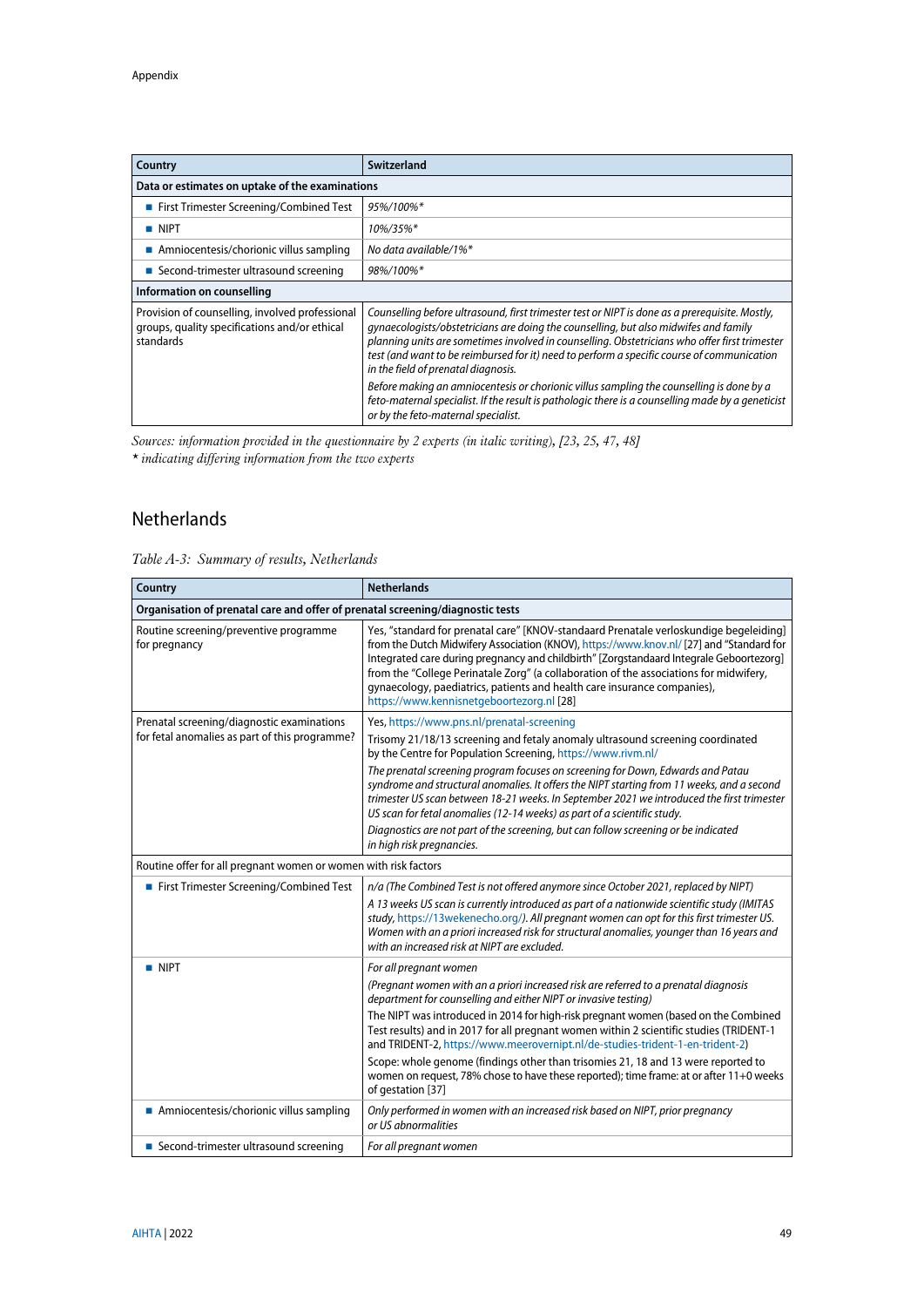| Country | Switzerland |
|---|---|
| **Data or estimates on uptake of the examinations** | |
| ■ First Trimester Screening/Combined Test | *95%/100%** |
| ■ NIPT | *10%/35%** |
| ■ Amniocentesis/chorionic villus sampling | *No data available/1%** |
| ■ Second-trimester ultrasound screening | *98%/100%** |
| **Information on counselling** | |
| Provision of counselling, involved professional groups, quality specifications and/or ethical standards | *Counselling before ultrasound, first trimester test or NIPT is done as a prerequisite. Mostly, gynaecologists/obstetricians are doing the counselling, but also midwifes and family planning units are sometimes involved in counselling. Obstetricians who offer first trimester test (and want to be reimbursed for it) need to perform a specific course of communication in the field of prenatal diagnosis.* <br> *Before making an amniocentesis or chorionic villus sampling the counselling is done by a feto-maternal specialist. If the result is pathologic there is a counselling made by a geneticist or by the feto-maternal specialist.* |

*Sources: information provided in the questionnaire by 2 experts (in italic writing), [23, 25, 47, 48]*
*\* indicating differing information from the two experts*

## Netherlands

*Table A-3: Summary of results, Netherlands*

| Country | Netherlands |
|---|---|
| **Organisation of prenatal care and offer of prenatal screening/diagnostic tests** | |
| Routine screening/preventive programme for pregnancy | Yes, "standard for prenatal care" [KNOV-standaard Prenatale verloskundige begeleiding] from the Dutch Midwifery Association (KNOV), https://www.knov.nl/ [27] and "Standard for Integrated care during pregnancy and childbirth" [Zorgstandaard Integrale Geboortezorg] from the "College Perinatale Zorg" (a collaboration of the associations for midwifery, gynaecology, paediatrics, patients and health care insurance companies), https://www.kennisnetgeboortezorg.nl [28] |
| Prenatal screening/diagnostic examinations for fetal anomalies as part of this programme? | Yes, https://www.pns.nl/prenatal-screening <br> Trisomy 21/18/13 screening and fetaly anomaly ultrasound screening coordinated by the Centre for Population Screening, https://www.rivm.nl/ <br> *The prenatal screening program focuses on screening for Down, Edwards and Patau syndrome and structural anomalies. It offers the NIPT starting from 11 weeks, and a second trimester US scan between 18-21 weeks. In September 2021 we introduced the first trimester US scan for fetal anomalies (12-14 weeks) as part of a scientific study.* <br> *Diagnostics are not part of the screening, but can follow screening or be indicated in high risk pregnancies.* |
| Routine offer for all pregnant women or women with risk factors | |
| ■ First Trimester Screening/Combined Test | *n/a (The Combined Test is not offered anymore since October 2021, replaced by NIPT)* <br> *A 13 weeks US scan is currently introduced as part of a nationwide scientific study (IMITAS study, https://13wekenecho.org/). All pregnant women can opt for this first trimester US. Women with an a priori increased risk for structural anomalies, younger than 16 years and with an increased risk at NIPT are excluded.* |
| ■ NIPT | *For all pregnant women* <br> *(Pregnant women with an a priori increased risk are referred to a prenatal diagnosis department for counselling and either NIPT or invasive testing)* <br> The NIPT was introduced in 2014 for high-risk pregnant women (based on the Combined Test results) and in 2017 for all pregnant women within 2 scientific studies (TRIDENT-1 and TRIDENT-2, https://www.meerovernipt.nl/de-studies-trident-1-en-trident-2) <br> Scope: whole genome (findings other than trisomies 21, 18 and 13 were reported to women on request, 78% chose to have these reported); time frame: at or after 11+0 weeks of gestation [37] |
| ■ Amniocentesis/chorionic villus sampling | *Only performed in women with an increased risk based on NIPT, prior pregnancy or US abnormalities* |
| ■ Second-trimester ultrasound screening | *For all pregnant women* |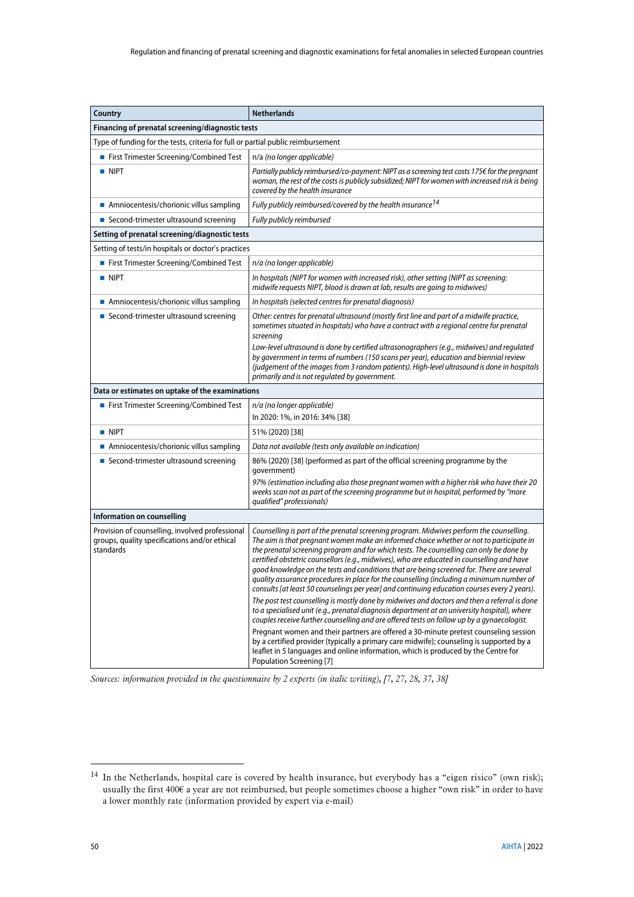| Country | Netherlands |
|---|---|
| **Financing of prenatal screening/diagnostic tests** | |
| Type of funding for the tests, criteria for full or partial public reimbursement | |
| ■ First Trimester Screening/Combined Test | n/a *(no longer applicable)* |
| ■ NIPT | *Partially publicly reimbursed/co-payment: NIPT as a screening test costs 175€ for the pregnant woman, the rest of the costs is publicly subsidized; NIPT for women with increased risk is being covered by the health insurance* |
| ■ Amniocentesis/chorionic villus sampling | *Fully publicly reimbursed/covered by the health insurance*[14] |
| ■ Second-trimester ultrasound screening | *Fully publicly reimbursed* |
| **Setting of prenatal screening/diagnostic tests** | |
| Setting of tests/in hospitals or doctor's practices | |
| ■ First Trimester Screening/Combined Test | *n/a (no longer applicable)* |
| ■ NIPT | *In hospitals (NIPT for women with increased risk), other setting (NIPT as screening: midwife requests NIPT, blood is drawn at lab, results are going to midwives)* |
| ■ Amniocentesis/chorionic villus sampling | *In hospitals (selected centres for prenatal diagnosis)* |
| ■ Second-trimester ultrasound screening | *Other: centres for prenatal ultrasound (mostly first line and part of a midwife practice, sometimes situated in hospitals) who have a contract with a regional centre for prenatal screening*<br>*Low-level ultrasound is done by certified ultrasonographers (e.g., midwives) and regulated by government in terms of numbers (150 scans per year), education and biennial review (judgement of the images from 3 random patients). High-level ultrasound is done in hospitals primarily and is not regulated by government.* |
| **Data or estimates on uptake of the examinations** | |
| ■ First Trimester Screening/Combined Test | *n/a (no longer applicable)*<br>In 2020: 1%, in 2016: 34% [38] |
| ■ NIPT | 51% (2020) [38] |
| ■ Amniocentesis/chorionic villus sampling | *Data not available (tests only available on indication)* |
| ■ Second-trimester ultrasound screening | 86% (2020) [38] (performed as part of the official screening programme by the government)<br>*97% (estimation including also those pregnant women with a higher risk who have their 20 weeks scan not as part of the screening programme but in hospital, performed by "more qualified" professionals)* |
| **Information on counselling** | |
| Provision of counselling, involved professional groups, quality specifications and/or ethical standards | *Counselling is part of the prenatal screening program. Midwives perform the counselling. The aim is that pregnant women make an informed choice whether or not to participate in the prenatal screening program and for which tests. The counselling can only be done by certified obstetric counsellors (e.g., midwives), who are educated in counselling and have good knowledge on the tests and conditions that are being screened for. There are several quality assurance procedures in place for the counselling (including a minimum number of consults [at least 50 counselings per year] and continuing education courses every 2 years).*<br>*The post test counselling is mostly done by midwives and doctors and then a referral is done to a specialised unit (e.g., prenatal diagnosis department at an university hospital), where couples receive further counselling and are offered tests on follow up by a gynaecologist.*<br>Pregnant women and their partners are offered a 30-minute pretest counseling session by a certified provider (typically a primary care midwife); counseling is supported by a leaflet in 5 languages and online information, which is produced by the Centre for Population Screening [7] |

*Sources: information provided in the questionnaire by 2 experts (in italic writing), [7, 27, 28, 37, 38]*

[14] In the Netherlands, hospital care is covered by health insurance, but everybody has a "eigen risico" (own risk); usually the first 400€ a year are not reimbursed, but people sometimes choose a higher "own risk" in order to have a lower monthly rate (information provided by expert via e-mail)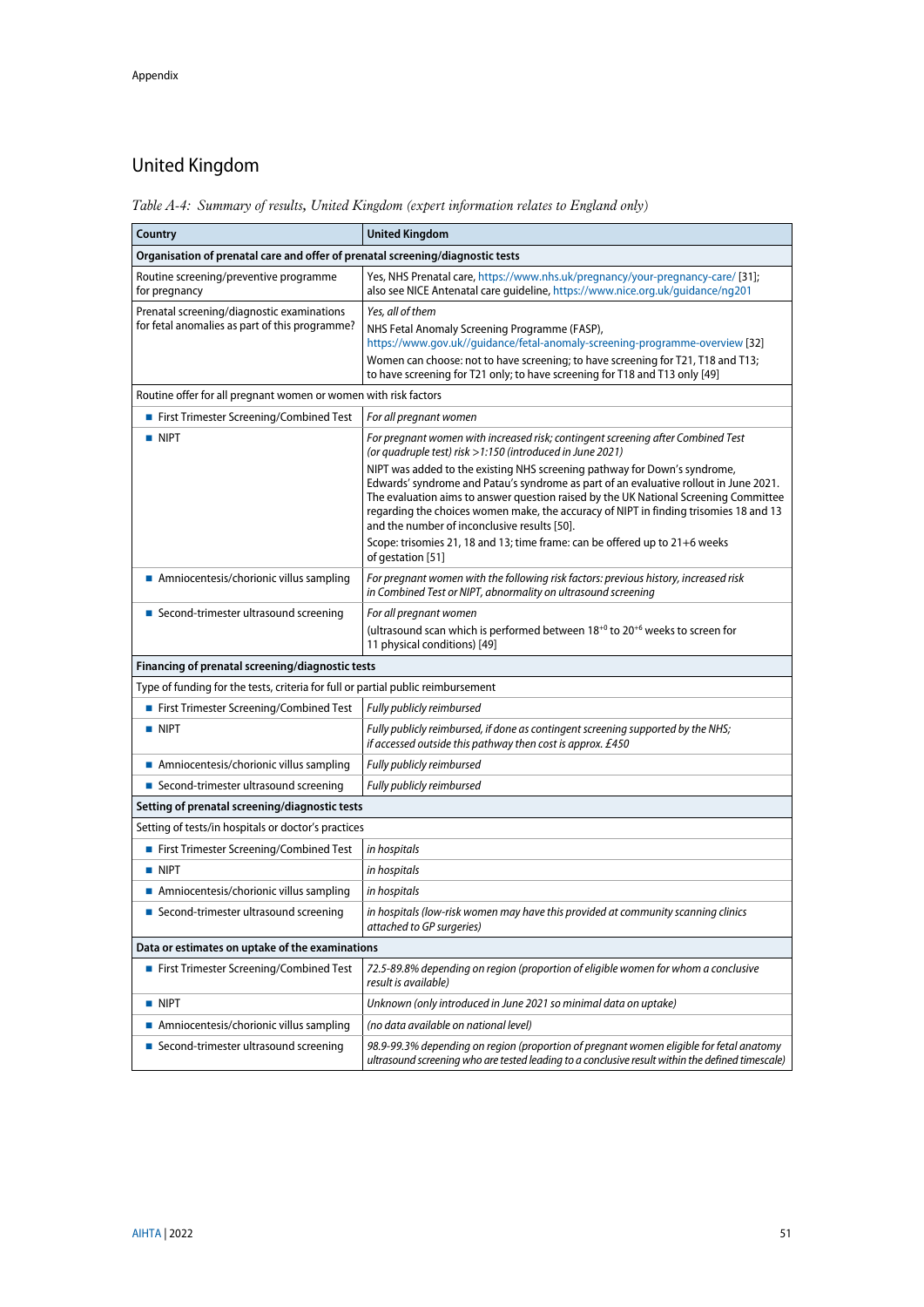## United Kingdom

*Table A-4: Summary of results, United Kingdom (expert information relates to England only)*

| Country | United Kingdom |
|---|---|
| **Organisation of prenatal care and offer of prenatal screening/diagnostic tests** | |
| Routine screening/preventive programme for pregnancy | Yes, NHS Prenatal care, https://www.nhs.uk/pregnancy/your-pregnancy-care/ [31]; also see NICE Antenatal care guideline, https://www.nice.org.uk/guidance/ng201 |
| Prenatal screening/diagnostic examinations for fetal anomalies as part of this programme? | *Yes, all of them*<br>NHS Fetal Anomaly Screening Programme (FASP), https://www.gov.uk//guidance/fetal-anomaly-screening-programme-overview [32]<br>Women can choose: not to have screening; to have screening for T21, T18 and T13; to have screening for T21 only; to have screening for T18 and T13 only [49] |
| Routine offer for all pregnant women or women with risk factors | |
| ■ First Trimester Screening/Combined Test | *For all pregnant women* |
| ■ NIPT | *For pregnant women with increased risk; contingent screening after Combined Test (or quadruple test) risk >1:150 (introduced in June 2021)*<br>NIPT was added to the existing NHS screening pathway for Down's syndrome, Edwards' syndrome and Patau's syndrome as part of an evaluative rollout in June 2021. The evaluation aims to answer question raised by the UK National Screening Committee regarding the choices women make, the accuracy of NIPT in finding trisomies 18 and 13 and the number of inconclusive results [50].<br>Scope: trisomies 21, 18 and 13; time frame: can be offered up to 21+6 weeks of gestation [51] |
| ■ Amniocentesis/chorionic villus sampling | *For pregnant women with the following risk factors: previous history, increased risk in Combined Test or NIPT, abnormality on ultrasound screening* |
| ■ Second-trimester ultrasound screening | *For all pregnant women*<br>(ultrasound scan which is performed between $18^{+0}$ to $20^{+6}$ weeks to screen for 11 physical conditions) [49] |
| **Financing of prenatal screening/diagnostic tests** | |
| Type of funding for the tests, criteria for full or partial public reimbursement | |
| ■ First Trimester Screening/Combined Test | *Fully publicly reimbursed* |
| ■ NIPT | *Fully publicly reimbursed, if done as contingent screening supported by the NHS; if accessed outside this pathway then cost is approx. £450* |
| ■ Amniocentesis/chorionic villus sampling | *Fully publicly reimbursed* |
| ■ Second-trimester ultrasound screening | *Fully publicly reimbursed* |
| **Setting of prenatal screening/diagnostic tests** | |
| Setting of tests/in hospitals or doctor's practices | |
| ■ First Trimester Screening/Combined Test | *in hospitals* |
| ■ NIPT | *in hospitals* |
| ■ Amniocentesis/chorionic villus sampling | *in hospitals* |
| ■ Second-trimester ultrasound screening | *in hospitals (low-risk women may have this provided at community scanning clinics attached to GP surgeries)* |
| **Data or estimates on uptake of the examinations** | |
| ■ First Trimester Screening/Combined Test | *72.5-89.8% depending on region (proportion of eligible women for whom a conclusive result is available)* |
| ■ NIPT | *Unknown (only introduced in June 2021 so minimal data on uptake)* |
| ■ Amniocentesis/chorionic villus sampling | *(no data available on national level)* |
| ■ Second-trimester ultrasound screening | *98.9-99.3% depending on region (proportion of pregnant women eligible for fetal anatomy ultrasound screening who are tested leading to a conclusive result within the defined timescale)* |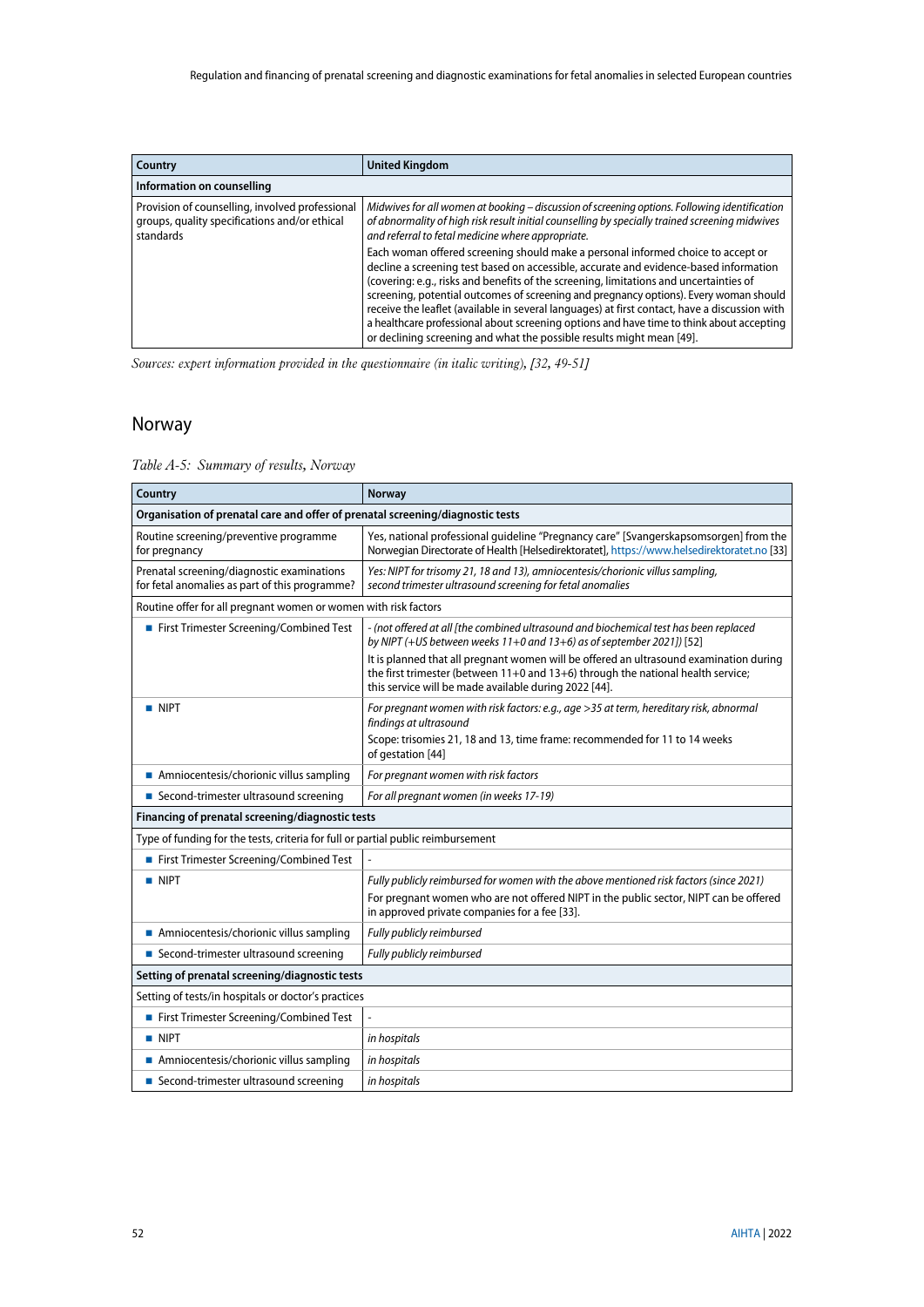| Country | United Kingdom |
|---|---|
| **Information on counselling** | |
| Provision of counselling, involved professional groups, quality specifications and/or ethical standards | *Midwives for all women at booking – discussion of screening options. Following identification of abnormality of high risk result initial counselling by specially trained screening midwives and referral to fetal medicine where appropriate.* Each woman offered screening should make a personal informed choice to accept or decline a screening test based on accessible, accurate and evidence-based information (covering: e.g., risks and benefits of the screening, limitations and uncertainties of screening, potential outcomes of screening and pregnancy options). Every woman should receive the leaflet (available in several languages) at first contact, have a discussion with a healthcare professional about screening options and have time to think about accepting or declining screening and what the possible results might mean [49]. |

*Sources: expert information provided in the questionnaire (in italic writing), [32, 49-51]*

## Norway

*Table A-5: Summary of results, Norway*

| Country | Norway |
|---|---|
| **Organisation of prenatal care and offer of prenatal screening/diagnostic tests** | |
| Routine screening/preventive programme for pregnancy | Yes, national professional guideline "Pregnancy care" [Svangerskapsomsorgen] from the Norwegian Directorate of Health [Helsedirektoratet], https://www.helsedirektoratet.no [33] |
| Prenatal screening/diagnostic examinations for fetal anomalies as part of this programme? | *Yes: NIPT for trisomy 21, 18 and 13), amniocentesis/chorionic villus sampling, second trimester ultrasound screening for fetal anomalies* |
| Routine offer for all pregnant women or women with risk factors | |
| ■ First Trimester Screening/Combined Test | *- (not offered at all [the combined ultrasound and biochemical test has been replaced by NIPT (+US between weeks 11+0 and 13+6) as of september 2021])* [52] It is planned that all pregnant women will be offered an ultrasound examination during the first trimester (between 11+0 and 13+6) through the national health service; this service will be made available during 2022 [44]. |
| ■ NIPT | *For pregnant women with risk factors: e.g., age >35 at term, hereditary risk, abnormal findings at ultrasound* Scope: trisomies 21, 18 and 13, time frame: recommended for 11 to 14 weeks of gestation [44] |
| ■ Amniocentesis/chorionic villus sampling | *For pregnant women with risk factors* |
| ■ Second-trimester ultrasound screening | *For all pregnant women (in weeks 17-19)* |
| **Financing of prenatal screening/diagnostic tests** | |
| Type of funding for the tests, criteria for full or partial public reimbursement | |
| ■ First Trimester Screening/Combined Test | - |
| ■ NIPT | *Fully publicly reimbursed for women with the above mentioned risk factors (since 2021)* For pregnant women who are not offered NIPT in the public sector, NIPT can be offered in approved private companies for a fee [33]. |
| ■ Amniocentesis/chorionic villus sampling | *Fully publicly reimbursed* |
| ■ Second-trimester ultrasound screening | *Fully publicly reimbursed* |
| **Setting of prenatal screening/diagnostic tests** | |
| Setting of tests/in hospitals or doctor's practices | |
| ■ First Trimester Screening/Combined Test | - |
| ■ NIPT | *in hospitals* |
| ■ Amniocentesis/chorionic villus sampling | *in hospitals* |
| ■ Second-trimester ultrasound screening | *in hospitals* |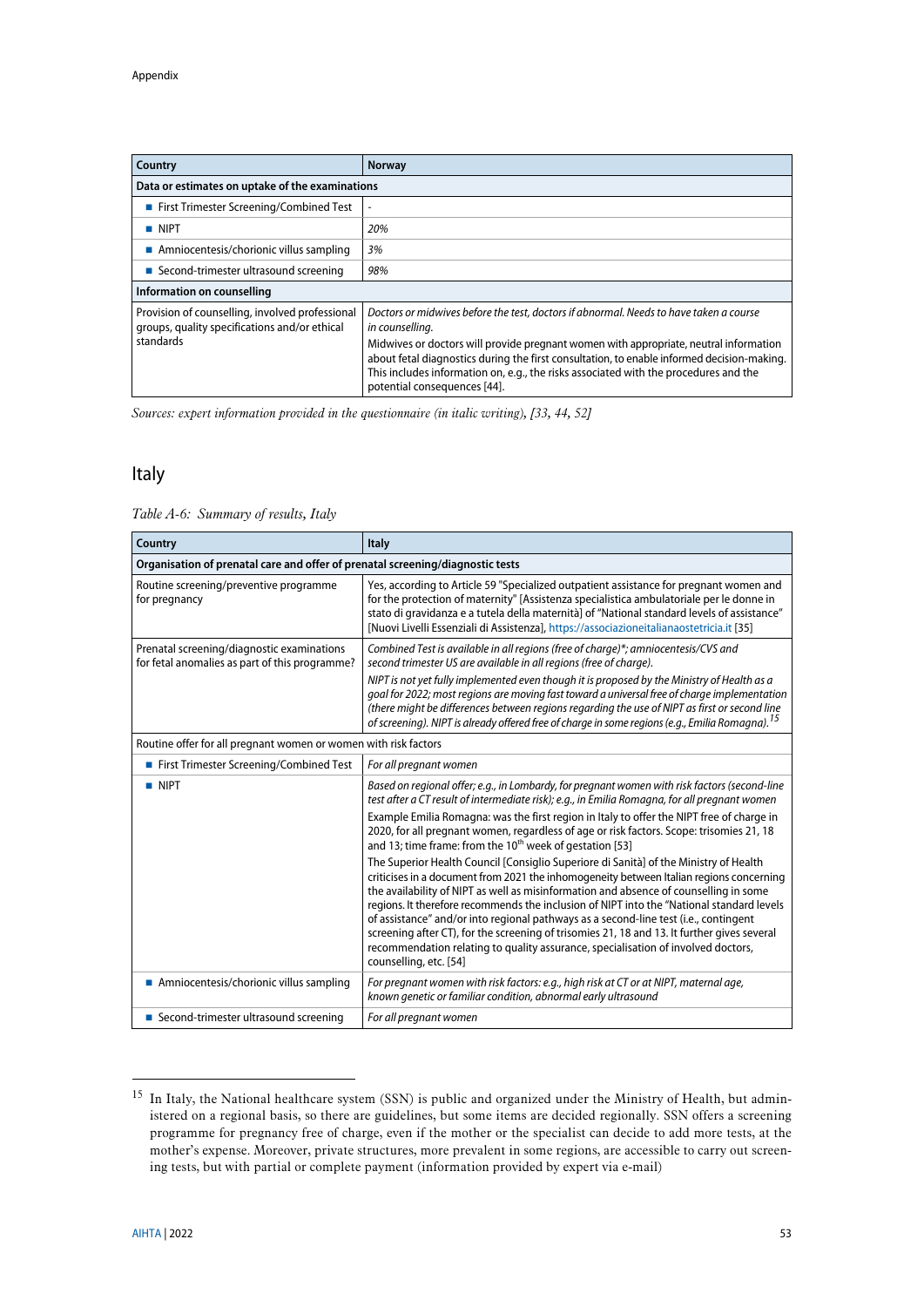| Country | Norway |
|---|---|
| **Data or estimates on uptake of the examinations** | |
| ■ First Trimester Screening/Combined Test | - |
| ■ NIPT | *20%* |
| ■ Amniocentesis/chorionic villus sampling | *3%* |
| ■ Second-trimester ultrasound screening | *98%* |
| **Information on counselling** | |
| Provision of counselling, involved professional groups, quality specifications and/or ethical standards | *Doctors or midwives before the test, doctors if abnormal. Needs to have taken a course in counselling.*<br>Midwives or doctors will provide pregnant women with appropriate, neutral information about fetal diagnostics during the first consultation, to enable informed decision-making. This includes information on, e.g., the risks associated with the procedures and the potential consequences [44]. |

*Sources: expert information provided in the questionnaire (in italic writing), [33, 44, 52]*

## Italy

*Table A-6: Summary of results, Italy*

| Country | Italy |
|---|---|
| **Organisation of prenatal care and offer of prenatal screening/diagnostic tests** | |
| Routine screening/preventive programme for pregnancy | Yes, according to Article 59 "Specialized outpatient assistance for pregnant women and for the protection of maternity" [Assistenza specialistica ambulatoriale per le donne in stato di gravidanza e a tutela della maternità] of "National standard levels of assistance" [Nuovi Livelli Essenziali di Assistenza], https://associazioneitalianaostetricia.it [35] |
| Prenatal screening/diagnostic examinations for fetal anomalies as part of this programme? | *Combined Test is available in all regions (free of charge)\*; amniocentesis/CVS and second trimester US are available in all regions (free of charge).*<br>*NIPT is not yet fully implemented even though it is proposed by the Ministry of Health as a goal for 2022; most regions are moving fast toward a universal free of charge implementation (there might be differences between regions regarding the use of NIPT as first or second line of screening). NIPT is already offered free of charge in some regions (e.g., Emilia Romagna).*[15] |
| Routine offer for all pregnant women or women with risk factors | |
| ■ First Trimester Screening/Combined Test | *For all pregnant women* |
| ■ NIPT | *Based on regional offer; e.g., in Lombardy, for pregnant women with risk factors (second-line test after a CT result of intermediate risk); e.g., in Emilia Romagna, for all pregnant women*<br>Example Emilia Romagna: was the first region in Italy to offer the NIPT free of charge in 2020, for all pregnant women, regardless of age or risk factors. Scope: trisomies 21, 18 and 13; time frame: from the 10th week of gestation [53]<br>The Superior Health Council [Consiglio Superiore di Sanità] of the Ministry of Health criticises in a document from 2021 the inhomogeneity between Italian regions concerning the availability of NIPT as well as misinformation and absence of counselling in some regions. It therefore recommends the inclusion of NIPT into the "National standard levels of assistance" and/or into regional pathways as a second-line test (i.e., contingent screening after CT), for the screening of trisomies 21, 18 and 13. It further gives several recommendation relating to quality assurance, specialisation of involved doctors, counselling, etc. [54] |
| ■ Amniocentesis/chorionic villus sampling | *For pregnant women with risk factors: e.g., high risk at CT or at NIPT, maternal age, known genetic or familiar condition, abnormal early ultrasound* |
| ■ Second-trimester ultrasound screening | *For all pregnant women* |

[15] In Italy, the National healthcare system (SSN) is public and organized under the Ministry of Health, but administered on a regional basis, so there are guidelines, but some items are decided regionally. SSN offers a screening programme for pregnancy free of charge, even if the mother or the specialist can decide to add more tests, at the mother's expense. Moreover, private structures, more prevalent in some regions, are accessible to carry out screening tests, but with partial or complete payment (information provided by expert via e-mail)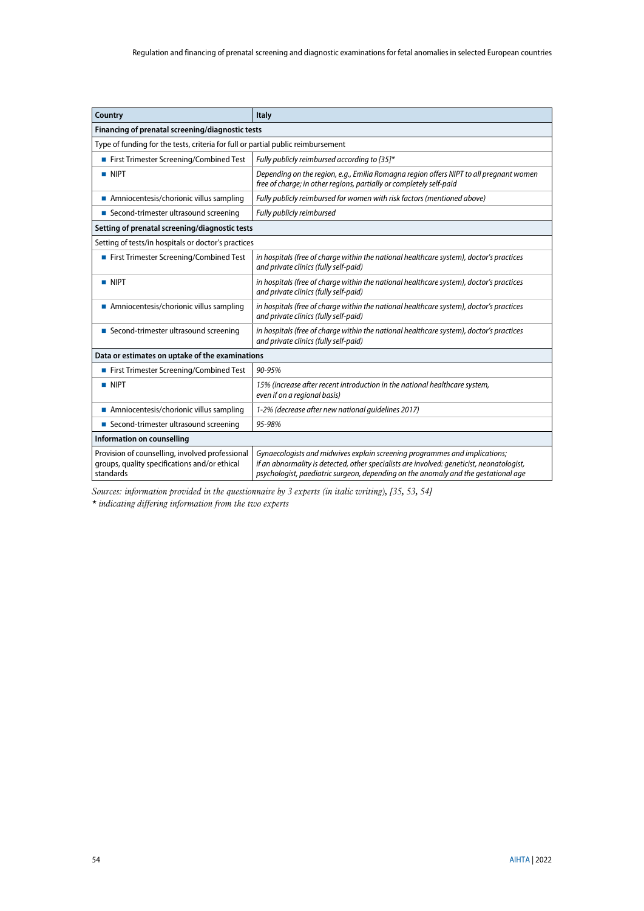| Country | Italy |
|---|---|
| **Financing of prenatal screening/diagnostic tests** | |
| Type of funding for the tests, criteria for full or partial public reimbursement | |
| ■ First Trimester Screening/Combined Test | *Fully publicly reimbursed according to [35]** |
| ■ NIPT | *Depending on the region, e.g., Emilia Romagna region offers NIPT to all pregnant women free of charge; in other regions, partially or completely self-paid* |
| ■ Amniocentesis/chorionic villus sampling | *Fully publicly reimbursed for women with risk factors (mentioned above)* |
| ■ Second-trimester ultrasound screening | *Fully publicly reimbursed* |
| **Setting of prenatal screening/diagnostic tests** | |
| Setting of tests/in hospitals or doctor's practices | |
| ■ First Trimester Screening/Combined Test | *in hospitals (free of charge within the national healthcare system), doctor's practices and private clinics (fully self-paid)* |
| ■ NIPT | *in hospitals (free of charge within the national healthcare system), doctor's practices and private clinics (fully self-paid)* |
| ■ Amniocentesis/chorionic villus sampling | *in hospitals (free of charge within the national healthcare system), doctor's practices and private clinics (fully self-paid)* |
| ■ Second-trimester ultrasound screening | *in hospitals (free of charge within the national healthcare system), doctor's practices and private clinics (fully self-paid)* |
| **Data or estimates on uptake of the examinations** | |
| ■ First Trimester Screening/Combined Test | *90-95%* |
| ■ NIPT | *15% (increase after recent introduction in the national healthcare system, even if on a regional basis)* |
| ■ Amniocentesis/chorionic villus sampling | *1-2% (decrease after new national guidelines 2017)* |
| ■ Second-trimester ultrasound screening | *95-98%* |
| **Information on counselling** | |
| Provision of counselling, involved professional groups, quality specifications and/or ethical standards | *Gynaecologists and midwives explain screening programmes and implications; if an abnormality is detected, other specialists are involved: geneticist, neonatologist, psychologist, paediatric surgeon, depending on the anomaly and the gestational age* |

*Sources: information provided in the questionnaire by 3 experts (in italic writing), [35, 53, 54]*
*\* indicating differing information from the two experts*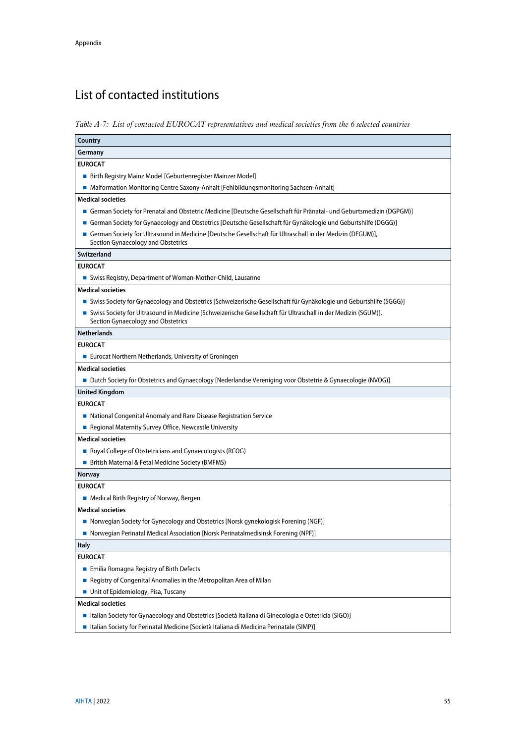## List of contacted institutions

*Table A-7: List of contacted EUROCAT representatives and medical societies from the 6 selected countries*

| Country |
|---|
| **Germany** |
| **EUROCAT** |
| ■ Birth Registry Mainz Model [Geburtenregister Mainzer Model]<br>■ Malformation Monitoring Centre Saxony-Anhalt [Fehlbildungsmonitoring Sachsen-Anhalt] |
| **Medical societies** |
| ■ German Society for Prenatal and Obstetric Medicine [Deutsche Gesellschaft für Pränatal- und Geburtsmedizin (DGPGM)]<br>■ German Society for Gynaecology and Obstetrics [Deutsche Gesellschaft für Gynäkologie und Geburtshilfe (DGGG)]<br>■ German Society for Ultrasound in Medicine [Deutsche Gesellschaft für Ultraschall in der Medizin (DEGUM)], Section Gynaecology and Obstetrics |
| **Switzerland** |
| **EUROCAT** |
| ■ Swiss Registry, Department of Woman-Mother-Child, Lausanne |
| **Medical societies** |
| ■ Swiss Society for Gynaecology and Obstetrics [Schweizerische Gesellschaft für Gynäkologie und Geburtshilfe (SGGG)]<br>■ Swiss Society for Ultrasound in Medicine [Schweizerische Gesellschaft für Ultraschall in der Medizin (SGUM)], Section Gynaecology and Obstetrics |
| **Netherlands** |
| **EUROCAT** |
| ■ Eurocat Northern Netherlands, University of Groningen |
| **Medical societies** |
| ■ Dutch Society for Obstetrics and Gynaecology [Nederlandse Vereniging voor Obstetrie & Gynaecologie (NVOG)] |
| **United Kingdom** |
| **EUROCAT** |
| ■ National Congenital Anomaly and Rare Disease Registration Service<br>■ Regional Maternity Survey Office, Newcastle University |
| **Medical societies** |
| ■ Royal College of Obstetricians and Gynaecologists (RCOG)<br>■ British Maternal & Fetal Medicine Society (BMFMS) |
| **Norway** |
| **EUROCAT** |
| ■ Medical Birth Registry of Norway, Bergen |
| **Medical societies** |
| ■ Norwegian Society for Gynecology and Obstetrics [Norsk gynekologisk Forening (NGF)]<br>■ Norwegian Perinatal Medical Association [Norsk Perinatalmedisinsk Forening (NPF)] |
| **Italy** |
| **EUROCAT** |
| ■ Emilia Romagna Registry of Birth Defects<br>■ Registry of Congenital Anomalies in the Metropolitan Area of Milan<br>■ Unit of Epidemiology, Pisa, Tuscany |
| **Medical societies** |
| ■ Italian Society for Gynaecology and Obstetrics [Società Italiana di Ginecologia e Ostetricia (SIGO)]<br>■ Italian Society for Perinatal Medicine [Società Italiana di Medicina Perinatale (SIMP)] |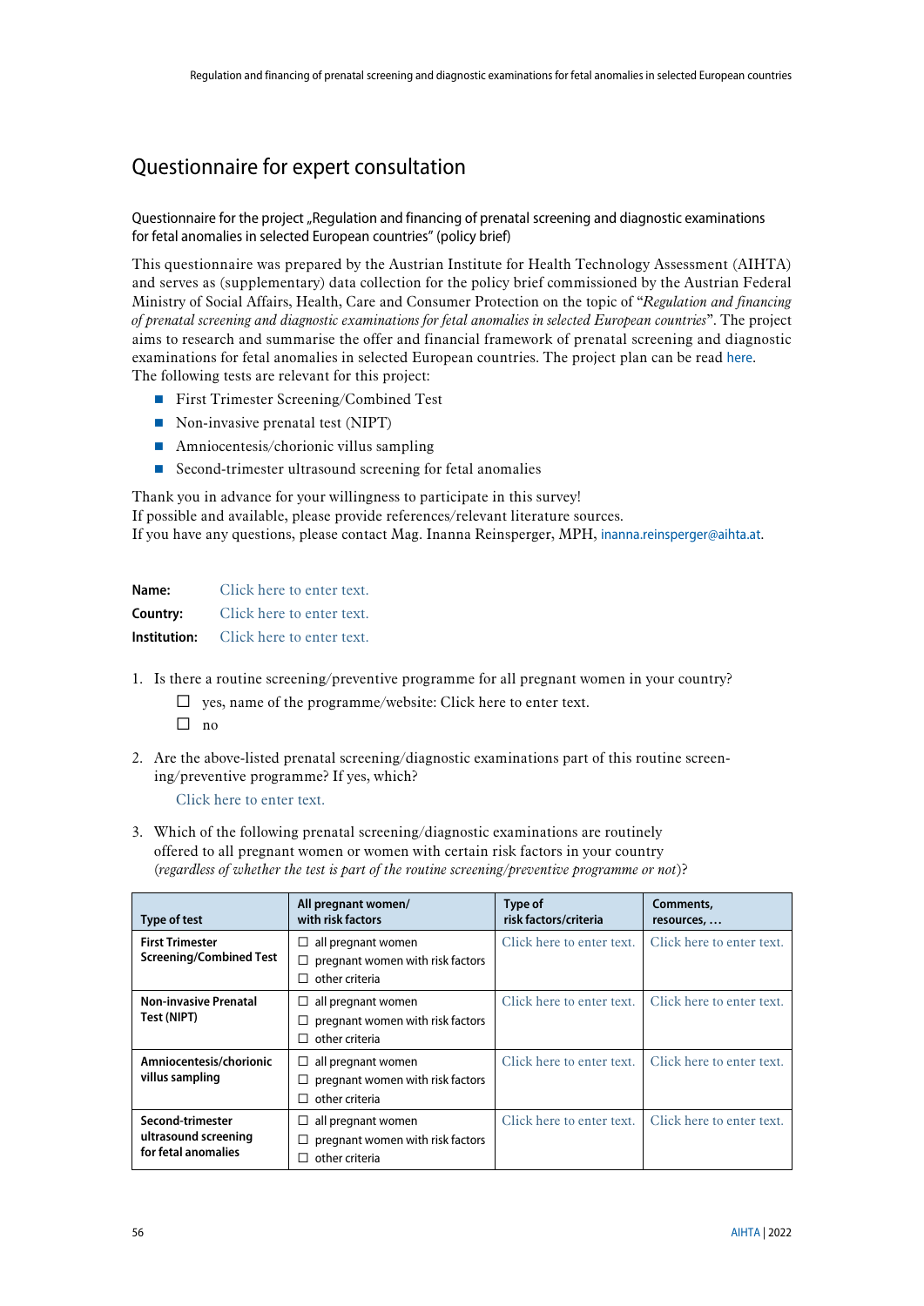# Questionnaire for expert consultation

Questionnaire for the project „Regulation and financing of prenatal screening and diagnostic examinations for fetal anomalies in selected European countries" (policy brief)

This questionnaire was prepared by the Austrian Institute for Health Technology Assessment (AIHTA) and serves as (supplementary) data collection for the policy brief commissioned by the Austrian Federal Ministry of Social Affairs, Health, Care and Consumer Protection on the topic of "*Regulation and financing of prenatal screening and diagnostic examinations for fetal anomalies in selected European countries*". The project aims to research and summarise the offer and financial framework of prenatal screening and diagnostic examinations for fetal anomalies in selected European countries. The project plan can be read here.
The following tests are relevant for this project:

- First Trimester Screening/Combined Test
- Non-invasive prenatal test (NIPT)
- Amniocentesis/chorionic villus sampling
- Second-trimester ultrasound screening for fetal anomalies

Thank you in advance for your willingness to participate in this survey!
If possible and available, please provide references/relevant literature sources.
If you have any questions, please contact Mag. Inanna Reinsperger, MPH, inanna.reinsperger@aihta.at.

**Name:** Click here to enter text.
**Country:** Click here to enter text.
**Institution:** Click here to enter text.

1. Is there a routine screening/preventive programme for all pregnant women in your country?
   - ☐ yes, name of the programme/website: Click here to enter text.
   - ☐ no

2. Are the above-listed prenatal screening/diagnostic examinations part of this routine screening/preventive programme? If yes, which?

   Click here to enter text.

3. Which of the following prenatal screening/diagnostic examinations are routinely offered to all pregnant women or women with certain risk factors in your country (*regardless of whether the test is part of the routine screening/preventive programme or not*)?

| Type of test | All pregnant women/ with risk factors | Type of risk factors/criteria | Comments, resources, … |
|---|---|---|---|
| **First Trimester Screening/Combined Test** | ☐ all pregnant women<br>☐ pregnant women with risk factors<br>☐ other criteria | Click here to enter text. | Click here to enter text. |
| **Non-invasive Prenatal Test (NIPT)** | ☐ all pregnant women<br>☐ pregnant women with risk factors<br>☐ other criteria | Click here to enter text. | Click here to enter text. |
| **Amniocentesis/chorionic villus sampling** | ☐ all pregnant women<br>☐ pregnant women with risk factors<br>☐ other criteria | Click here to enter text. | Click here to enter text. |
| **Second-trimester ultrasound screening for fetal anomalies** | ☐ all pregnant women<br>☐ pregnant women with risk factors<br>☐ other criteria | Click here to enter text. | Click here to enter text. |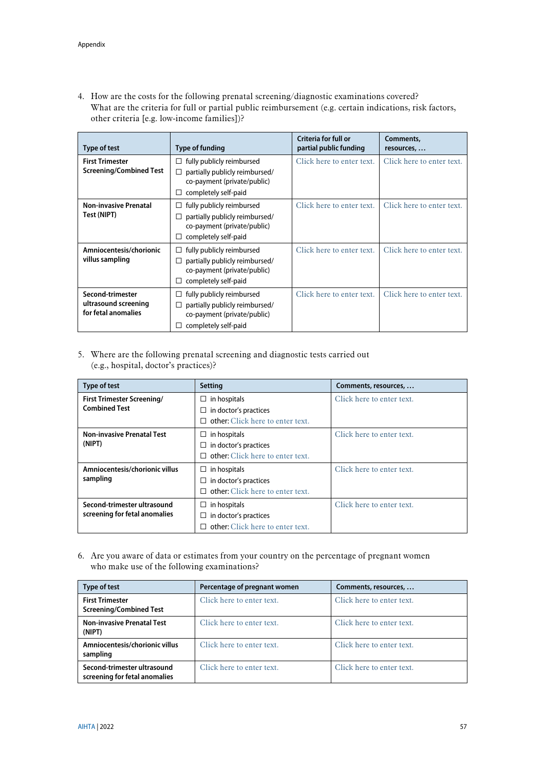4. How are the costs for the following prenatal screening/diagnostic examinations covered? What are the criteria for full or partial public reimbursement (e.g. certain indications, risk factors, other criteria [e.g. low-income families])?

| Type of test | Type of funding | Criteria for full or partial public funding | Comments, resources, … |
|---|---|---|---|
| **First Trimester Screening/Combined Test** | ☐ fully publicly reimbursed<br>☐ partially publicly reimbursed/ co-payment (private/public)<br>☐ completely self-paid | Click here to enter text. | Click here to enter text. |
| **Non-invasive Prenatal Test (NIPT)** | ☐ fully publicly reimbursed<br>☐ partially publicly reimbursed/ co-payment (private/public)<br>☐ completely self-paid | Click here to enter text. | Click here to enter text. |
| **Amniocentesis/chorionic villus sampling** | ☐ fully publicly reimbursed<br>☐ partially publicly reimbursed/ co-payment (private/public)<br>☐ completely self-paid | Click here to enter text. | Click here to enter text. |
| **Second-trimester ultrasound screening for fetal anomalies** | ☐ fully publicly reimbursed<br>☐ partially publicly reimbursed/ co-payment (private/public)<br>☐ completely self-paid | Click here to enter text. | Click here to enter text. |

5. Where are the following prenatal screening and diagnostic tests carried out (e.g., hospital, doctor's practices)?

| Type of test | Setting | Comments, resources, … |
|---|---|---|
| **First Trimester Screening/ Combined Test** | ☐ in hospitals<br>☐ in doctor's practices<br>☐ other: Click here to enter text. | Click here to enter text. |
| **Non-invasive Prenatal Test (NIPT)** | ☐ in hospitals<br>☐ in doctor's practices<br>☐ other: Click here to enter text. | Click here to enter text. |
| **Amniocentesis/chorionic villus sampling** | ☐ in hospitals<br>☐ in doctor's practices<br>☐ other: Click here to enter text. | Click here to enter text. |
| **Second-trimester ultrasound screening for fetal anomalies** | ☐ in hospitals<br>☐ in doctor's practices<br>☐ other: Click here to enter text. | Click here to enter text. |

6. Are you aware of data or estimates from your country on the percentage of pregnant women who make use of the following examinations?

| Type of test | Percentage of pregnant women | Comments, resources, … |
|---|---|---|
| **First Trimester Screening/Combined Test** | Click here to enter text. | Click here to enter text. |
| **Non-invasive Prenatal Test (NIPT)** | Click here to enter text. | Click here to enter text. |
| **Amniocentesis/chorionic villus sampling** | Click here to enter text. | Click here to enter text. |
| **Second-trimester ultrasound screening for fetal anomalies** | Click here to enter text. | Click here to enter text. |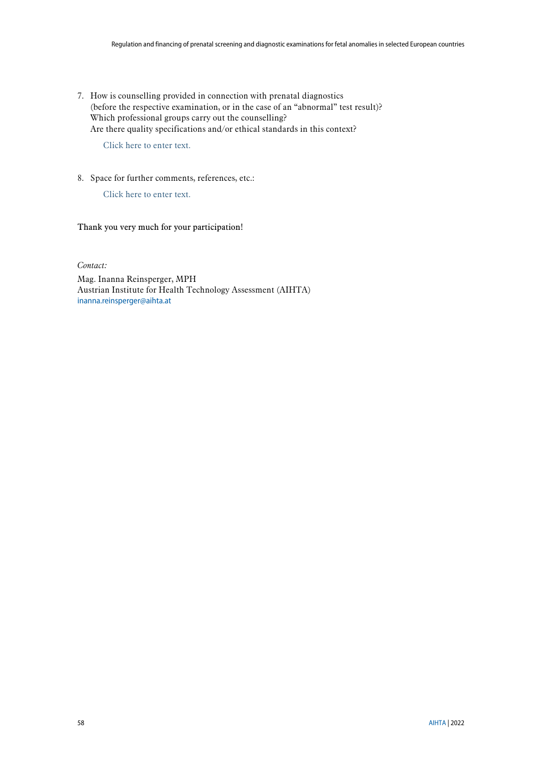7. How is counselling provided in connection with prenatal diagnostics (before the respective examination, or in the case of an "abnormal" test result)? Which professional groups carry out the counselling? Are there quality specifications and/or ethical standards in this context?

   Click here to enter text.

8. Space for further comments, references, etc.:

   Click here to enter text.

Thank you very much for your participation!

*Contact:*

Mag. Inanna Reinsperger, MPH
Austrian Institute for Health Technology Assessment (AIHTA)
inanna.reinsperger@aihta.at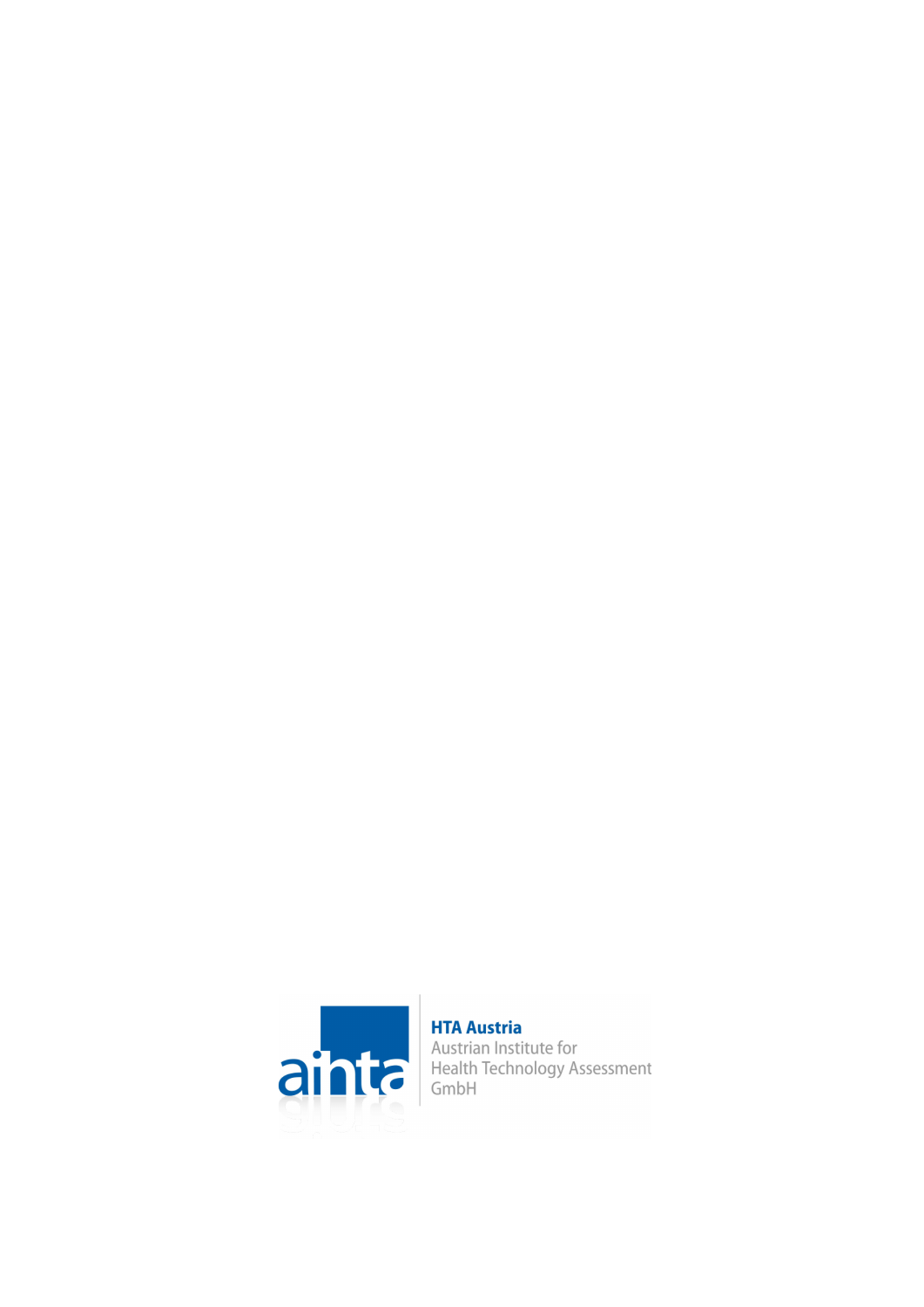aihta

**HTA Austria**
Austrian Institute for
Health Technology Assessment
GmbH